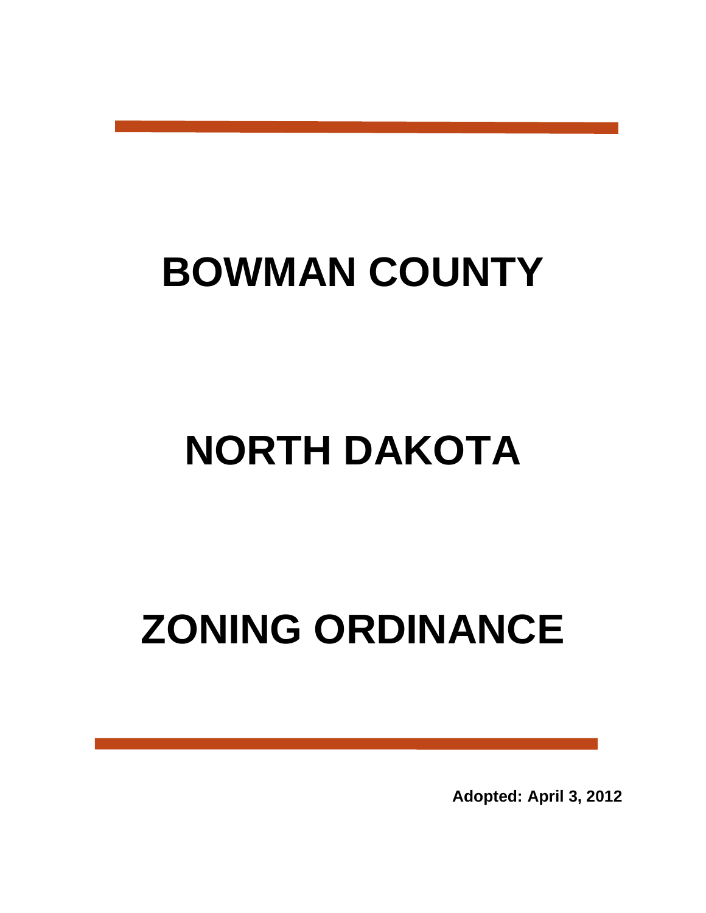# BOWMAN COUNTY

# NORTH DAKOTA

# ZONING ORDINANCE

**Adopted: April 3, 2012**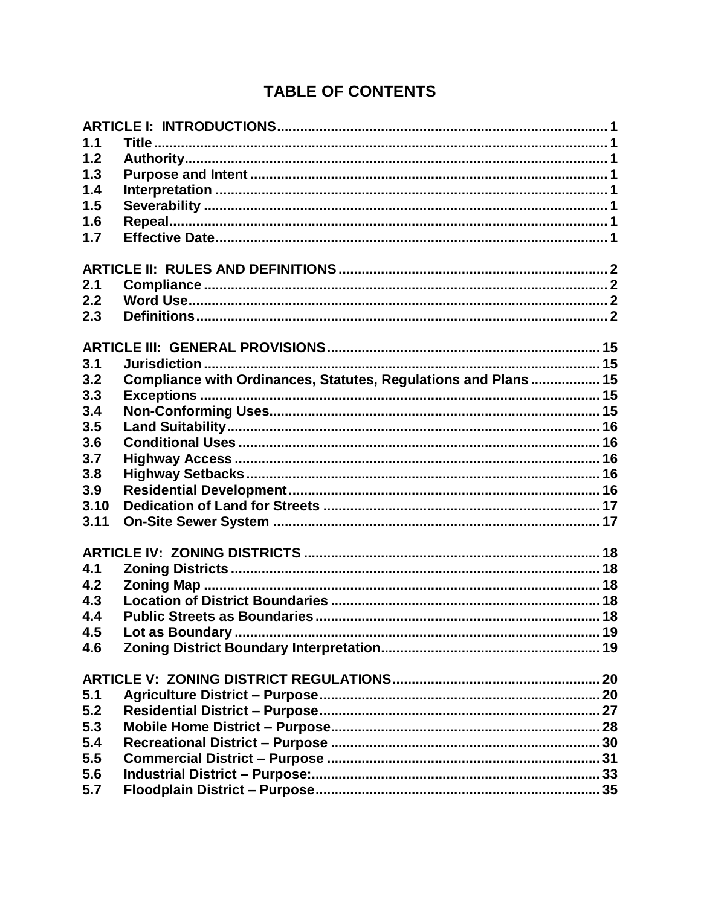# TABLE OF CONTENTS

| | | |
|---|---|---|
| **ARTICLE I: INTRODUCTIONS** | | **1** |
| **1.1** | **Title** | **1** |
| **1.2** | **Authority** | **1** |
| **1.3** | **Purpose and Intent** | **1** |
| **1.4** | **Interpretation** | **1** |
| **1.5** | **Severability** | **1** |
| **1.6** | **Repeal** | **1** |
| **1.7** | **Effective Date** | **1** |
| **ARTICLE II: RULES AND DEFINITIONS** | | **2** |
| **2.1** | **Compliance** | **2** |
| **2.2** | **Word Use** | **2** |
| **2.3** | **Definitions** | **2** |
| **ARTICLE III: GENERAL PROVISIONS** | | **15** |
| **3.1** | **Jurisdiction** | **15** |
| **3.2** | **Compliance with Ordinances, Statutes, Regulations and Plans** | **15** |
| **3.3** | **Exceptions** | **15** |
| **3.4** | **Non-Conforming Uses** | **15** |
| **3.5** | **Land Suitability** | **16** |
| **3.6** | **Conditional Uses** | **16** |
| **3.7** | **Highway Access** | **16** |
| **3.8** | **Highway Setbacks** | **16** |
| **3.9** | **Residential Development** | **16** |
| **3.10** | **Dedication of Land for Streets** | **17** |
| **3.11** | **On-Site Sewer System** | **17** |
| **ARTICLE IV: ZONING DISTRICTS** | | **18** |
| **4.1** | **Zoning Districts** | **18** |
| **4.2** | **Zoning Map** | **18** |
| **4.3** | **Location of District Boundaries** | **18** |
| **4.4** | **Public Streets as Boundaries** | **18** |
| **4.5** | **Lot as Boundary** | **19** |
| **4.6** | **Zoning District Boundary Interpretation** | **19** |
| **ARTICLE V: ZONING DISTRICT REGULATIONS** | | **20** |
| **5.1** | **Agriculture District – Purpose** | **20** |
| **5.2** | **Residential District – Purpose** | **27** |
| **5.3** | **Mobile Home District – Purpose** | **28** |
| **5.4** | **Recreational District – Purpose** | **30** |
| **5.5** | **Commercial District – Purpose** | **31** |
| **5.6** | **Industrial District – Purpose:** | **33** |
| **5.7** | **Floodplain District – Purpose** | **35** |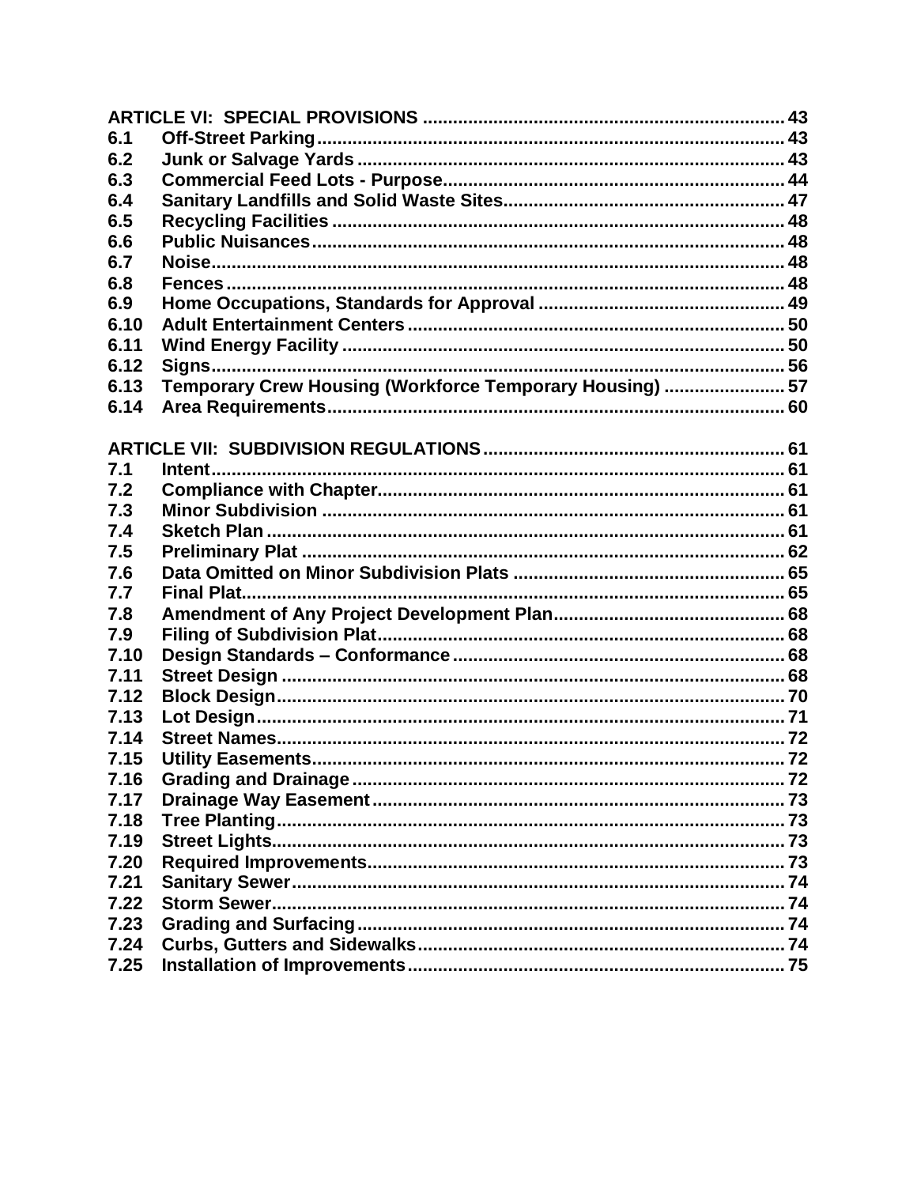| | | |
|---|---|---|
| **ARTICLE VI: SPECIAL PROVISIONS** | | **43** |
| **6.1** | **Off-Street Parking** | **43** |
| **6.2** | **Junk or Salvage Yards** | **43** |
| **6.3** | **Commercial Feed Lots - Purpose** | **44** |
| **6.4** | **Sanitary Landfills and Solid Waste Sites** | **47** |
| **6.5** | **Recycling Facilities** | **48** |
| **6.6** | **Public Nuisances** | **48** |
| **6.7** | **Noise** | **48** |
| **6.8** | **Fences** | **48** |
| **6.9** | **Home Occupations, Standards for Approval** | **49** |
| **6.10** | **Adult Entertainment Centers** | **50** |
| **6.11** | **Wind Energy Facility** | **50** |
| **6.12** | **Signs** | **56** |
| **6.13** | **Temporary Crew Housing (Workforce Temporary Housing)** | **57** |
| **6.14** | **Area Requirements** | **60** |
| **ARTICLE VII: SUBDIVISION REGULATIONS** | | **61** |
| **7.1** | **Intent** | **61** |
| **7.2** | **Compliance with Chapter** | **61** |
| **7.3** | **Minor Subdivision** | **61** |
| **7.4** | **Sketch Plan** | **61** |
| **7.5** | **Preliminary Plat** | **62** |
| **7.6** | **Data Omitted on Minor Subdivision Plats** | **65** |
| **7.7** | **Final Plat** | **65** |
| **7.8** | **Amendment of Any Project Development Plan** | **68** |
| **7.9** | **Filing of Subdivision Plat** | **68** |
| **7.10** | **Design Standards – Conformance** | **68** |
| **7.11** | **Street Design** | **68** |
| **7.12** | **Block Design** | **70** |
| **7.13** | **Lot Design** | **71** |
| **7.14** | **Street Names** | **72** |
| **7.15** | **Utility Easements** | **72** |
| **7.16** | **Grading and Drainage** | **72** |
| **7.17** | **Drainage Way Easement** | **73** |
| **7.18** | **Tree Planting** | **73** |
| **7.19** | **Street Lights** | **73** |
| **7.20** | **Required Improvements** | **73** |
| **7.21** | **Sanitary Sewer** | **74** |
| **7.22** | **Storm Sewer** | **74** |
| **7.23** | **Grading and Surfacing** | **74** |
| **7.24** | **Curbs, Gutters and Sidewalks** | **74** |
| **7.25** | **Installation of Improvements** | **75** |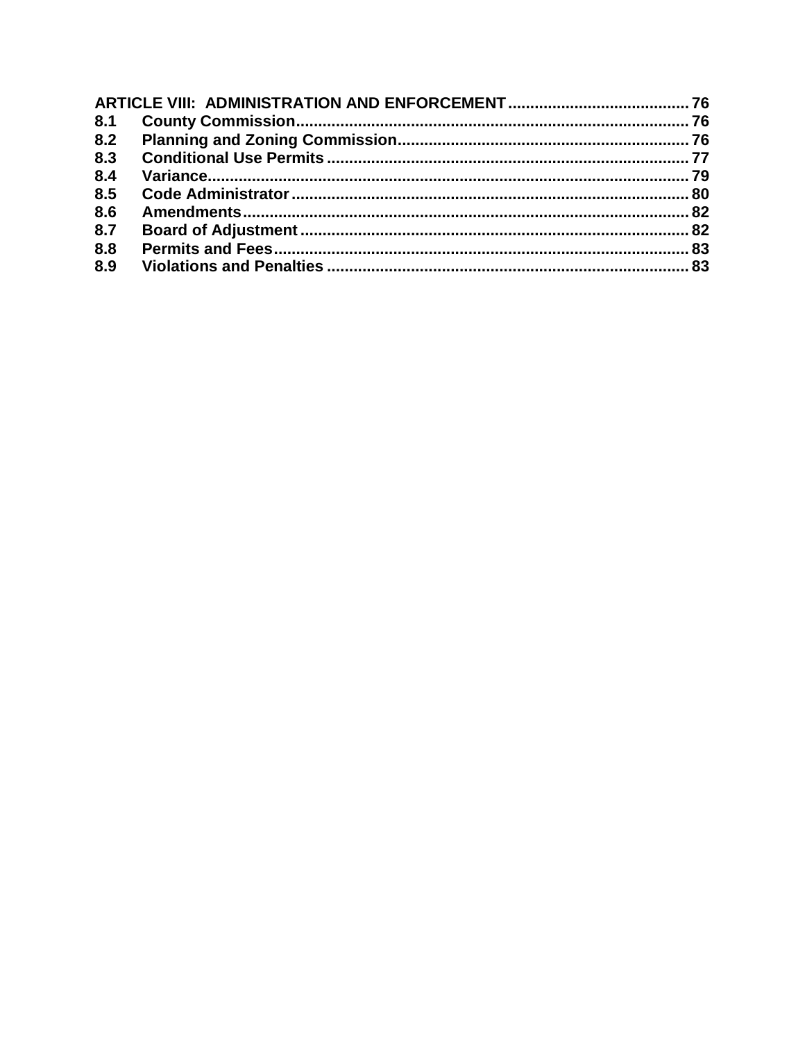**ARTICLE VIII: ADMINISTRATION AND ENFORCEMENT** ........................................ 76

**8.1 County Commission** ........................................ 76

**8.2 Planning and Zoning Commission** ........................................ 76

**8.3 Conditional Use Permits** ........................................ 77

**8.4 Variance** ........................................ 79

**8.5 Code Administrator** ........................................ 80

**8.6 Amendments** ........................................ 82

**8.7 Board of Adjustment** ........................................ 82

**8.8 Permits and Fees** ........................................ 83

**8.9 Violations and Penalties** ........................................ 83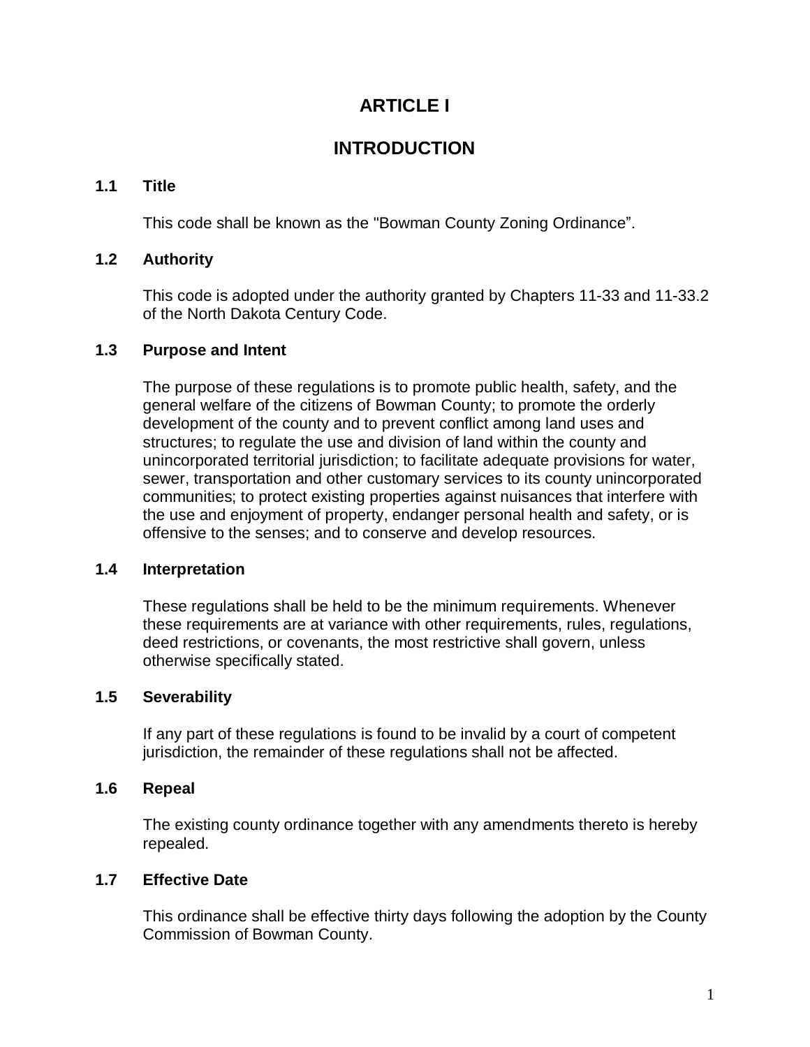# ARTICLE I

# INTRODUCTION

### 1.1 Title

This code shall be known as the "Bowman County Zoning Ordinance".

### 1.2 Authority

This code is adopted under the authority granted by Chapters 11-33 and 11-33.2 of the North Dakota Century Code.

### 1.3 Purpose and Intent

The purpose of these regulations is to promote public health, safety, and the general welfare of the citizens of Bowman County; to promote the orderly development of the county and to prevent conflict among land uses and structures; to regulate the use and division of land within the county and unincorporated territorial jurisdiction; to facilitate adequate provisions for water, sewer, transportation and other customary services to its county unincorporated communities; to protect existing properties against nuisances that interfere with the use and enjoyment of property, endanger personal health and safety, or is offensive to the senses; and to conserve and develop resources.

### 1.4 Interpretation

These regulations shall be held to be the minimum requirements. Whenever these requirements are at variance with other requirements, rules, regulations, deed restrictions, or covenants, the most restrictive shall govern, unless otherwise specifically stated.

### 1.5 Severability

If any part of these regulations is found to be invalid by a court of competent jurisdiction, the remainder of these regulations shall not be affected.

### 1.6 Repeal

The existing county ordinance together with any amendments thereto is hereby repealed.

### 1.7 Effective Date

This ordinance shall be effective thirty days following the adoption by the County Commission of Bowman County.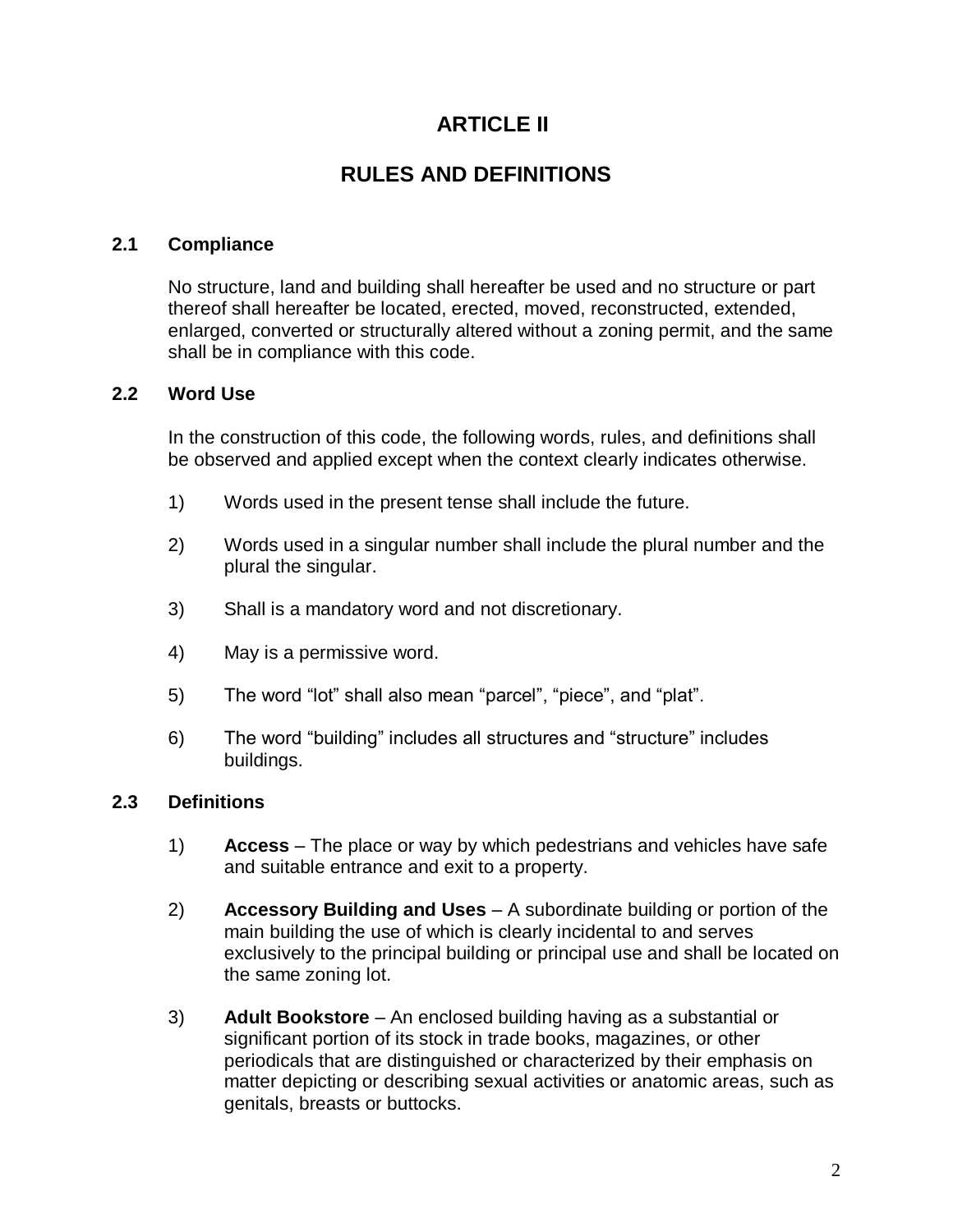# ARTICLE II

# RULES AND DEFINITIONS

### 2.1 Compliance

No structure, land and building shall hereafter be used and no structure or part thereof shall hereafter be located, erected, moved, reconstructed, extended, enlarged, converted or structurally altered without a zoning permit, and the same shall be in compliance with this code.

### 2.2 Word Use

In the construction of this code, the following words, rules, and definitions shall be observed and applied except when the context clearly indicates otherwise.

1) Words used in the present tense shall include the future.

2) Words used in a singular number shall include the plural number and the plural the singular.

3) Shall is a mandatory word and not discretionary.

4) May is a permissive word.

5) The word "lot" shall also mean "parcel", "piece", and "plat".

6) The word "building" includes all structures and "structure" includes buildings.

### 2.3 Definitions

1) **Access** – The place or way by which pedestrians and vehicles have safe and suitable entrance and exit to a property.

2) **Accessory Building and Uses** – A subordinate building or portion of the main building the use of which is clearly incidental to and serves exclusively to the principal building or principal use and shall be located on the same zoning lot.

3) **Adult Bookstore** – An enclosed building having as a substantial or significant portion of its stock in trade books, magazines, or other periodicals that are distinguished or characterized by their emphasis on matter depicting or describing sexual activities or anatomic areas, such as genitals, breasts or buttocks.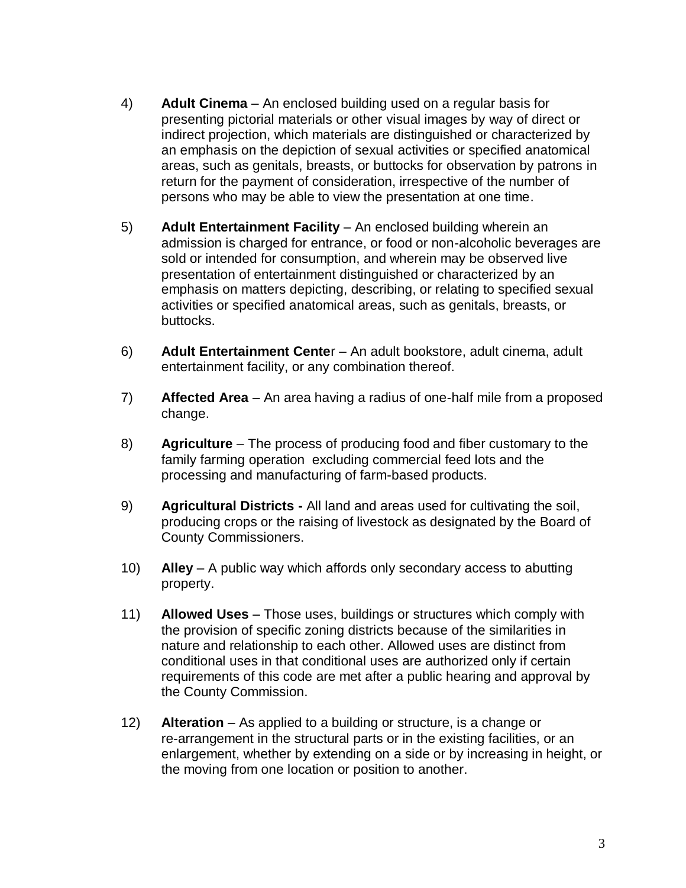4) **Adult Cinema** – An enclosed building used on a regular basis for presenting pictorial materials or other visual images by way of direct or indirect projection, which materials are distinguished or characterized by an emphasis on the depiction of sexual activities or specified anatomical areas, such as genitals, breasts, or buttocks for observation by patrons in return for the payment of consideration, irrespective of the number of persons who may be able to view the presentation at one time.

5) **Adult Entertainment Facility** – An enclosed building wherein an admission is charged for entrance, or food or non-alcoholic beverages are sold or intended for consumption, and wherein may be observed live presentation of entertainment distinguished or characterized by an emphasis on matters depicting, describing, or relating to specified sexual activities or specified anatomical areas, such as genitals, breasts, or buttocks.

6) **Adult Entertainment Cente**r – An adult bookstore, adult cinema, adult entertainment facility, or any combination thereof.

7) **Affected Area** – An area having a radius of one-half mile from a proposed change.

8) **Agriculture** – The process of producing food and fiber customary to the family farming operation excluding commercial feed lots and the processing and manufacturing of farm-based products.

9) **Agricultural Districts -** All land and areas used for cultivating the soil, producing crops or the raising of livestock as designated by the Board of County Commissioners.

10) **Alley** – A public way which affords only secondary access to abutting property.

11) **Allowed Uses** – Those uses, buildings or structures which comply with the provision of specific zoning districts because of the similarities in nature and relationship to each other. Allowed uses are distinct from conditional uses in that conditional uses are authorized only if certain requirements of this code are met after a public hearing and approval by the County Commission.

12) **Alteration** – As applied to a building or structure, is a change or re-arrangement in the structural parts or in the existing facilities, or an enlargement, whether by extending on a side or by increasing in height, or the moving from one location or position to another.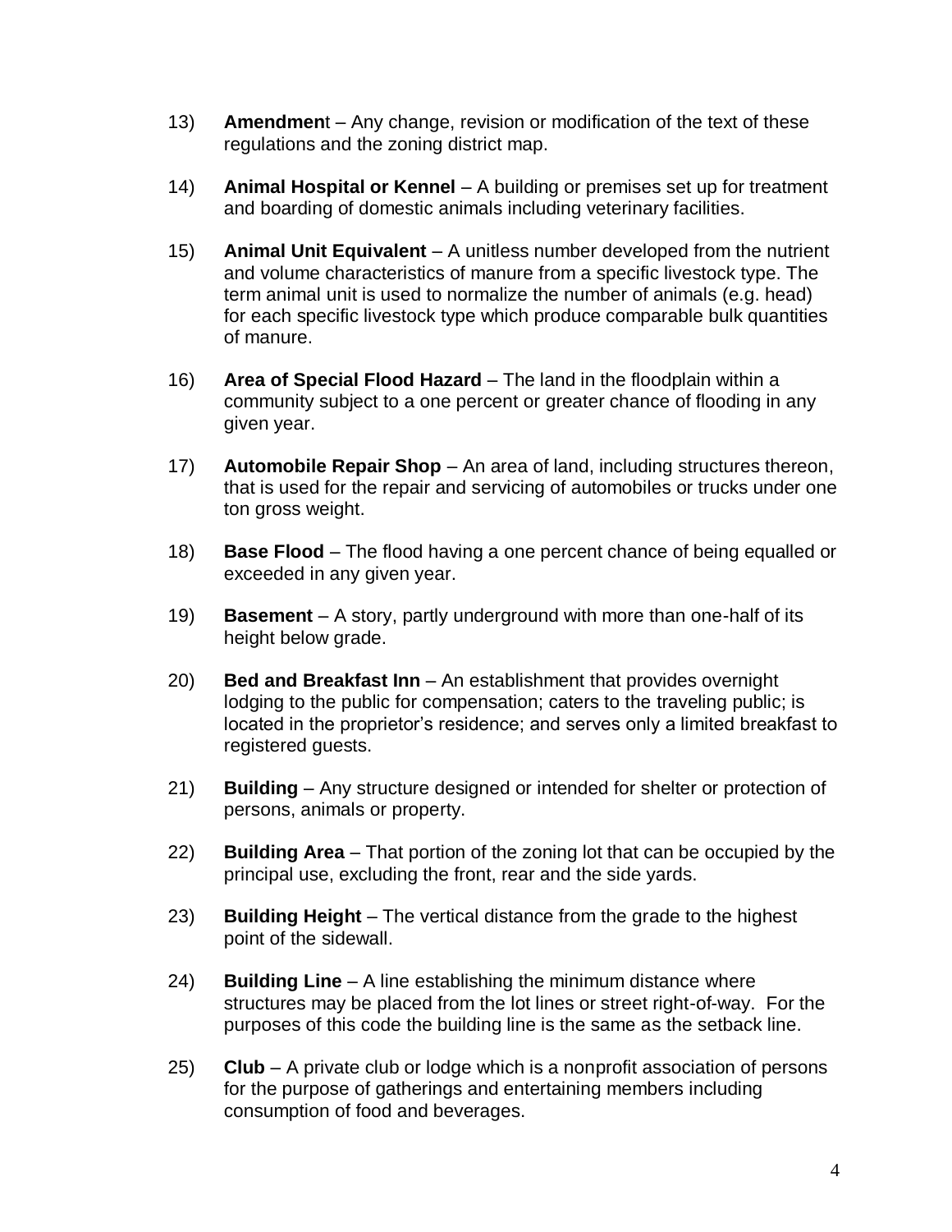13) **Amendmen**t – Any change, revision or modification of the text of these regulations and the zoning district map.

14) **Animal Hospital or Kennel** – A building or premises set up for treatment and boarding of domestic animals including veterinary facilities.

15) **Animal Unit Equivalent** – A unitless number developed from the nutrient and volume characteristics of manure from a specific livestock type. The term animal unit is used to normalize the number of animals (e.g. head) for each specific livestock type which produce comparable bulk quantities of manure.

16) **Area of Special Flood Hazard** – The land in the floodplain within a community subject to a one percent or greater chance of flooding in any given year.

17) **Automobile Repair Shop** – An area of land, including structures thereon, that is used for the repair and servicing of automobiles or trucks under one ton gross weight.

18) **Base Flood** – The flood having a one percent chance of being equalled or exceeded in any given year.

19) **Basement** – A story, partly underground with more than one-half of its height below grade.

20) **Bed and Breakfast Inn** – An establishment that provides overnight lodging to the public for compensation; caters to the traveling public; is located in the proprietor's residence; and serves only a limited breakfast to registered guests.

21) **Building** – Any structure designed or intended for shelter or protection of persons, animals or property.

22) **Building Area** – That portion of the zoning lot that can be occupied by the principal use, excluding the front, rear and the side yards.

23) **Building Height** – The vertical distance from the grade to the highest point of the sidewall.

24) **Building Line** – A line establishing the minimum distance where structures may be placed from the lot lines or street right-of-way. For the purposes of this code the building line is the same as the setback line.

25) **Club** – A private club or lodge which is a nonprofit association of persons for the purpose of gatherings and entertaining members including consumption of food and beverages.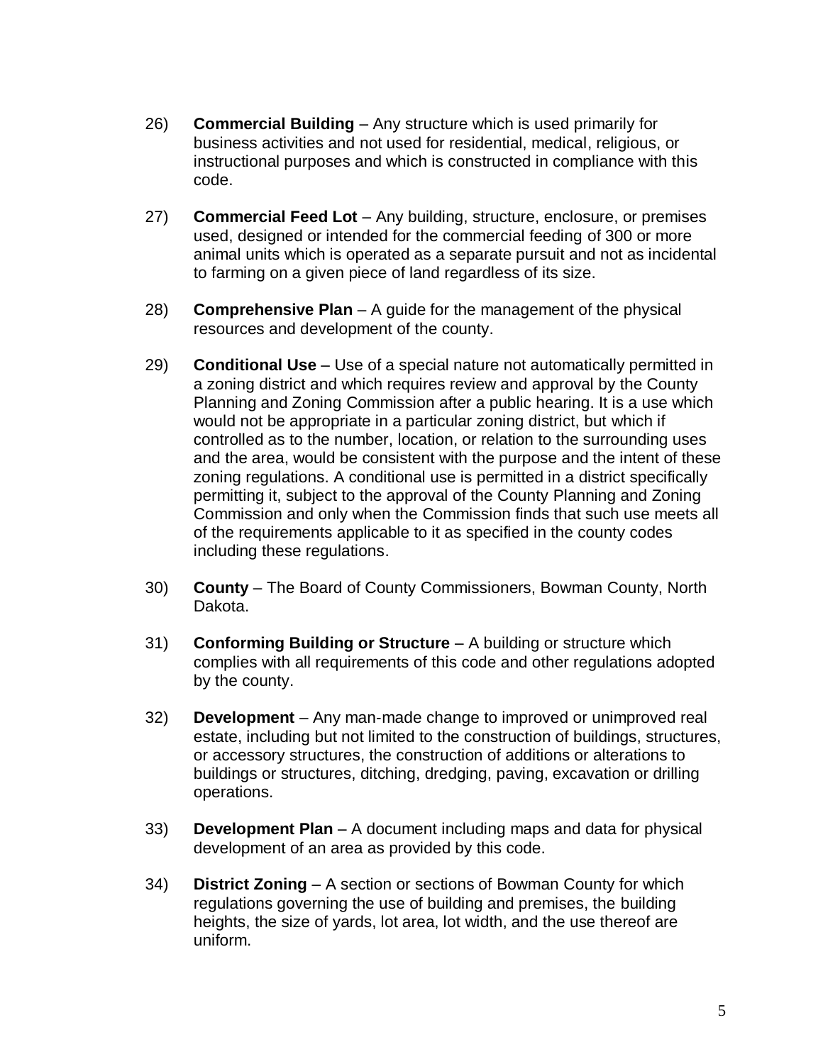26) **Commercial Building** – Any structure which is used primarily for business activities and not used for residential, medical, religious, or instructional purposes and which is constructed in compliance with this code.

27) **Commercial Feed Lot** – Any building, structure, enclosure, or premises used, designed or intended for the commercial feeding of 300 or more animal units which is operated as a separate pursuit and not as incidental to farming on a given piece of land regardless of its size.

28) **Comprehensive Plan** – A guide for the management of the physical resources and development of the county.

29) **Conditional Use** – Use of a special nature not automatically permitted in a zoning district and which requires review and approval by the County Planning and Zoning Commission after a public hearing. It is a use which would not be appropriate in a particular zoning district, but which if controlled as to the number, location, or relation to the surrounding uses and the area, would be consistent with the purpose and the intent of these zoning regulations. A conditional use is permitted in a district specifically permitting it, subject to the approval of the County Planning and Zoning Commission and only when the Commission finds that such use meets all of the requirements applicable to it as specified in the county codes including these regulations.

30) **County** – The Board of County Commissioners, Bowman County, North Dakota.

31) **Conforming Building or Structure** – A building or structure which complies with all requirements of this code and other regulations adopted by the county.

32) **Development** – Any man-made change to improved or unimproved real estate, including but not limited to the construction of buildings, structures, or accessory structures, the construction of additions or alterations to buildings or structures, ditching, dredging, paving, excavation or drilling operations.

33) **Development Plan** – A document including maps and data for physical development of an area as provided by this code.

34) **District Zoning** – A section or sections of Bowman County for which regulations governing the use of building and premises, the building heights, the size of yards, lot area, lot width, and the use thereof are uniform.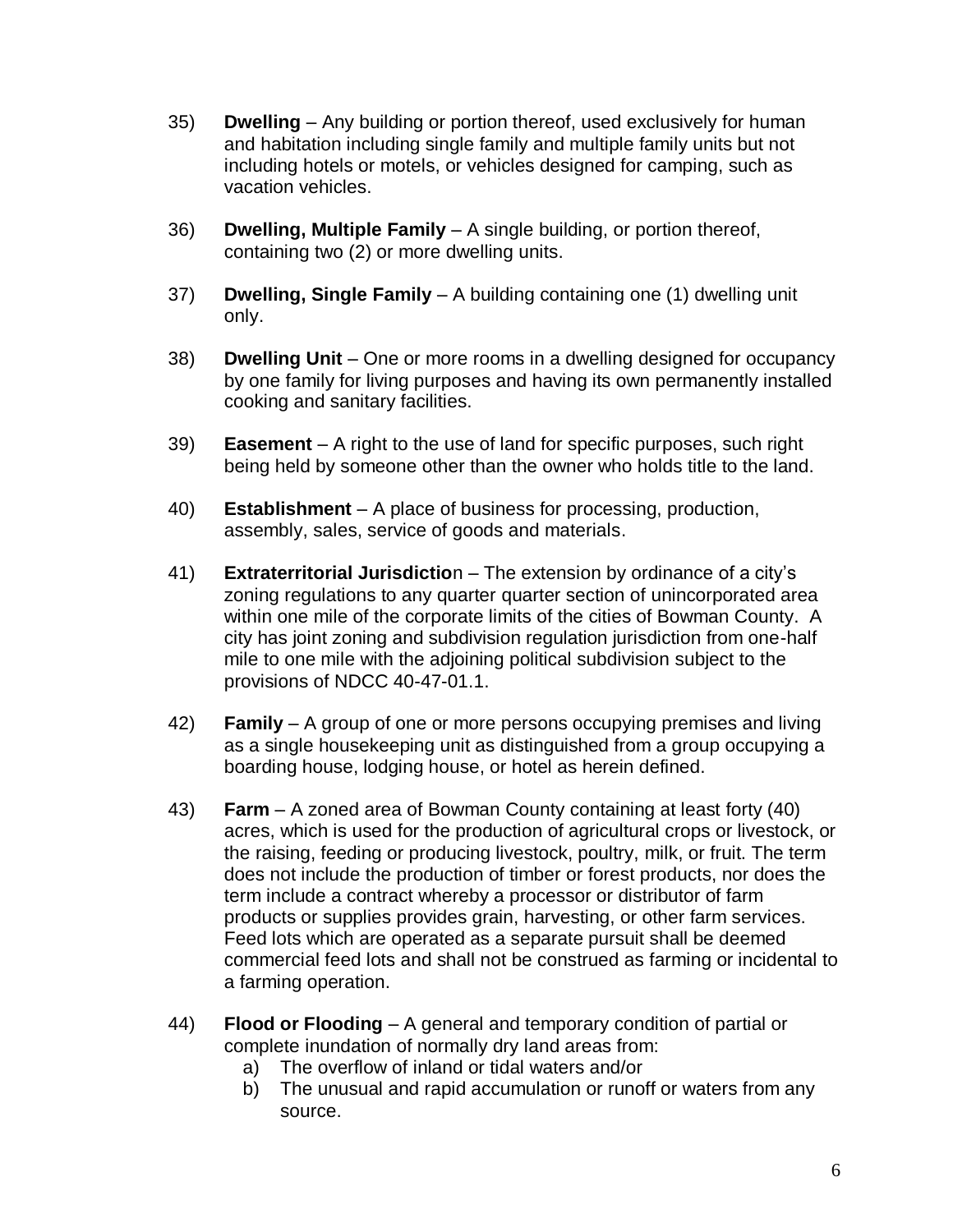35) **Dwelling** – Any building or portion thereof, used exclusively for human and habitation including single family and multiple family units but not including hotels or motels, or vehicles designed for camping, such as vacation vehicles.

36) **Dwelling, Multiple Family** – A single building, or portion thereof, containing two (2) or more dwelling units.

37) **Dwelling, Single Family** – A building containing one (1) dwelling unit only.

38) **Dwelling Unit** – One or more rooms in a dwelling designed for occupancy by one family for living purposes and having its own permanently installed cooking and sanitary facilities.

39) **Easement** – A right to the use of land for specific purposes, such right being held by someone other than the owner who holds title to the land.

40) **Establishment** – A place of business for processing, production, assembly, sales, service of goods and materials.

41) **Extraterritorial Jurisdictio**n – The extension by ordinance of a city's zoning regulations to any quarter quarter section of unincorporated area within one mile of the corporate limits of the cities of Bowman County. A city has joint zoning and subdivision regulation jurisdiction from one-half mile to one mile with the adjoining political subdivision subject to the provisions of NDCC 40-47-01.1.

42) **Family** – A group of one or more persons occupying premises and living as a single housekeeping unit as distinguished from a group occupying a boarding house, lodging house, or hotel as herein defined.

43) **Farm** – A zoned area of Bowman County containing at least forty (40) acres, which is used for the production of agricultural crops or livestock, or the raising, feeding or producing livestock, poultry, milk, or fruit. The term does not include the production of timber or forest products, nor does the term include a contract whereby a processor or distributor of farm products or supplies provides grain, harvesting, or other farm services. Feed lots which are operated as a separate pursuit shall be deemed commercial feed lots and shall not be construed as farming or incidental to a farming operation.

44) **Flood or Flooding** – A general and temporary condition of partial or complete inundation of normally dry land areas from:
    a) The overflow of inland or tidal waters and/or
    b) The unusual and rapid accumulation or runoff or waters from any source.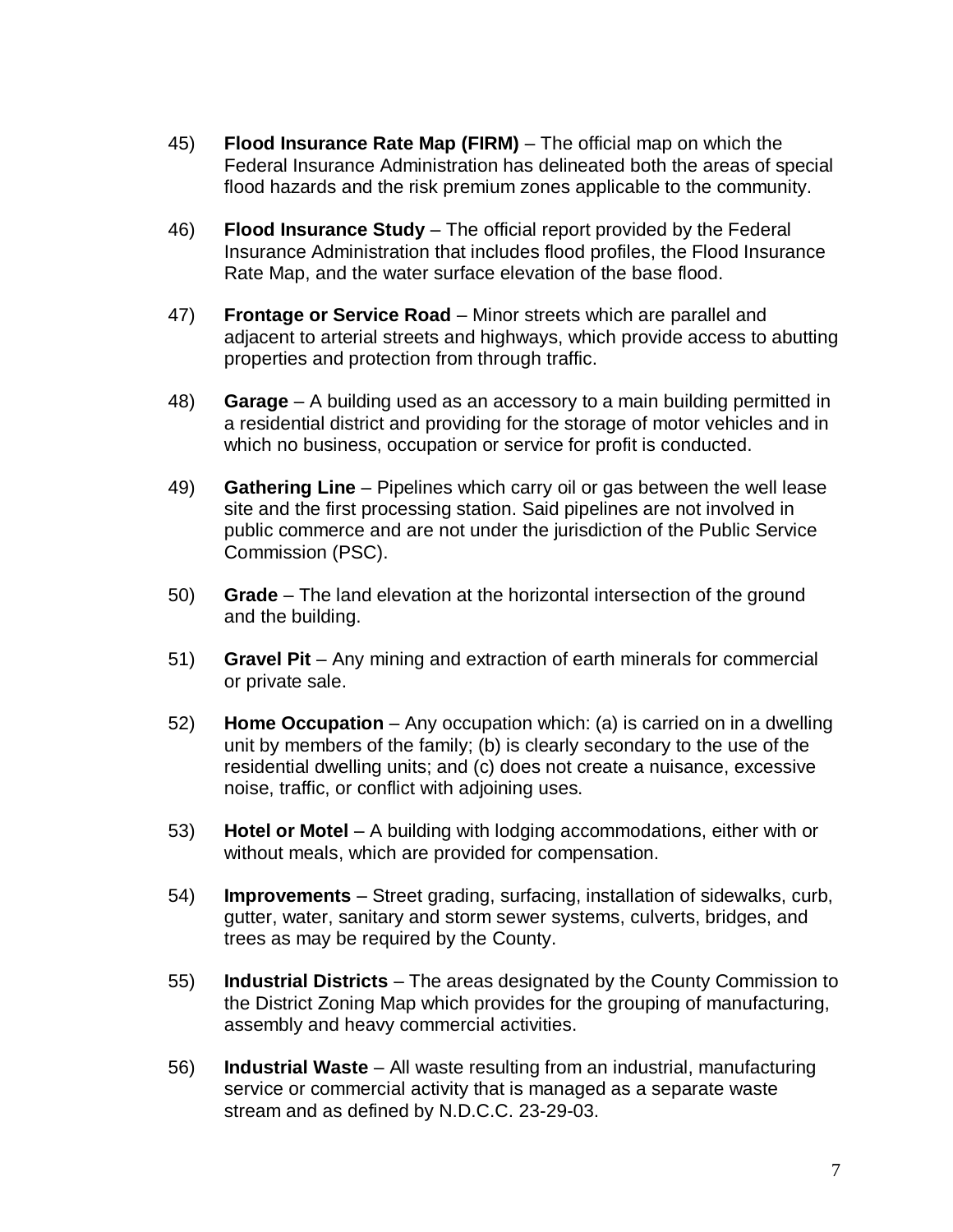45) **Flood Insurance Rate Map (FIRM)** – The official map on which the Federal Insurance Administration has delineated both the areas of special flood hazards and the risk premium zones applicable to the community.

46) **Flood Insurance Study** – The official report provided by the Federal Insurance Administration that includes flood profiles, the Flood Insurance Rate Map, and the water surface elevation of the base flood.

47) **Frontage or Service Road** – Minor streets which are parallel and adjacent to arterial streets and highways, which provide access to abutting properties and protection from through traffic.

48) **Garage** – A building used as an accessory to a main building permitted in a residential district and providing for the storage of motor vehicles and in which no business, occupation or service for profit is conducted.

49) **Gathering Line** – Pipelines which carry oil or gas between the well lease site and the first processing station. Said pipelines are not involved in public commerce and are not under the jurisdiction of the Public Service Commission (PSC).

50) **Grade** – The land elevation at the horizontal intersection of the ground and the building.

51) **Gravel Pit** – Any mining and extraction of earth minerals for commercial or private sale.

52) **Home Occupation** – Any occupation which: (a) is carried on in a dwelling unit by members of the family; (b) is clearly secondary to the use of the residential dwelling units; and (c) does not create a nuisance, excessive noise, traffic, or conflict with adjoining uses.

53) **Hotel or Motel** – A building with lodging accommodations, either with or without meals, which are provided for compensation.

54) **Improvements** – Street grading, surfacing, installation of sidewalks, curb, gutter, water, sanitary and storm sewer systems, culverts, bridges, and trees as may be required by the County.

55) **Industrial Districts** – The areas designated by the County Commission to the District Zoning Map which provides for the grouping of manufacturing, assembly and heavy commercial activities.

56) **Industrial Waste** – All waste resulting from an industrial, manufacturing service or commercial activity that is managed as a separate waste stream and as defined by N.D.C.C. 23-29-03.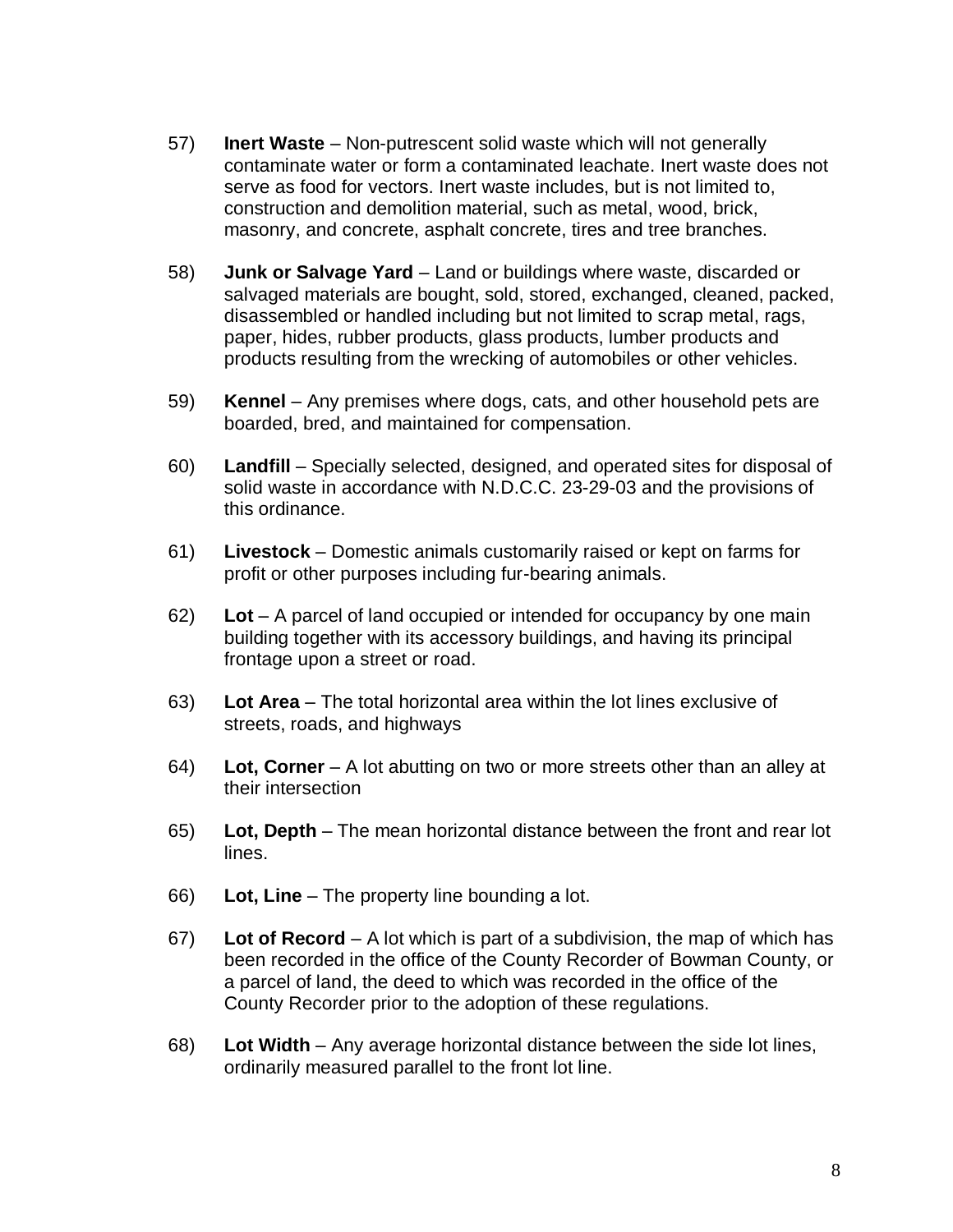57) **Inert Waste** – Non-putrescent solid waste which will not generally contaminate water or form a contaminated leachate. Inert waste does not serve as food for vectors. Inert waste includes, but is not limited to, construction and demolition material, such as metal, wood, brick, masonry, and concrete, asphalt concrete, tires and tree branches.

58) **Junk or Salvage Yard** – Land or buildings where waste, discarded or salvaged materials are bought, sold, stored, exchanged, cleaned, packed, disassembled or handled including but not limited to scrap metal, rags, paper, hides, rubber products, glass products, lumber products and products resulting from the wrecking of automobiles or other vehicles.

59) **Kennel** – Any premises where dogs, cats, and other household pets are boarded, bred, and maintained for compensation.

60) **Landfill** – Specially selected, designed, and operated sites for disposal of solid waste in accordance with N.D.C.C. 23-29-03 and the provisions of this ordinance.

61) **Livestock** – Domestic animals customarily raised or kept on farms for profit or other purposes including fur-bearing animals.

62) **Lot** – A parcel of land occupied or intended for occupancy by one main building together with its accessory buildings, and having its principal frontage upon a street or road.

63) **Lot Area** – The total horizontal area within the lot lines exclusive of streets, roads, and highways

64) **Lot, Corner** – A lot abutting on two or more streets other than an alley at their intersection

65) **Lot, Depth** – The mean horizontal distance between the front and rear lot lines.

66) **Lot, Line** – The property line bounding a lot.

67) **Lot of Record** – A lot which is part of a subdivision, the map of which has been recorded in the office of the County Recorder of Bowman County, or a parcel of land, the deed to which was recorded in the office of the County Recorder prior to the adoption of these regulations.

68) **Lot Width** – Any average horizontal distance between the side lot lines, ordinarily measured parallel to the front lot line.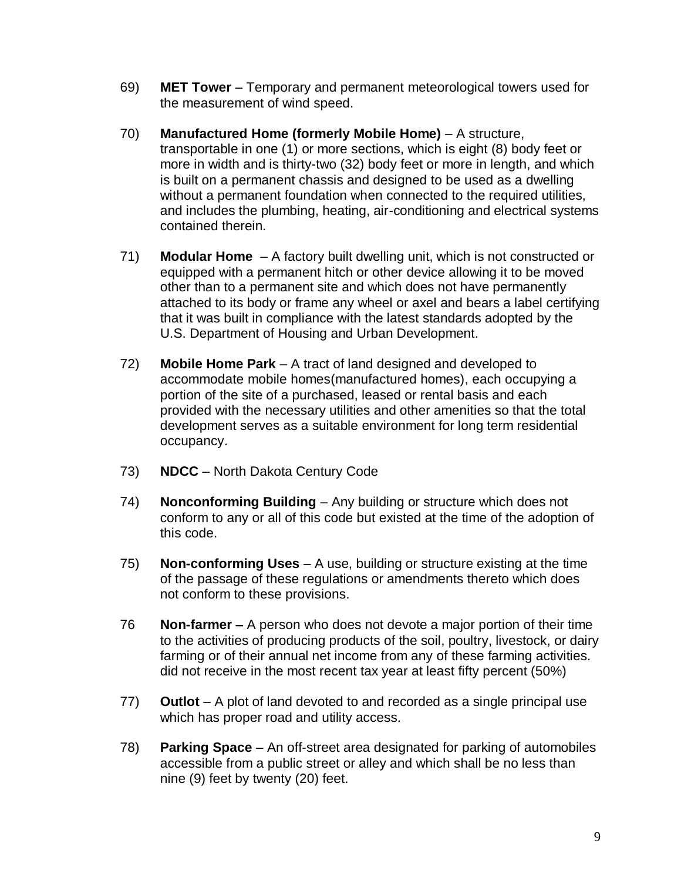69) **MET Tower** – Temporary and permanent meteorological towers used for the measurement of wind speed.

70) **Manufactured Home (formerly Mobile Home)** – A structure, transportable in one (1) or more sections, which is eight (8) body feet or more in width and is thirty-two (32) body feet or more in length, and which is built on a permanent chassis and designed to be used as a dwelling without a permanent foundation when connected to the required utilities, and includes the plumbing, heating, air-conditioning and electrical systems contained therein.

71) **Modular Home** – A factory built dwelling unit, which is not constructed or equipped with a permanent hitch or other device allowing it to be moved other than to a permanent site and which does not have permanently attached to its body or frame any wheel or axel and bears a label certifying that it was built in compliance with the latest standards adopted by the U.S. Department of Housing and Urban Development.

72) **Mobile Home Park** – A tract of land designed and developed to accommodate mobile homes(manufactured homes), each occupying a portion of the site of a purchased, leased or rental basis and each provided with the necessary utilities and other amenities so that the total development serves as a suitable environment for long term residential occupancy.

73) **NDCC** – North Dakota Century Code

74) **Nonconforming Building** – Any building or structure which does not conform to any or all of this code but existed at the time of the adoption of this code.

75) **Non-conforming Uses** – A use, building or structure existing at the time of the passage of these regulations or amendments thereto which does not conform to these provisions.

76 **Non-farmer –** A person who does not devote a major portion of their time to the activities of producing products of the soil, poultry, livestock, or dairy farming or of their annual net income from any of these farming activities. did not receive in the most recent tax year at least fifty percent (50%)

77) **Outlot** – A plot of land devoted to and recorded as a single principal use which has proper road and utility access.

78) **Parking Space** – An off-street area designated for parking of automobiles accessible from a public street or alley and which shall be no less than nine (9) feet by twenty (20) feet.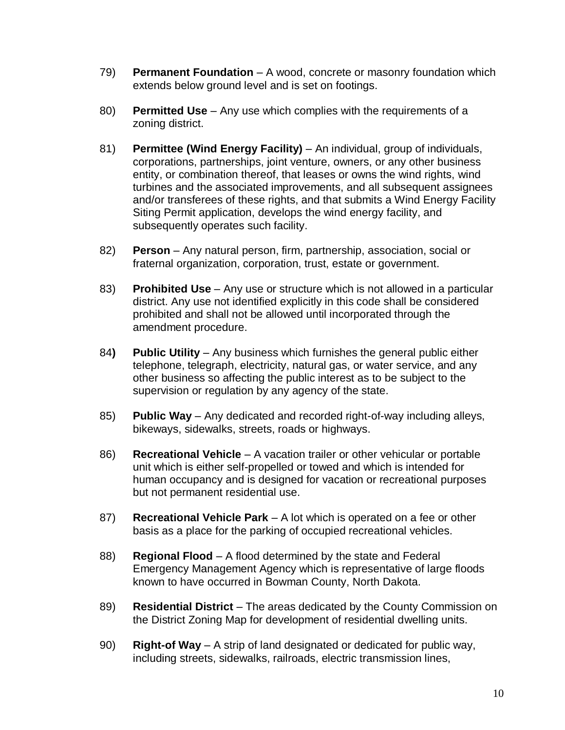79) **Permanent Foundation** – A wood, concrete or masonry foundation which extends below ground level and is set on footings.

80) **Permitted Use** – Any use which complies with the requirements of a zoning district.

81) **Permittee (Wind Energy Facility)** – An individual, group of individuals, corporations, partnerships, joint venture, owners, or any other business entity, or combination thereof, that leases or owns the wind rights, wind turbines and the associated improvements, and all subsequent assignees and/or transferees of these rights, and that submits a Wind Energy Facility Siting Permit application, develops the wind energy facility, and subsequently operates such facility.

82) **Person** – Any natural person, firm, partnership, association, social or fraternal organization, corporation, trust, estate or government.

83) **Prohibited Use** – Any use or structure which is not allowed in a particular district. Any use not identified explicitly in this code shall be considered prohibited and shall not be allowed until incorporated through the amendment procedure.

84) **Public Utility** – Any business which furnishes the general public either telephone, telegraph, electricity, natural gas, or water service, and any other business so affecting the public interest as to be subject to the supervision or regulation by any agency of the state.

85) **Public Way** – Any dedicated and recorded right-of-way including alleys, bikeways, sidewalks, streets, roads or highways.

86) **Recreational Vehicle** – A vacation trailer or other vehicular or portable unit which is either self-propelled or towed and which is intended for human occupancy and is designed for vacation or recreational purposes but not permanent residential use.

87) **Recreational Vehicle Park** – A lot which is operated on a fee or other basis as a place for the parking of occupied recreational vehicles.

88) **Regional Flood** – A flood determined by the state and Federal Emergency Management Agency which is representative of large floods known to have occurred in Bowman County, North Dakota.

89) **Residential District** – The areas dedicated by the County Commission on the District Zoning Map for development of residential dwelling units.

90) **Right-of Way** – A strip of land designated or dedicated for public way, including streets, sidewalks, railroads, electric transmission lines,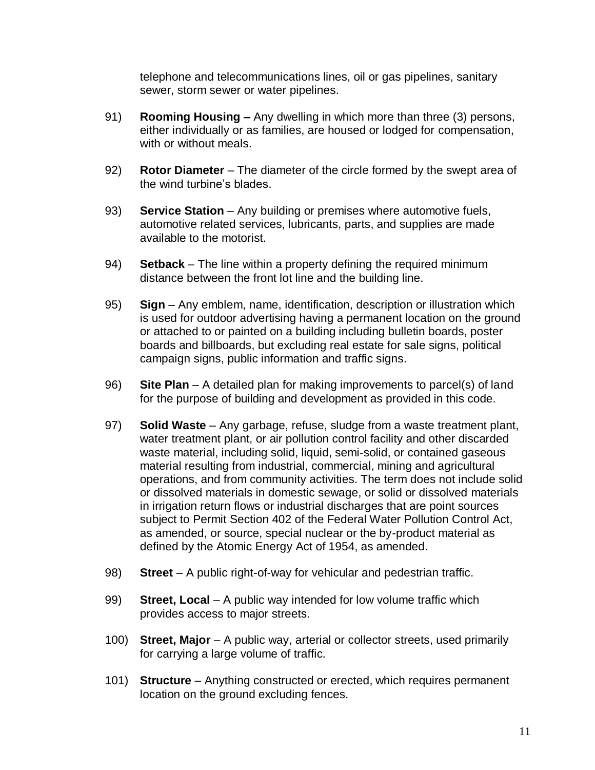telephone and telecommunications lines, oil or gas pipelines, sanitary sewer, storm sewer or water pipelines.

91) **Rooming Housing –** Any dwelling in which more than three (3) persons, either individually or as families, are housed or lodged for compensation, with or without meals.

92) **Rotor Diameter** – The diameter of the circle formed by the swept area of the wind turbine's blades.

93) **Service Station** – Any building or premises where automotive fuels, automotive related services, lubricants, parts, and supplies are made available to the motorist.

94) **Setback** – The line within a property defining the required minimum distance between the front lot line and the building line.

95) **Sign** – Any emblem, name, identification, description or illustration which is used for outdoor advertising having a permanent location on the ground or attached to or painted on a building including bulletin boards, poster boards and billboards, but excluding real estate for sale signs, political campaign signs, public information and traffic signs.

96) **Site Plan** – A detailed plan for making improvements to parcel(s) of land for the purpose of building and development as provided in this code.

97) **Solid Waste** – Any garbage, refuse, sludge from a waste treatment plant, water treatment plant, or air pollution control facility and other discarded waste material, including solid, liquid, semi-solid, or contained gaseous material resulting from industrial, commercial, mining and agricultural operations, and from community activities. The term does not include solid or dissolved materials in domestic sewage, or solid or dissolved materials in irrigation return flows or industrial discharges that are point sources subject to Permit Section 402 of the Federal Water Pollution Control Act, as amended, or source, special nuclear or the by-product material as defined by the Atomic Energy Act of 1954, as amended.

98) **Street** – A public right-of-way for vehicular and pedestrian traffic.

99) **Street, Local** – A public way intended for low volume traffic which provides access to major streets.

100) **Street, Major** – A public way, arterial or collector streets, used primarily for carrying a large volume of traffic.

101) **Structure** – Anything constructed or erected, which requires permanent location on the ground excluding fences.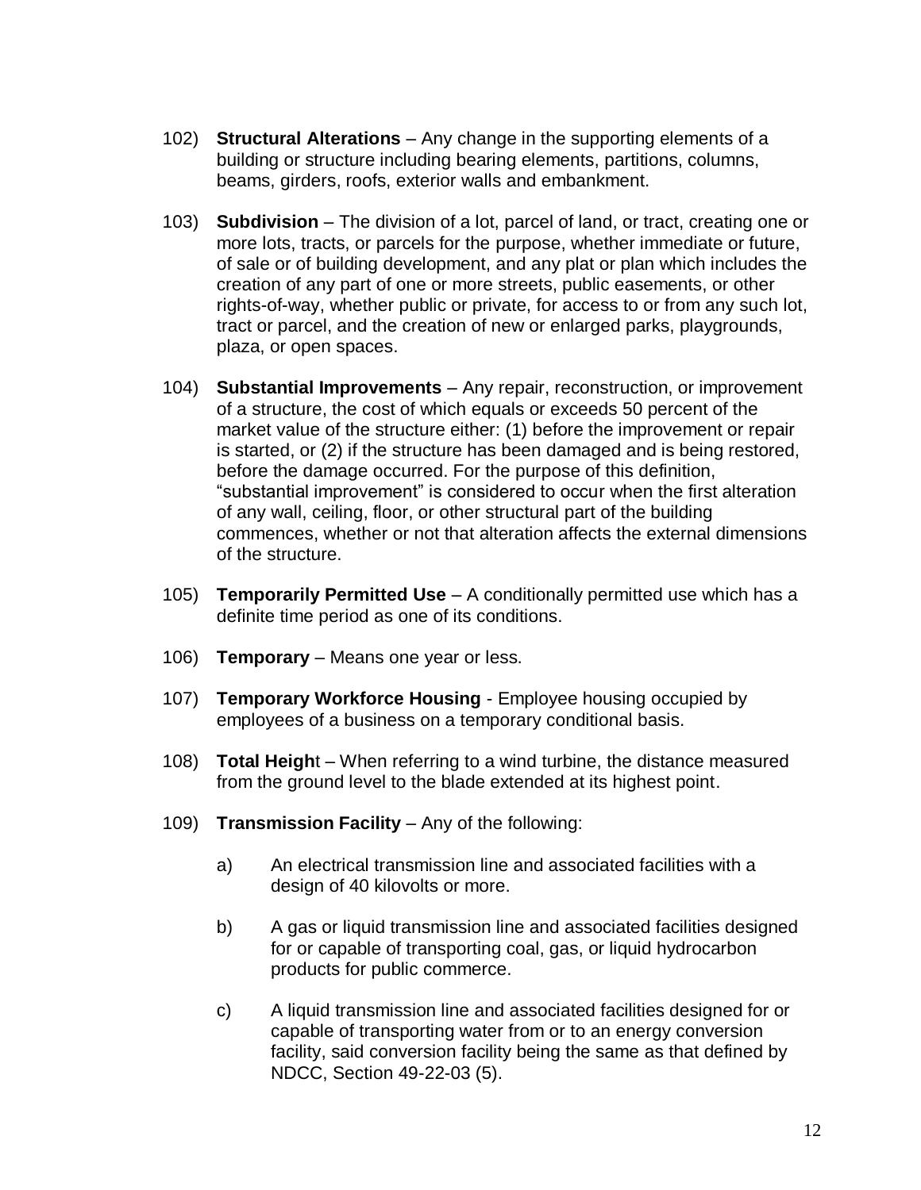102) **Structural Alterations** – Any change in the supporting elements of a building or structure including bearing elements, partitions, columns, beams, girders, roofs, exterior walls and embankment.

103) **Subdivision** – The division of a lot, parcel of land, or tract, creating one or more lots, tracts, or parcels for the purpose, whether immediate or future, of sale or of building development, and any plat or plan which includes the creation of any part of one or more streets, public easements, or other rights-of-way, whether public or private, for access to or from any such lot, tract or parcel, and the creation of new or enlarged parks, playgrounds, plaza, or open spaces.

104) **Substantial Improvements** – Any repair, reconstruction, or improvement of a structure, the cost of which equals or exceeds 50 percent of the market value of the structure either: (1) before the improvement or repair is started, or (2) if the structure has been damaged and is being restored, before the damage occurred. For the purpose of this definition, "substantial improvement" is considered to occur when the first alteration of any wall, ceiling, floor, or other structural part of the building commences, whether or not that alteration affects the external dimensions of the structure.

105) **Temporarily Permitted Use** – A conditionally permitted use which has a definite time period as one of its conditions.

106) **Temporary** – Means one year or less.

107) **Temporary Workforce Housing** - Employee housing occupied by employees of a business on a temporary conditional basis.

108) **Total Heigh**t – When referring to a wind turbine, the distance measured from the ground level to the blade extended at its highest point.

109) **Transmission Facility** – Any of the following:

   a) An electrical transmission line and associated facilities with a design of 40 kilovolts or more.

   b) A gas or liquid transmission line and associated facilities designed for or capable of transporting coal, gas, or liquid hydrocarbon products for public commerce.

   c) A liquid transmission line and associated facilities designed for or capable of transporting water from or to an energy conversion facility, said conversion facility being the same as that defined by NDCC, Section 49-22-03 (5).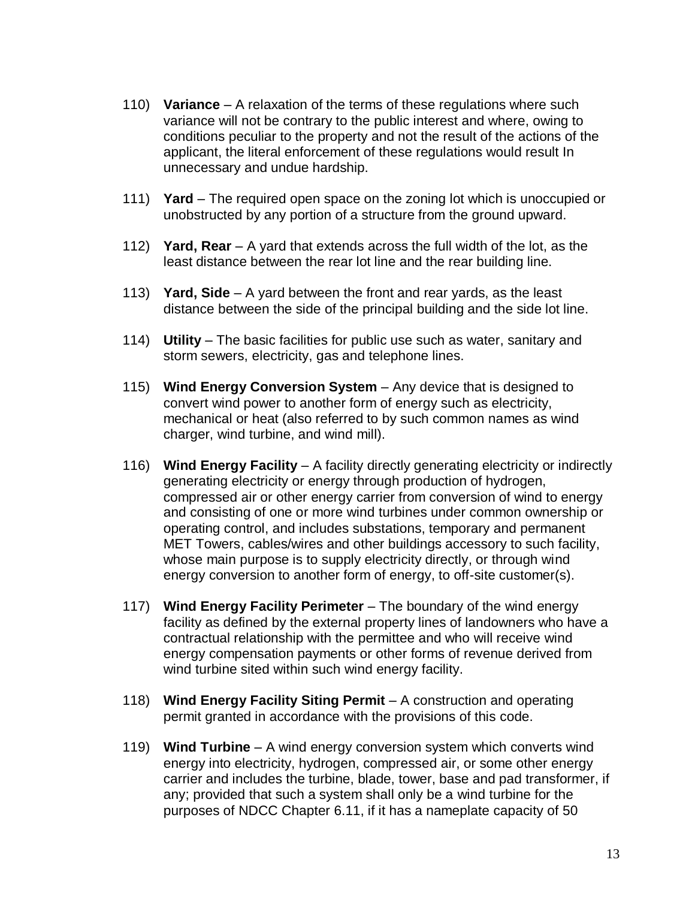110) **Variance** – A relaxation of the terms of these regulations where such variance will not be contrary to the public interest and where, owing to conditions peculiar to the property and not the result of the actions of the applicant, the literal enforcement of these regulations would result In unnecessary and undue hardship.

111) **Yard** – The required open space on the zoning lot which is unoccupied or unobstructed by any portion of a structure from the ground upward.

112) **Yard, Rear** – A yard that extends across the full width of the lot, as the least distance between the rear lot line and the rear building line.

113) **Yard, Side** – A yard between the front and rear yards, as the least distance between the side of the principal building and the side lot line.

114) **Utility** – The basic facilities for public use such as water, sanitary and storm sewers, electricity, gas and telephone lines.

115) **Wind Energy Conversion System** – Any device that is designed to convert wind power to another form of energy such as electricity, mechanical or heat (also referred to by such common names as wind charger, wind turbine, and wind mill).

116) **Wind Energy Facility** – A facility directly generating electricity or indirectly generating electricity or energy through production of hydrogen, compressed air or other energy carrier from conversion of wind to energy and consisting of one or more wind turbines under common ownership or operating control, and includes substations, temporary and permanent MET Towers, cables/wires and other buildings accessory to such facility, whose main purpose is to supply electricity directly, or through wind energy conversion to another form of energy, to off-site customer(s).

117) **Wind Energy Facility Perimeter** – The boundary of the wind energy facility as defined by the external property lines of landowners who have a contractual relationship with the permittee and who will receive wind energy compensation payments or other forms of revenue derived from wind turbine sited within such wind energy facility.

118) **Wind Energy Facility Siting Permit** – A construction and operating permit granted in accordance with the provisions of this code.

119) **Wind Turbine** – A wind energy conversion system which converts wind energy into electricity, hydrogen, compressed air, or some other energy carrier and includes the turbine, blade, tower, base and pad transformer, if any; provided that such a system shall only be a wind turbine for the purposes of NDCC Chapter 6.11, if it has a nameplate capacity of 50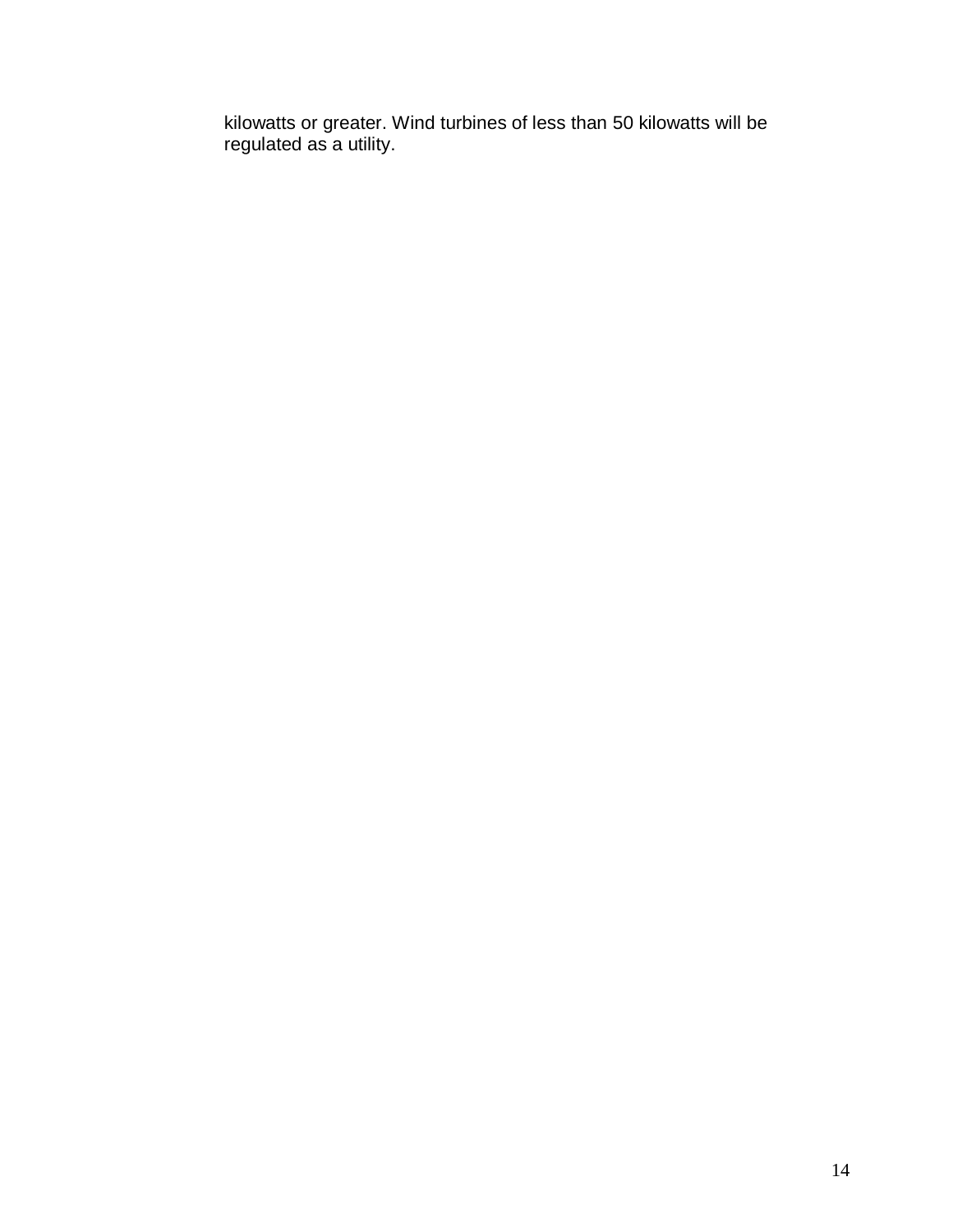kilowatts or greater. Wind turbines of less than 50 kilowatts will be regulated as a utility.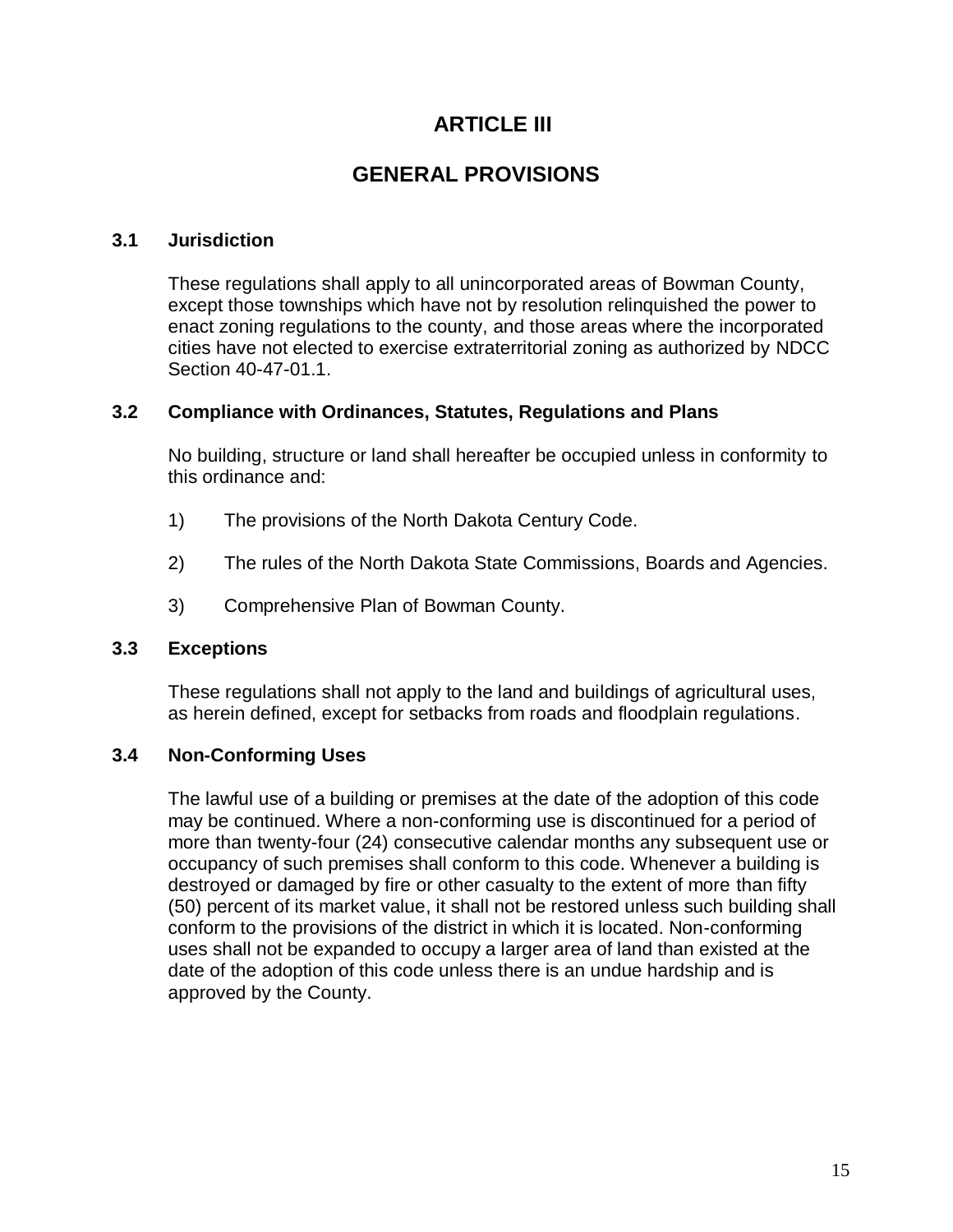# ARTICLE III

# GENERAL PROVISIONS

### 3.1 Jurisdiction

These regulations shall apply to all unincorporated areas of Bowman County, except those townships which have not by resolution relinquished the power to enact zoning regulations to the county, and those areas where the incorporated cities have not elected to exercise extraterritorial zoning as authorized by NDCC Section 40-47-01.1.

### 3.2 Compliance with Ordinances, Statutes, Regulations and Plans

No building, structure or land shall hereafter be occupied unless in conformity to this ordinance and:

1) The provisions of the North Dakota Century Code.

2) The rules of the North Dakota State Commissions, Boards and Agencies.

3) Comprehensive Plan of Bowman County.

### 3.3 Exceptions

These regulations shall not apply to the land and buildings of agricultural uses, as herein defined, except for setbacks from roads and floodplain regulations.

### 3.4 Non-Conforming Uses

The lawful use of a building or premises at the date of the adoption of this code may be continued. Where a non-conforming use is discontinued for a period of more than twenty-four (24) consecutive calendar months any subsequent use or occupancy of such premises shall conform to this code. Whenever a building is destroyed or damaged by fire or other casualty to the extent of more than fifty (50) percent of its market value, it shall not be restored unless such building shall conform to the provisions of the district in which it is located. Non-conforming uses shall not be expanded to occupy a larger area of land than existed at the date of the adoption of this code unless there is an undue hardship and is approved by the County.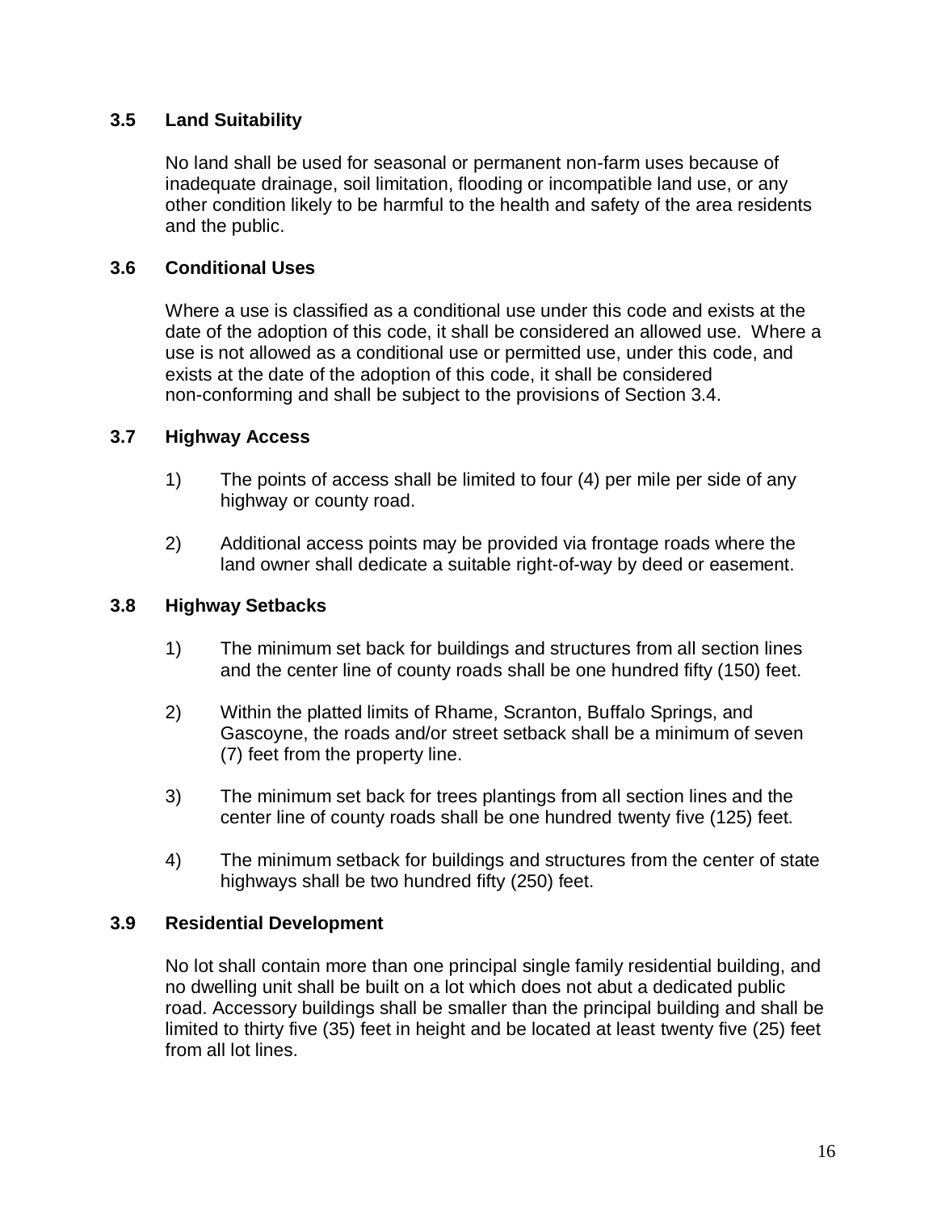### 3.5 Land Suitability

No land shall be used for seasonal or permanent non-farm uses because of inadequate drainage, soil limitation, flooding or incompatible land use, or any other condition likely to be harmful to the health and safety of the area residents and the public.

### 3.6 Conditional Uses

Where a use is classified as a conditional use under this code and exists at the date of the adoption of this code, it shall be considered an allowed use. Where a use is not allowed as a conditional use or permitted use, under this code, and exists at the date of the adoption of this code, it shall be considered non-conforming and shall be subject to the provisions of Section 3.4.

### 3.7 Highway Access

1) The points of access shall be limited to four (4) per mile per side of any highway or county road.

2) Additional access points may be provided via frontage roads where the land owner shall dedicate a suitable right-of-way by deed or easement.

### 3.8 Highway Setbacks

1) The minimum set back for buildings and structures from all section lines and the center line of county roads shall be one hundred fifty (150) feet.

2) Within the platted limits of Rhame, Scranton, Buffalo Springs, and Gascoyne, the roads and/or street setback shall be a minimum of seven (7) feet from the property line.

3) The minimum set back for trees plantings from all section lines and the center line of county roads shall be one hundred twenty five (125) feet.

4) The minimum setback for buildings and structures from the center of state highways shall be two hundred fifty (250) feet.

### 3.9 Residential Development

No lot shall contain more than one principal single family residential building, and no dwelling unit shall be built on a lot which does not abut a dedicated public road. Accessory buildings shall be smaller than the principal building and shall be limited to thirty five (35) feet in height and be located at least twenty five (25) feet from all lot lines.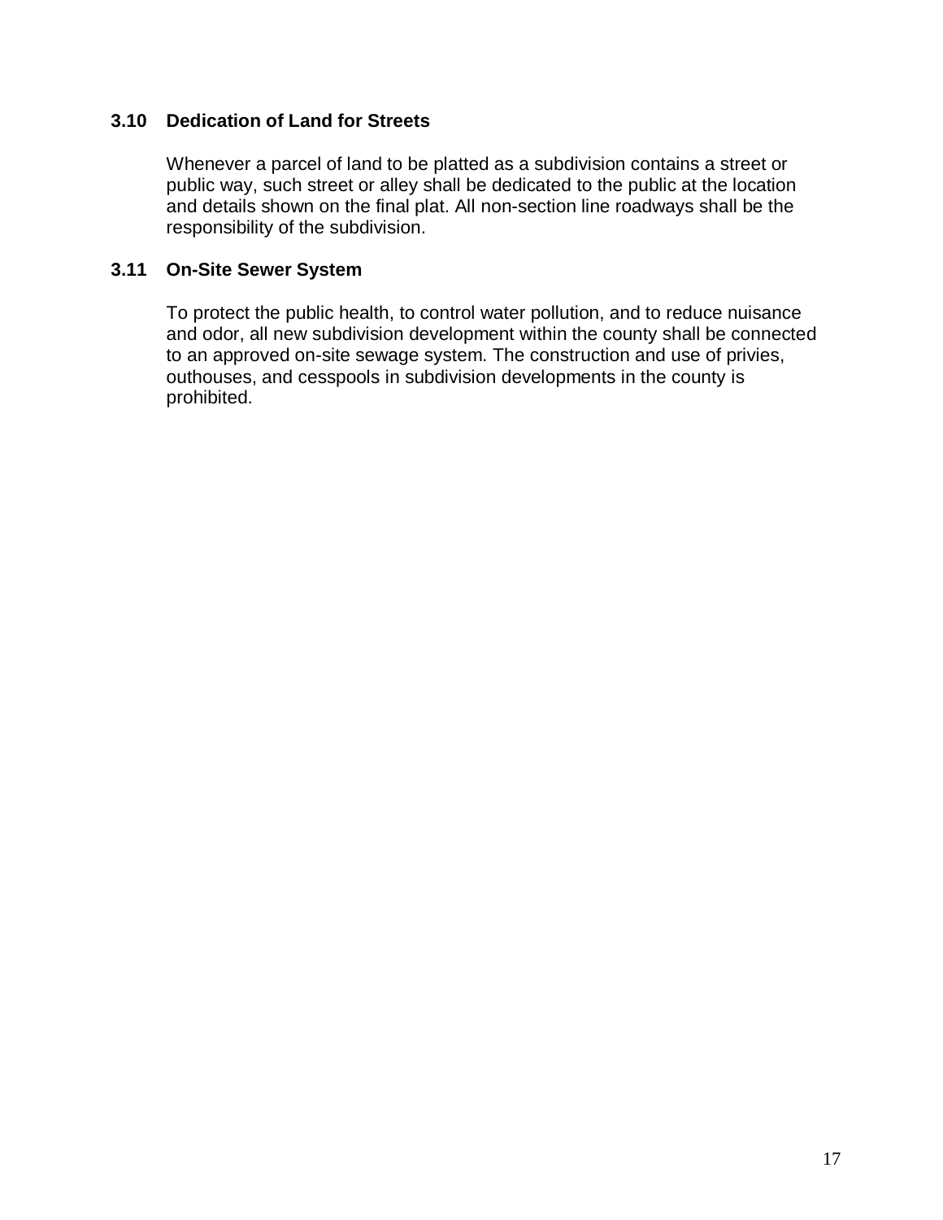### 3.10 Dedication of Land for Streets

Whenever a parcel of land to be platted as a subdivision contains a street or public way, such street or alley shall be dedicated to the public at the location and details shown on the final plat. All non-section line roadways shall be the responsibility of the subdivision.

### 3.11 On-Site Sewer System

To protect the public health, to control water pollution, and to reduce nuisance and odor, all new subdivision development within the county shall be connected to an approved on-site sewage system. The construction and use of privies, outhouses, and cesspools in subdivision developments in the county is prohibited.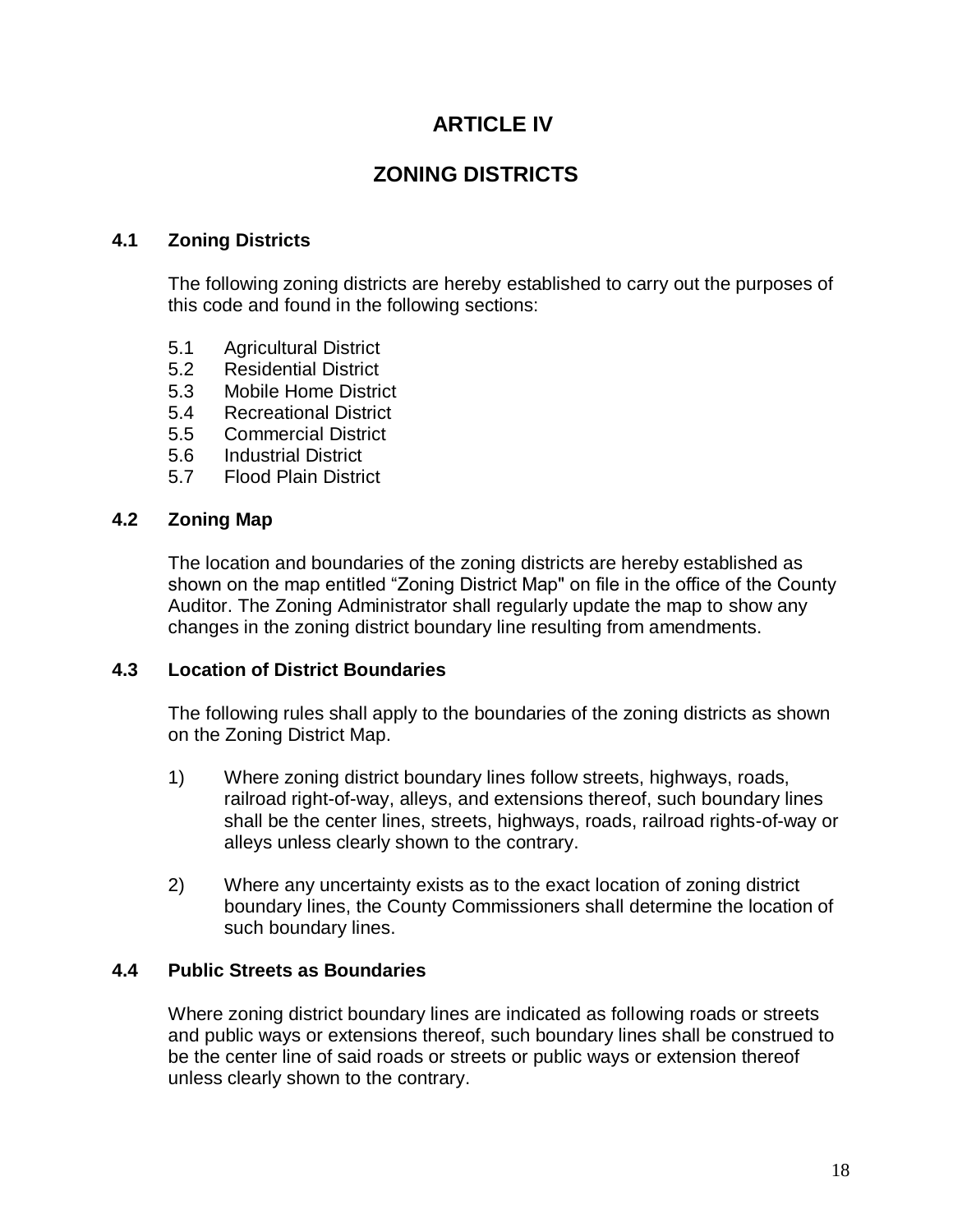# ARTICLE IV

# ZONING DISTRICTS

### 4.1 Zoning Districts

The following zoning districts are hereby established to carry out the purposes of this code and found in the following sections:

5.1 Agricultural District
5.2 Residential District
5.3 Mobile Home District
5.4 Recreational District
5.5 Commercial District
5.6 Industrial District
5.7 Flood Plain District

### 4.2 Zoning Map

The location and boundaries of the zoning districts are hereby established as shown on the map entitled "Zoning District Map" on file in the office of the County Auditor. The Zoning Administrator shall regularly update the map to show any changes in the zoning district boundary line resulting from amendments.

### 4.3 Location of District Boundaries

The following rules shall apply to the boundaries of the zoning districts as shown on the Zoning District Map.

1) Where zoning district boundary lines follow streets, highways, roads, railroad right-of-way, alleys, and extensions thereof, such boundary lines shall be the center lines, streets, highways, roads, railroad rights-of-way or alleys unless clearly shown to the contrary.

2) Where any uncertainty exists as to the exact location of zoning district boundary lines, the County Commissioners shall determine the location of such boundary lines.

### 4.4 Public Streets as Boundaries

Where zoning district boundary lines are indicated as following roads or streets and public ways or extensions thereof, such boundary lines shall be construed to be the center line of said roads or streets or public ways or extension thereof unless clearly shown to the contrary.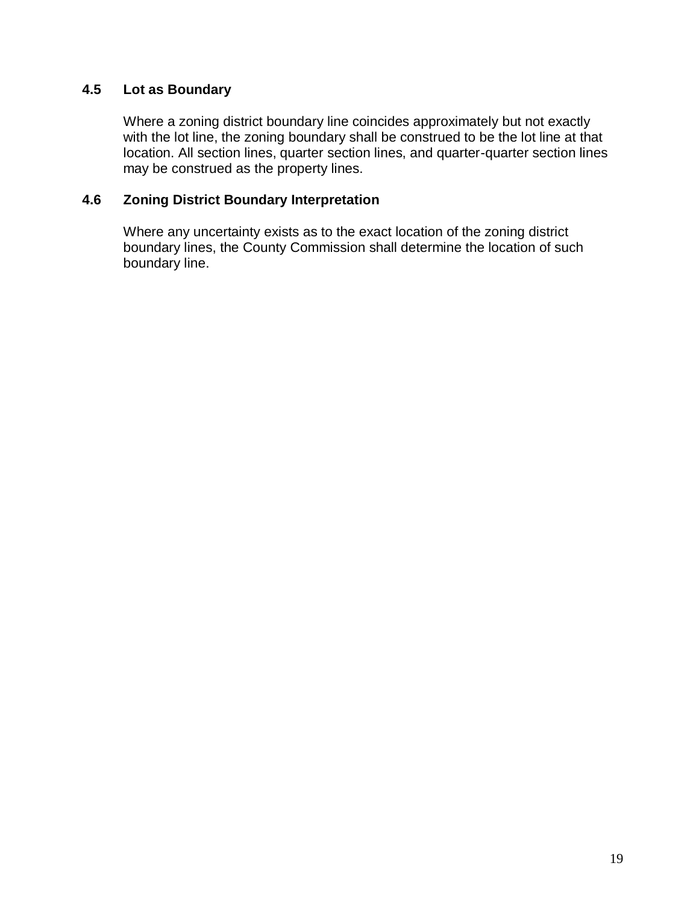### 4.5 Lot as Boundary

Where a zoning district boundary line coincides approximately but not exactly with the lot line, the zoning boundary shall be construed to be the lot line at that location. All section lines, quarter section lines, and quarter-quarter section lines may be construed as the property lines.

### 4.6 Zoning District Boundary Interpretation

Where any uncertainty exists as to the exact location of the zoning district boundary lines, the County Commission shall determine the location of such boundary line.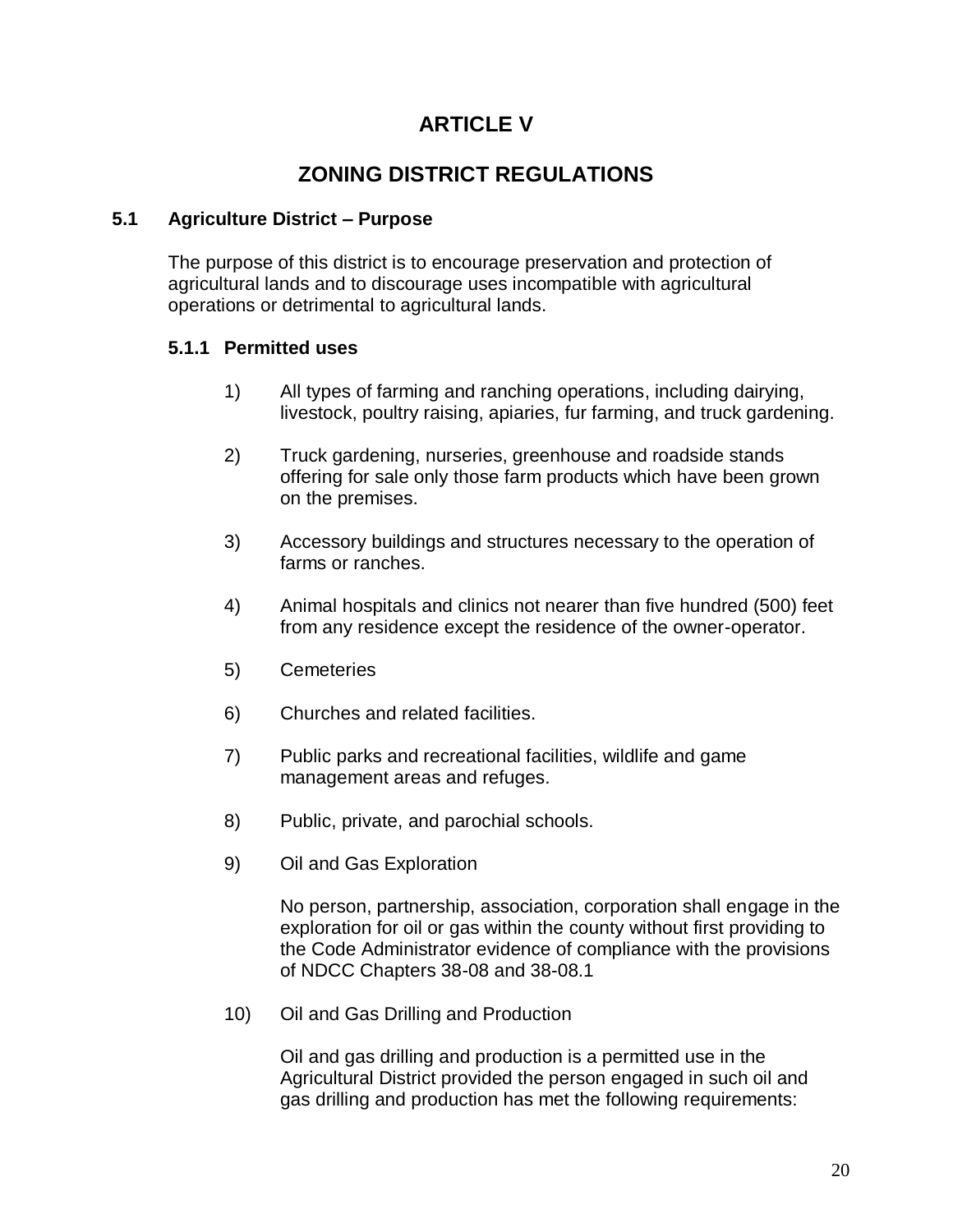# ARTICLE V

# ZONING DISTRICT REGULATIONS

## 5.1 Agriculture District – Purpose

The purpose of this district is to encourage preservation and protection of agricultural lands and to discourage uses incompatible with agricultural operations or detrimental to agricultural lands.

### 5.1.1 Permitted uses

1) All types of farming and ranching operations, including dairying, livestock, poultry raising, apiaries, fur farming, and truck gardening.

2) Truck gardening, nurseries, greenhouse and roadside stands offering for sale only those farm products which have been grown on the premises.

3) Accessory buildings and structures necessary to the operation of farms or ranches.

4) Animal hospitals and clinics not nearer than five hundred (500) feet from any residence except the residence of the owner-operator.

5) Cemeteries

6) Churches and related facilities.

7) Public parks and recreational facilities, wildlife and game management areas and refuges.

8) Public, private, and parochial schools.

9) Oil and Gas Exploration

   No person, partnership, association, corporation shall engage in the exploration for oil or gas within the county without first providing to the Code Administrator evidence of compliance with the provisions of NDCC Chapters 38-08 and 38-08.1

10) Oil and Gas Drilling and Production

   Oil and gas drilling and production is a permitted use in the Agricultural District provided the person engaged in such oil and gas drilling and production has met the following requirements: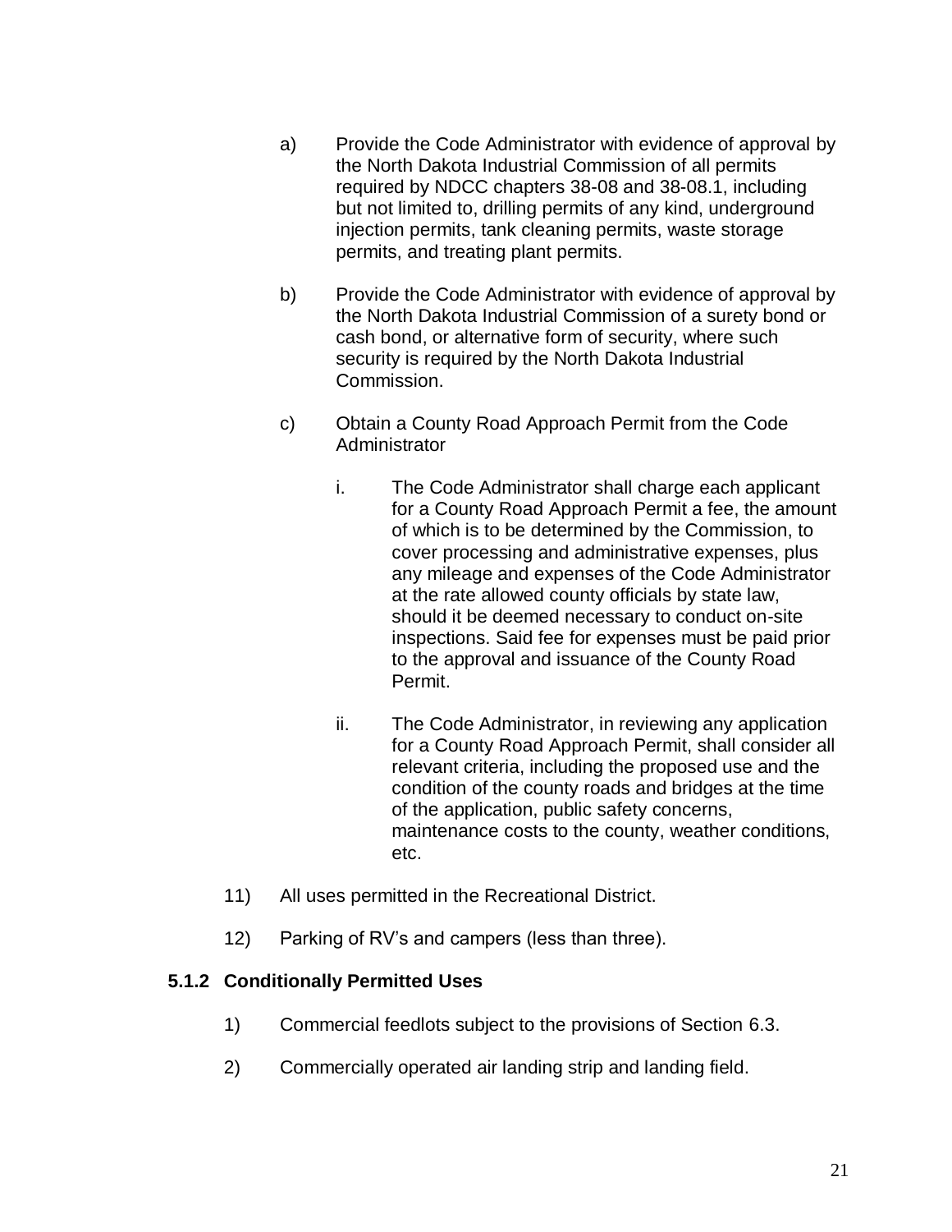a) Provide the Code Administrator with evidence of approval by the North Dakota Industrial Commission of all permits required by NDCC chapters 38-08 and 38-08.1, including but not limited to, drilling permits of any kind, underground injection permits, tank cleaning permits, waste storage permits, and treating plant permits.

b) Provide the Code Administrator with evidence of approval by the North Dakota Industrial Commission of a surety bond or cash bond, or alternative form of security, where such security is required by the North Dakota Industrial Commission.

c) Obtain a County Road Approach Permit from the Code Administrator

   i. The Code Administrator shall charge each applicant for a County Road Approach Permit a fee, the amount of which is to be determined by the Commission, to cover processing and administrative expenses, plus any mileage and expenses of the Code Administrator at the rate allowed county officials by state law, should it be deemed necessary to conduct on-site inspections. Said fee for expenses must be paid prior to the approval and issuance of the County Road Permit.

   ii. The Code Administrator, in reviewing any application for a County Road Approach Permit, shall consider all relevant criteria, including the proposed use and the condition of the county roads and bridges at the time of the application, public safety concerns, maintenance costs to the county, weather conditions, etc.

11) All uses permitted in the Recreational District.

12) Parking of RV's and campers (less than three).

### 5.1.2 Conditionally Permitted Uses

1) Commercial feedlots subject to the provisions of Section 6.3.

2) Commercially operated air landing strip and landing field.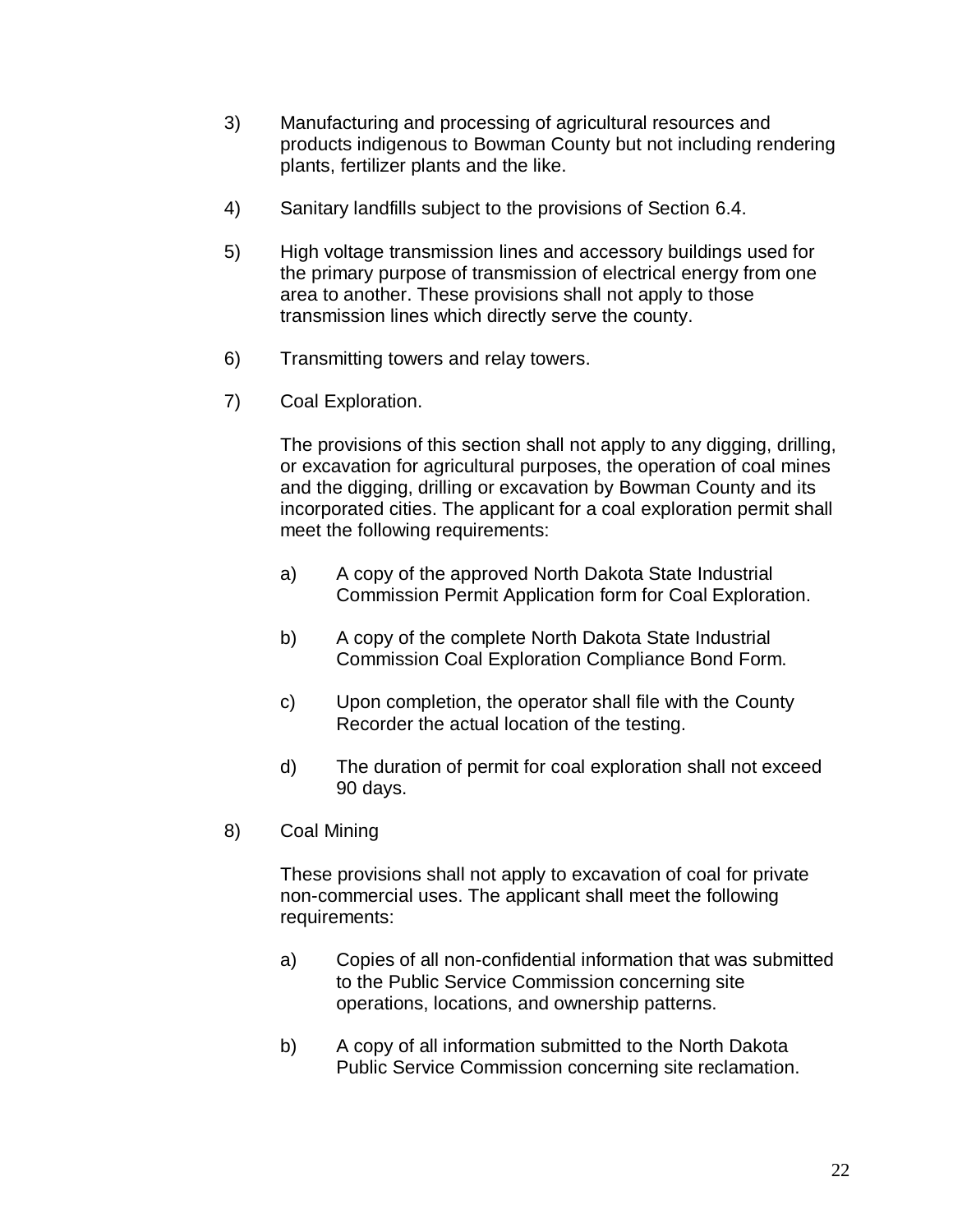3) Manufacturing and processing of agricultural resources and products indigenous to Bowman County but not including rendering plants, fertilizer plants and the like.

4) Sanitary landfills subject to the provisions of Section 6.4.

5) High voltage transmission lines and accessory buildings used for the primary purpose of transmission of electrical energy from one area to another. These provisions shall not apply to those transmission lines which directly serve the county.

6) Transmitting towers and relay towers.

7) Coal Exploration.

   The provisions of this section shall not apply to any digging, drilling, or excavation for agricultural purposes, the operation of coal mines and the digging, drilling or excavation by Bowman County and its incorporated cities. The applicant for a coal exploration permit shall meet the following requirements:

   a) A copy of the approved North Dakota State Industrial Commission Permit Application form for Coal Exploration.

   b) A copy of the complete North Dakota State Industrial Commission Coal Exploration Compliance Bond Form.

   c) Upon completion, the operator shall file with the County Recorder the actual location of the testing.

   d) The duration of permit for coal exploration shall not exceed 90 days.

8) Coal Mining

   These provisions shall not apply to excavation of coal for private non-commercial uses. The applicant shall meet the following requirements:

   a) Copies of all non-confidential information that was submitted to the Public Service Commission concerning site operations, locations, and ownership patterns.

   b) A copy of all information submitted to the North Dakota Public Service Commission concerning site reclamation.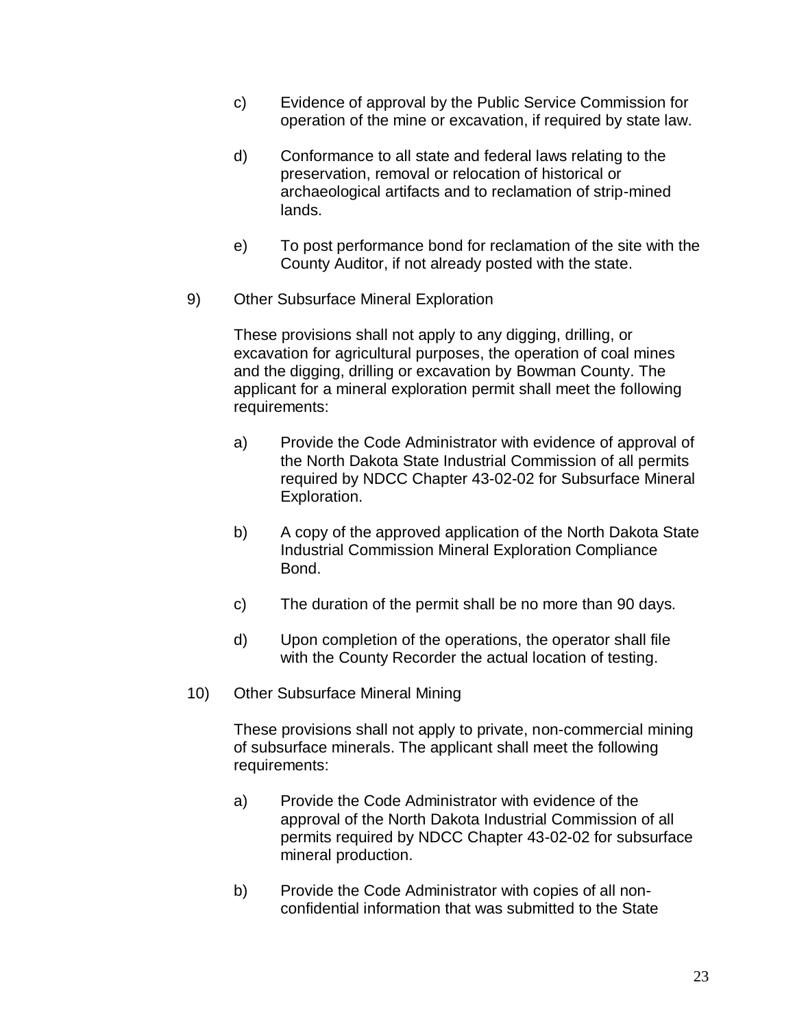c) Evidence of approval by the Public Service Commission for operation of the mine or excavation, if required by state law.

d) Conformance to all state and federal laws relating to the preservation, removal or relocation of historical or archaeological artifacts and to reclamation of strip-mined lands.

e) To post performance bond for reclamation of the site with the County Auditor, if not already posted with the state.

9) Other Subsurface Mineral Exploration

These provisions shall not apply to any digging, drilling, or excavation for agricultural purposes, the operation of coal mines and the digging, drilling or excavation by Bowman County. The applicant for a mineral exploration permit shall meet the following requirements:

a) Provide the Code Administrator with evidence of approval of the North Dakota State Industrial Commission of all permits required by NDCC Chapter 43-02-02 for Subsurface Mineral Exploration.

b) A copy of the approved application of the North Dakota State Industrial Commission Mineral Exploration Compliance Bond.

c) The duration of the permit shall be no more than 90 days.

d) Upon completion of the operations, the operator shall file with the County Recorder the actual location of testing.

10) Other Subsurface Mineral Mining

These provisions shall not apply to private, non-commercial mining of subsurface minerals. The applicant shall meet the following requirements:

a) Provide the Code Administrator with evidence of the approval of the North Dakota Industrial Commission of all permits required by NDCC Chapter 43-02-02 for subsurface mineral production.

b) Provide the Code Administrator with copies of all non-confidential information that was submitted to the State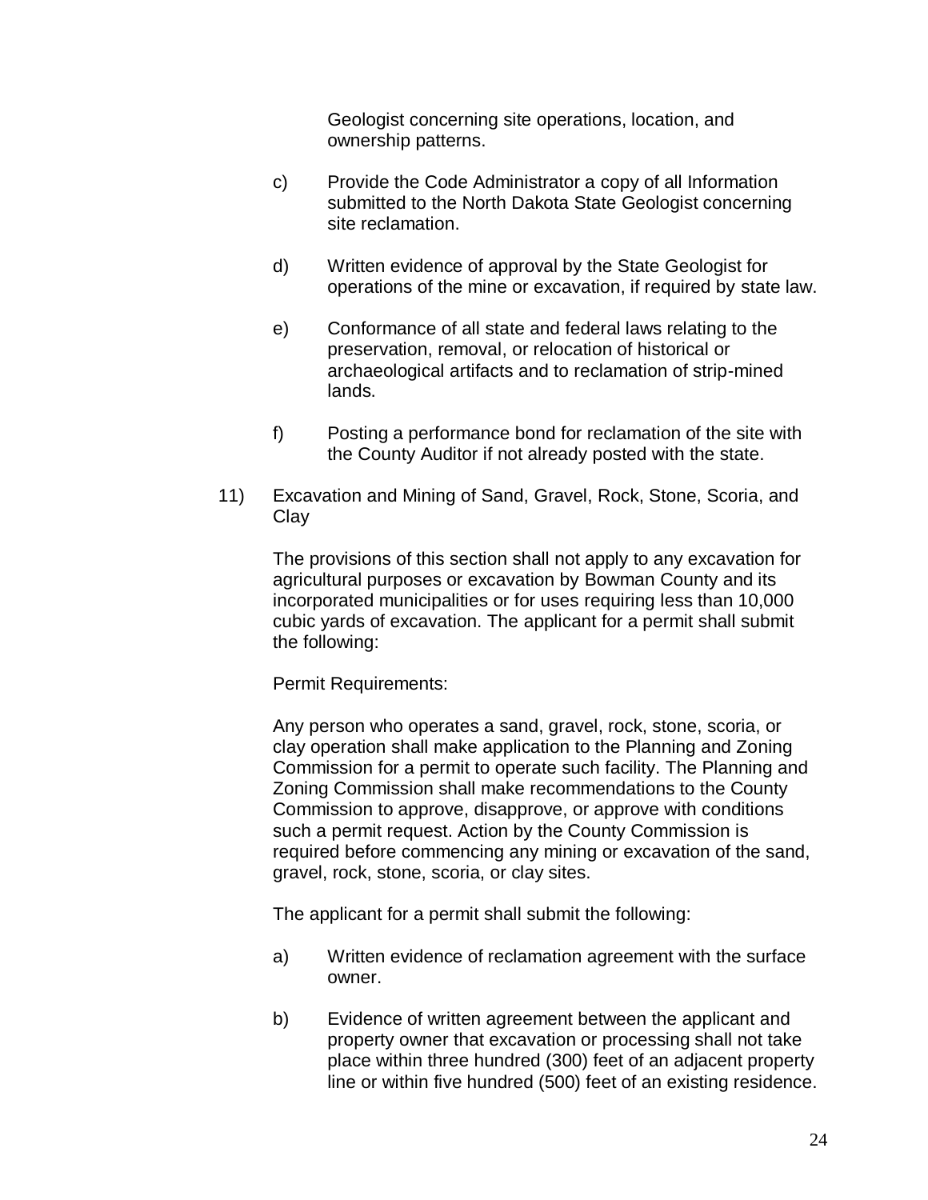Geologist concerning site operations, location, and ownership patterns.

c) Provide the Code Administrator a copy of all Information submitted to the North Dakota State Geologist concerning site reclamation.

d) Written evidence of approval by the State Geologist for operations of the mine or excavation, if required by state law.

e) Conformance of all state and federal laws relating to the preservation, removal, or relocation of historical or archaeological artifacts and to reclamation of strip-mined lands.

f) Posting a performance bond for reclamation of the site with the County Auditor if not already posted with the state.

11) Excavation and Mining of Sand, Gravel, Rock, Stone, Scoria, and Clay

The provisions of this section shall not apply to any excavation for agricultural purposes or excavation by Bowman County and its incorporated municipalities or for uses requiring less than 10,000 cubic yards of excavation. The applicant for a permit shall submit the following:

Permit Requirements:

Any person who operates a sand, gravel, rock, stone, scoria, or clay operation shall make application to the Planning and Zoning Commission for a permit to operate such facility. The Planning and Zoning Commission shall make recommendations to the County Commission to approve, disapprove, or approve with conditions such a permit request. Action by the County Commission is required before commencing any mining or excavation of the sand, gravel, rock, stone, scoria, or clay sites.

The applicant for a permit shall submit the following:

a) Written evidence of reclamation agreement with the surface owner.

b) Evidence of written agreement between the applicant and property owner that excavation or processing shall not take place within three hundred (300) feet of an adjacent property line or within five hundred (500) feet of an existing residence.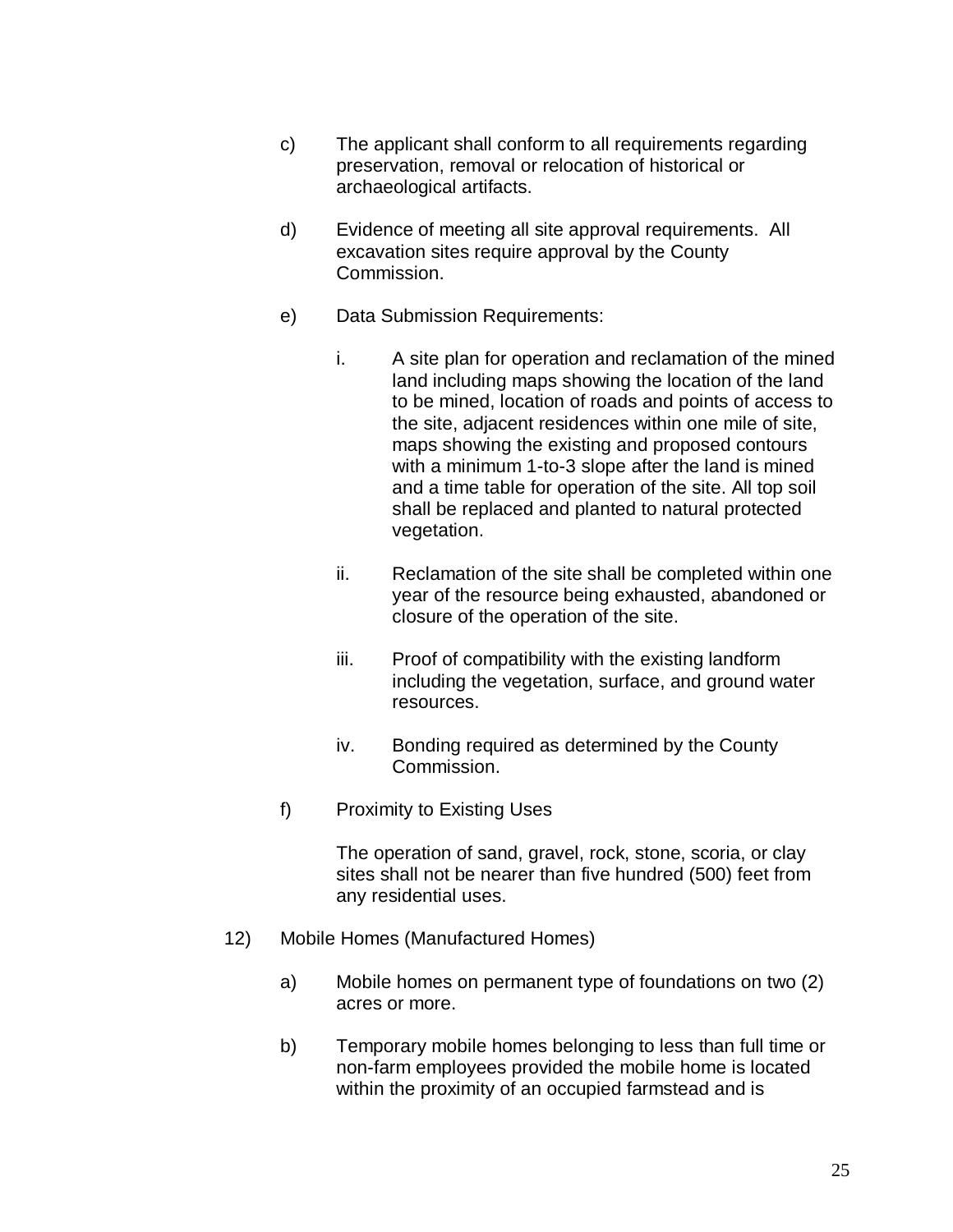c) The applicant shall conform to all requirements regarding preservation, removal or relocation of historical or archaeological artifacts.

d) Evidence of meeting all site approval requirements. All excavation sites require approval by the County Commission.

e) Data Submission Requirements:

   i. A site plan for operation and reclamation of the mined land including maps showing the location of the land to be mined, location of roads and points of access to the site, adjacent residences within one mile of site, maps showing the existing and proposed contours with a minimum 1-to-3 slope after the land is mined and a time table for operation of the site. All top soil shall be replaced and planted to natural protected vegetation.

   ii. Reclamation of the site shall be completed within one year of the resource being exhausted, abandoned or closure of the operation of the site.

   iii. Proof of compatibility with the existing landform including the vegetation, surface, and ground water resources.

   iv. Bonding required as determined by the County Commission.

f) Proximity to Existing Uses

   The operation of sand, gravel, rock, stone, scoria, or clay sites shall not be nearer than five hundred (500) feet from any residential uses.

12) Mobile Homes (Manufactured Homes)

   a) Mobile homes on permanent type of foundations on two (2) acres or more.

   b) Temporary mobile homes belonging to less than full time or non-farm employees provided the mobile home is located within the proximity of an occupied farmstead and is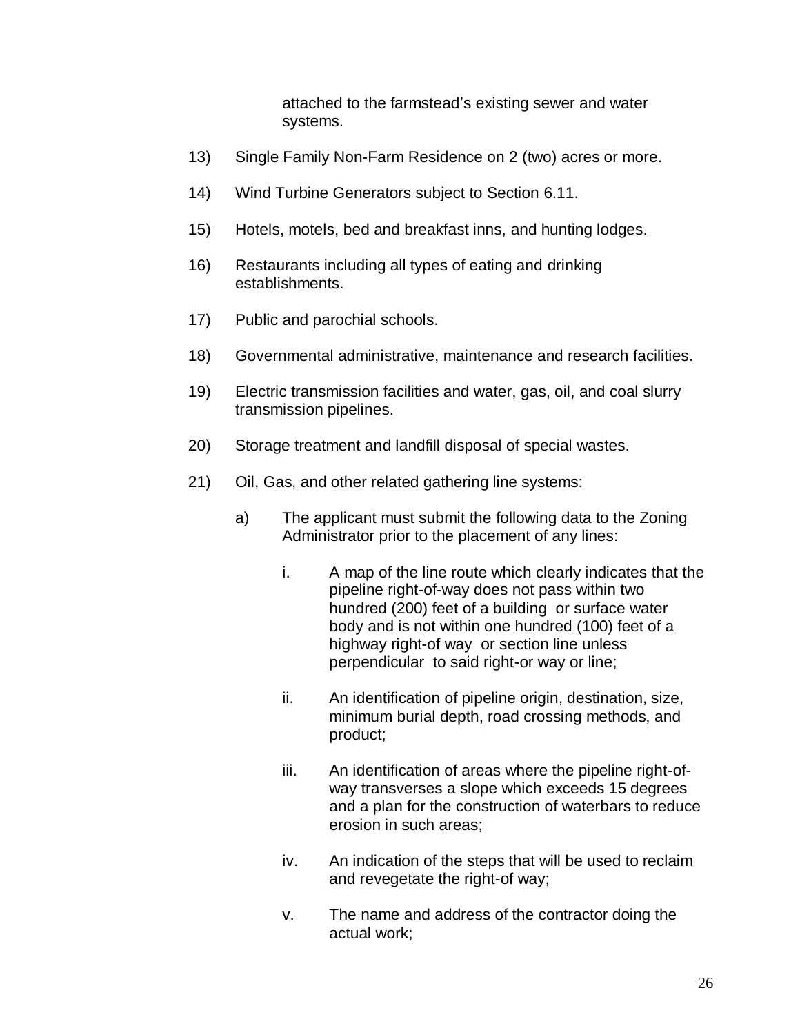attached to the farmstead's existing sewer and water systems.

13) Single Family Non-Farm Residence on 2 (two) acres or more.

14) Wind Turbine Generators subject to Section 6.11.

15) Hotels, motels, bed and breakfast inns, and hunting lodges.

16) Restaurants including all types of eating and drinking establishments.

17) Public and parochial schools.

18) Governmental administrative, maintenance and research facilities.

19) Electric transmission facilities and water, gas, oil, and coal slurry transmission pipelines.

20) Storage treatment and landfill disposal of special wastes.

21) Oil, Gas, and other related gathering line systems:

   a) The applicant must submit the following data to the Zoning Administrator prior to the placement of any lines:

      i. A map of the line route which clearly indicates that the pipeline right-of-way does not pass within two hundred (200) feet of a building or surface water body and is not within one hundred (100) feet of a highway right-of way or section line unless perpendicular to said right-or way or line;

      ii. An identification of pipeline origin, destination, size, minimum burial depth, road crossing methods, and product;

      iii. An identification of areas where the pipeline right-of-way transverses a slope which exceeds 15 degrees and a plan for the construction of waterbars to reduce erosion in such areas;

      iv. An indication of the steps that will be used to reclaim and revegetate the right-of way;

      v. The name and address of the contractor doing the actual work;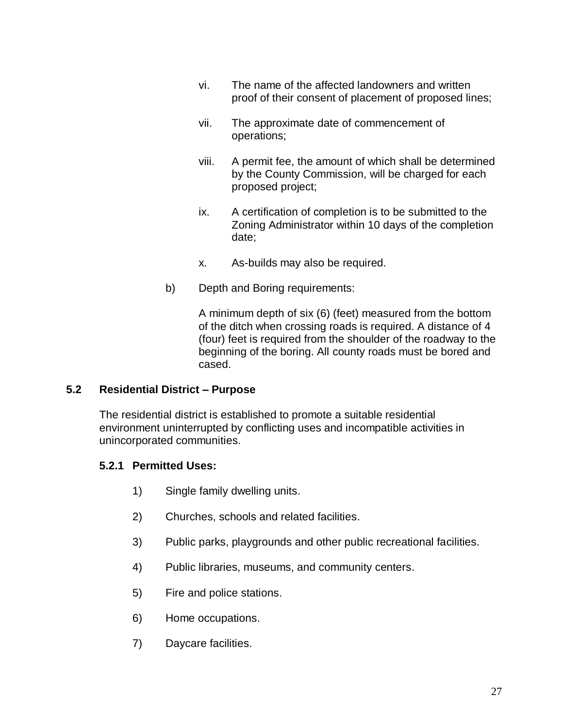vi. The name of the affected landowners and written proof of their consent of placement of proposed lines;

vii. The approximate date of commencement of operations;

viii. A permit fee, the amount of which shall be determined by the County Commission, will be charged for each proposed project;

ix. A certification of completion is to be submitted to the Zoning Administrator within 10 days of the completion date;

x. As-builds may also be required.

b) Depth and Boring requirements:

A minimum depth of six (6) (feet) measured from the bottom of the ditch when crossing roads is required. A distance of 4 (four) feet is required from the shoulder of the roadway to the beginning of the boring. All county roads must be bored and cased.

## 5.2 Residential District – Purpose

The residential district is established to promote a suitable residential environment uninterrupted by conflicting uses and incompatible activities in unincorporated communities.

### 5.2.1 Permitted Uses:

1) Single family dwelling units.

2) Churches, schools and related facilities.

3) Public parks, playgrounds and other public recreational facilities.

4) Public libraries, museums, and community centers.

5) Fire and police stations.

6) Home occupations.

7) Daycare facilities.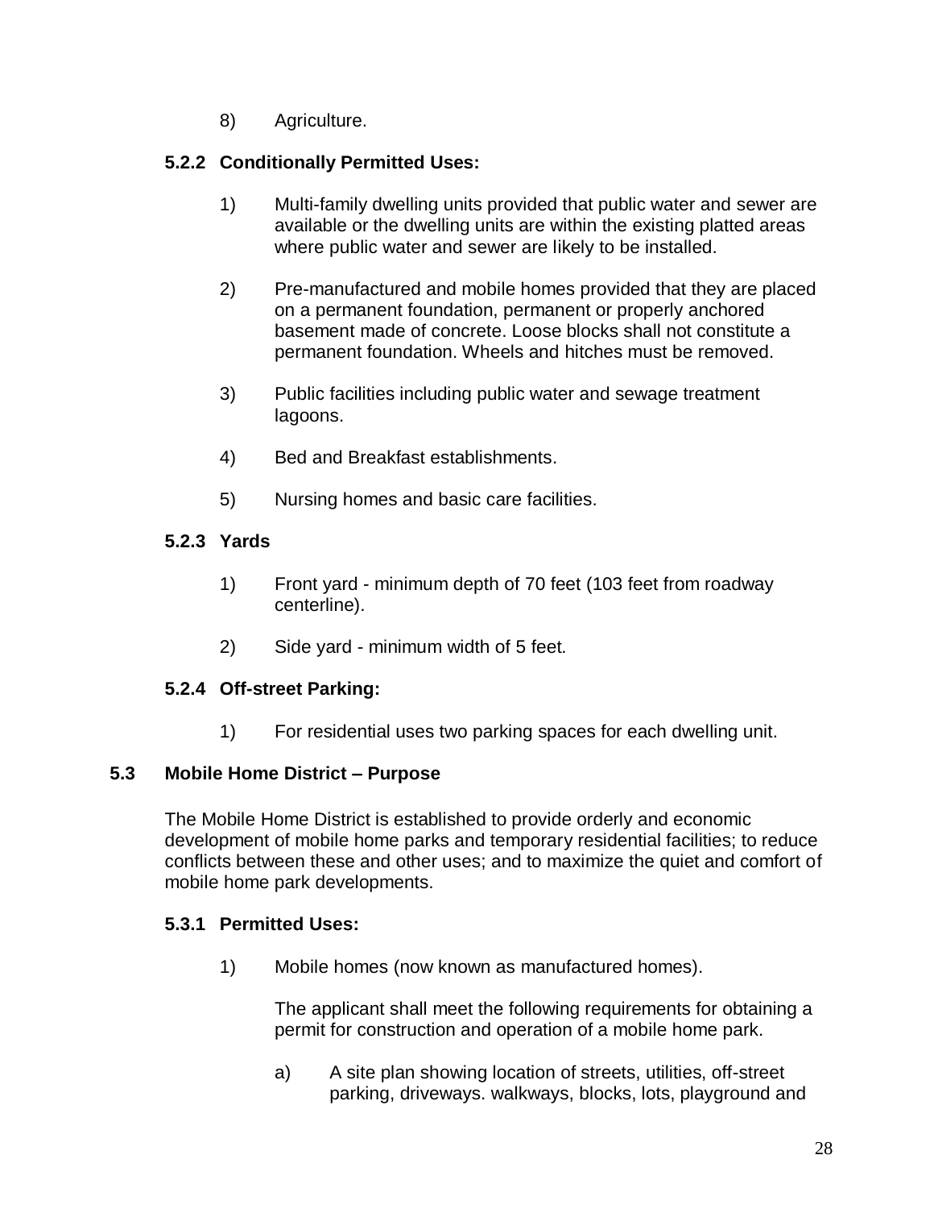8) Agriculture.

### 5.2.2 Conditionally Permitted Uses:

1) Multi-family dwelling units provided that public water and sewer are available or the dwelling units are within the existing platted areas where public water and sewer are likely to be installed.

2) Pre-manufactured and mobile homes provided that they are placed on a permanent foundation, permanent or properly anchored basement made of concrete. Loose blocks shall not constitute a permanent foundation. Wheels and hitches must be removed.

3) Public facilities including public water and sewage treatment lagoons.

4) Bed and Breakfast establishments.

5) Nursing homes and basic care facilities.

### 5.2.3 Yards

1) Front yard - minimum depth of 70 feet (103 feet from roadway centerline).

2) Side yard - minimum width of 5 feet.

### 5.2.4 Off-street Parking:

1) For residential uses two parking spaces for each dwelling unit.

## 5.3 Mobile Home District – Purpose

The Mobile Home District is established to provide orderly and economic development of mobile home parks and temporary residential facilities; to reduce conflicts between these and other uses; and to maximize the quiet and comfort of mobile home park developments.

### 5.3.1 Permitted Uses:

1) Mobile homes (now known as manufactured homes).

The applicant shall meet the following requirements for obtaining a permit for construction and operation of a mobile home park.

a) A site plan showing location of streets, utilities, off-street parking, driveways. walkways, blocks, lots, playground and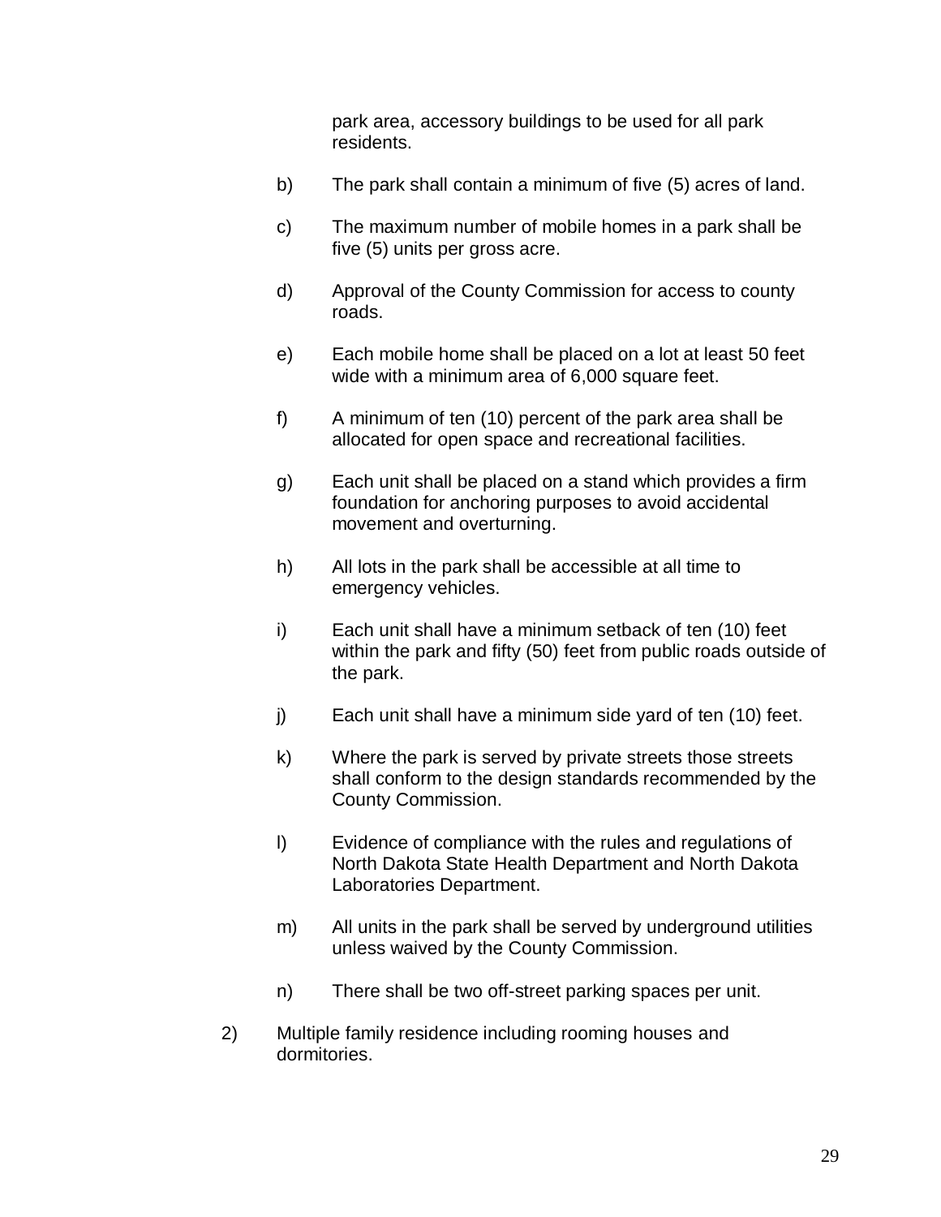park area, accessory buildings to be used for all park residents.

b) The park shall contain a minimum of five (5) acres of land.

c) The maximum number of mobile homes in a park shall be five (5) units per gross acre.

d) Approval of the County Commission for access to county roads.

e) Each mobile home shall be placed on a lot at least 50 feet wide with a minimum area of 6,000 square feet.

f) A minimum of ten (10) percent of the park area shall be allocated for open space and recreational facilities.

g) Each unit shall be placed on a stand which provides a firm foundation for anchoring purposes to avoid accidental movement and overturning.

h) All lots in the park shall be accessible at all time to emergency vehicles.

i) Each unit shall have a minimum setback of ten (10) feet within the park and fifty (50) feet from public roads outside of the park.

j) Each unit shall have a minimum side yard of ten (10) feet.

k) Where the park is served by private streets those streets shall conform to the design standards recommended by the County Commission.

l) Evidence of compliance with the rules and regulations of North Dakota State Health Department and North Dakota Laboratories Department.

m) All units in the park shall be served by underground utilities unless waived by the County Commission.

n) There shall be two off-street parking spaces per unit.

2) Multiple family residence including rooming houses and dormitories.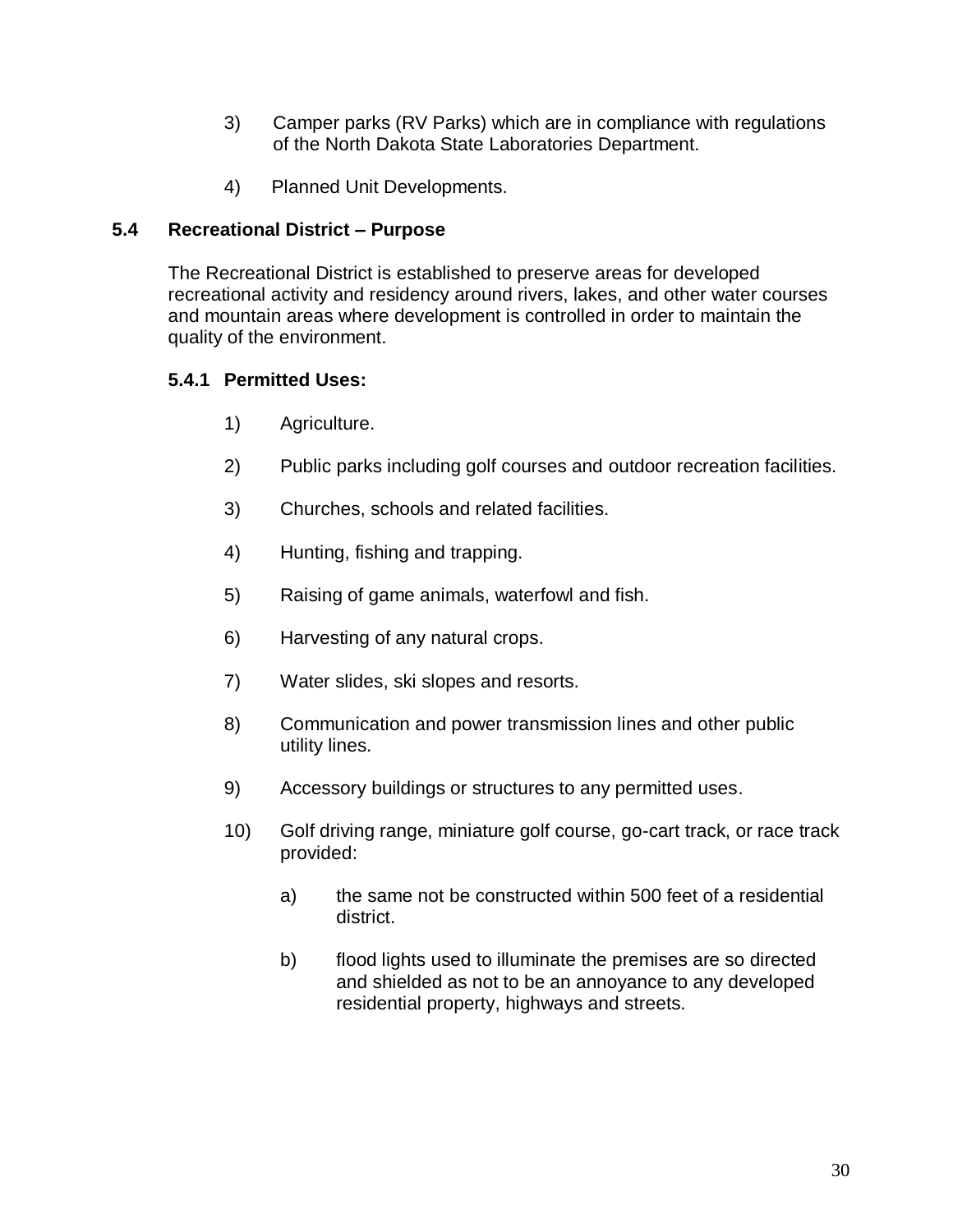3) Camper parks (RV Parks) which are in compliance with regulations of the North Dakota State Laboratories Department.

4) Planned Unit Developments.

## 5.4 Recreational District – Purpose

The Recreational District is established to preserve areas for developed recreational activity and residency around rivers, lakes, and other water courses and mountain areas where development is controlled in order to maintain the quality of the environment.

### 5.4.1 Permitted Uses:

1) Agriculture.

2) Public parks including golf courses and outdoor recreation facilities.

3) Churches, schools and related facilities.

4) Hunting, fishing and trapping.

5) Raising of game animals, waterfowl and fish.

6) Harvesting of any natural crops.

7) Water slides, ski slopes and resorts.

8) Communication and power transmission lines and other public utility lines.

9) Accessory buildings or structures to any permitted uses.

10) Golf driving range, miniature golf course, go-cart track, or race track provided:

   a) the same not be constructed within 500 feet of a residential district.

   b) flood lights used to illuminate the premises are so directed and shielded as not to be an annoyance to any developed residential property, highways and streets.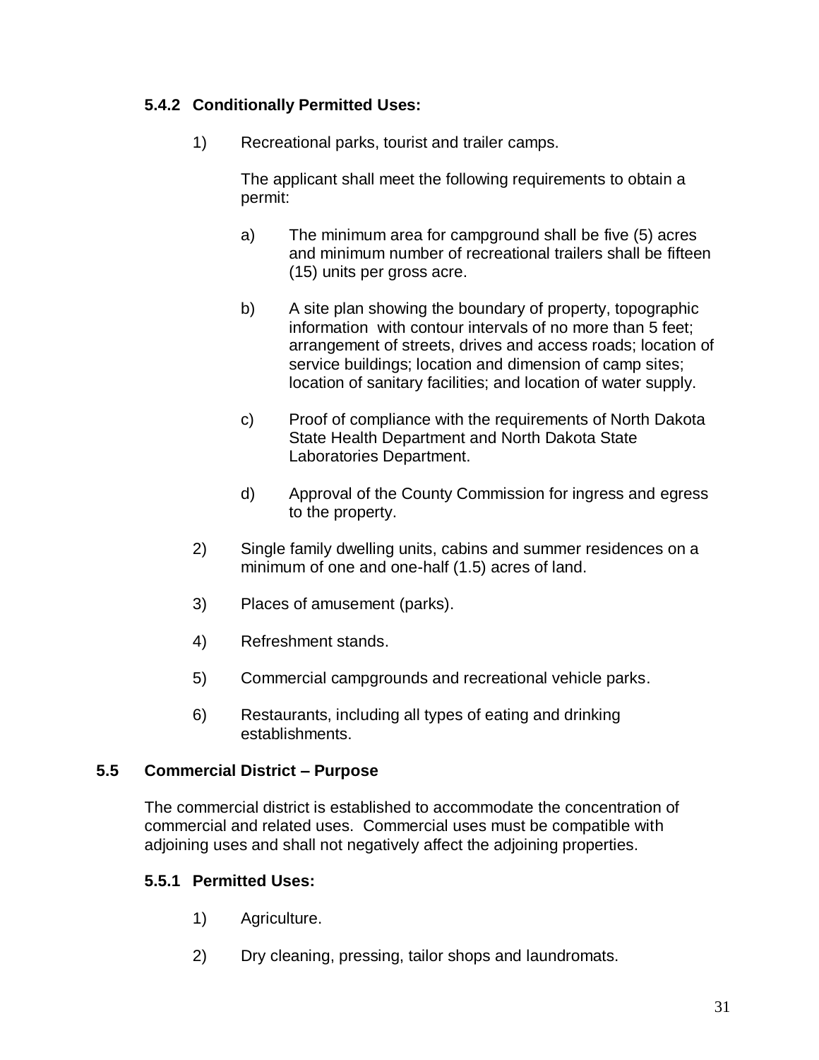### 5.4.2 Conditionally Permitted Uses:

1) Recreational parks, tourist and trailer camps.

   The applicant shall meet the following requirements to obtain a permit:

   a) The minimum area for campground shall be five (5) acres and minimum number of recreational trailers shall be fifteen (15) units per gross acre.

   b) A site plan showing the boundary of property, topographic information with contour intervals of no more than 5 feet; arrangement of streets, drives and access roads; location of service buildings; location and dimension of camp sites; location of sanitary facilities; and location of water supply.

   c) Proof of compliance with the requirements of North Dakota State Health Department and North Dakota State Laboratories Department.

   d) Approval of the County Commission for ingress and egress to the property.

2) Single family dwelling units, cabins and summer residences on a minimum of one and one-half (1.5) acres of land.

3) Places of amusement (parks).

4) Refreshment stands.

5) Commercial campgrounds and recreational vehicle parks.

6) Restaurants, including all types of eating and drinking establishments.

## 5.5 Commercial District – Purpose

The commercial district is established to accommodate the concentration of commercial and related uses. Commercial uses must be compatible with adjoining uses and shall not negatively affect the adjoining properties.

### 5.5.1 Permitted Uses:

1) Agriculture.

2) Dry cleaning, pressing, tailor shops and laundromats.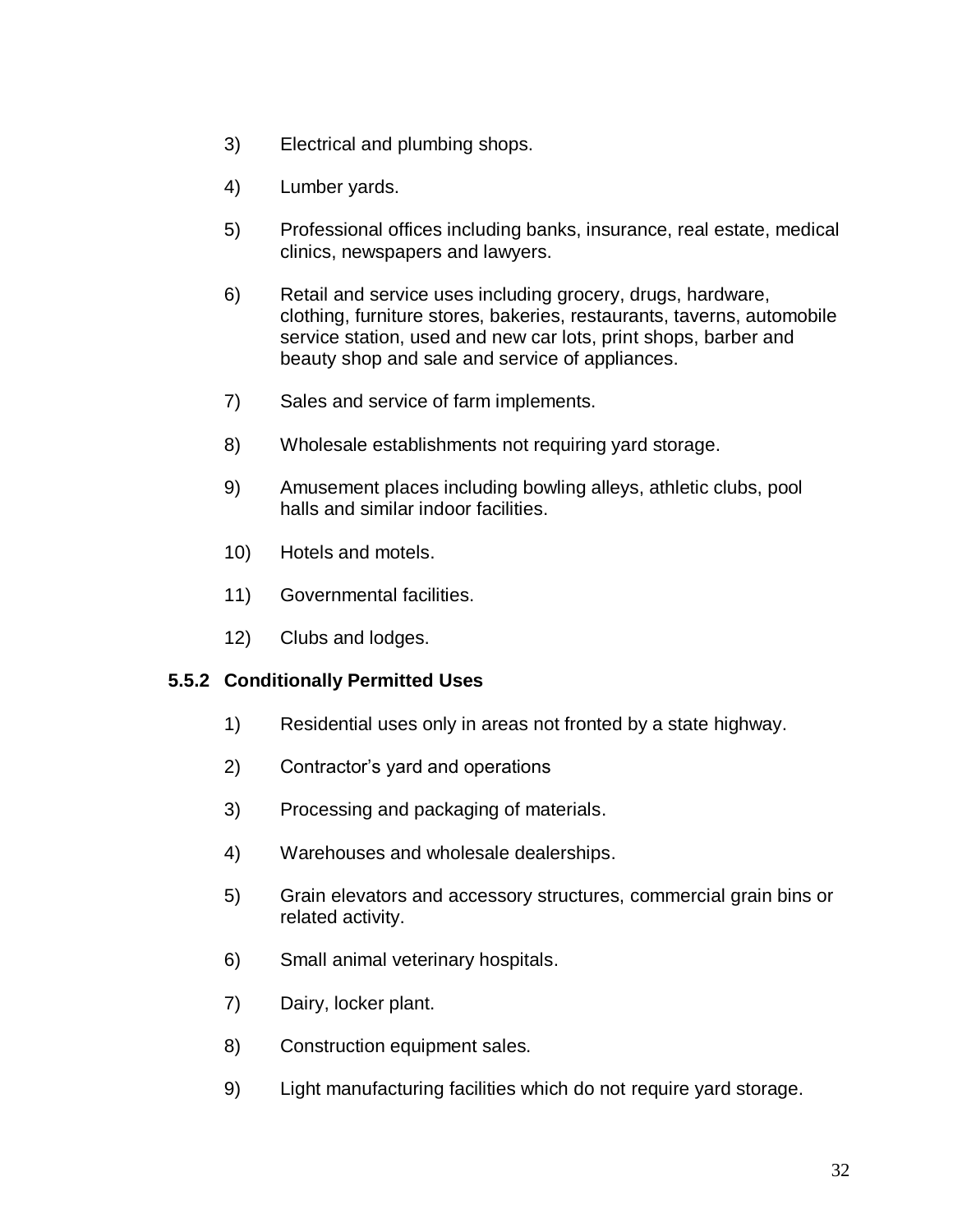3) Electrical and plumbing shops.

4) Lumber yards.

5) Professional offices including banks, insurance, real estate, medical clinics, newspapers and lawyers.

6) Retail and service uses including grocery, drugs, hardware, clothing, furniture stores, bakeries, restaurants, taverns, automobile service station, used and new car lots, print shops, barber and beauty shop and sale and service of appliances.

7) Sales and service of farm implements.

8) Wholesale establishments not requiring yard storage.

9) Amusement places including bowling alleys, athletic clubs, pool halls and similar indoor facilities.

10) Hotels and motels.

11) Governmental facilities.

12) Clubs and lodges.

### 5.5.2 Conditionally Permitted Uses

1) Residential uses only in areas not fronted by a state highway.

2) Contractor’s yard and operations

3) Processing and packaging of materials.

4) Warehouses and wholesale dealerships.

5) Grain elevators and accessory structures, commercial grain bins or related activity.

6) Small animal veterinary hospitals.

7) Dairy, locker plant.

8) Construction equipment sales.

9) Light manufacturing facilities which do not require yard storage.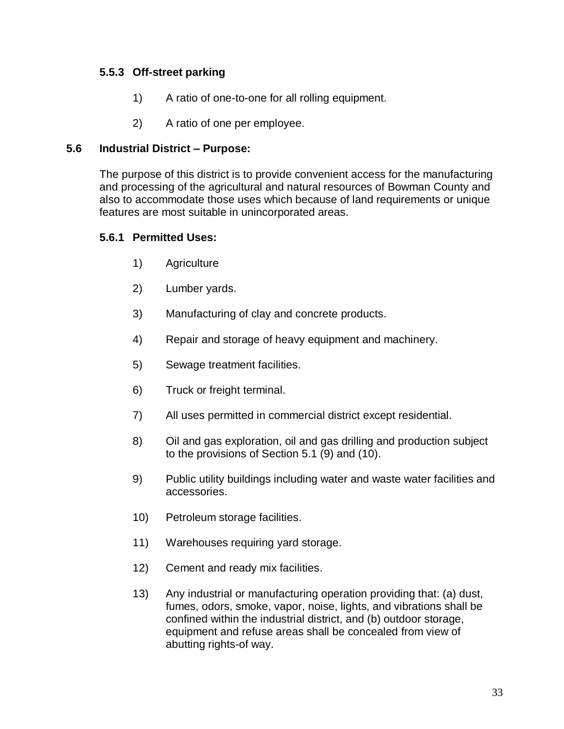### 5.5.3 Off-street parking

1) A ratio of one-to-one for all rolling equipment.

2) A ratio of one per employee.

## 5.6 Industrial District – Purpose:

The purpose of this district is to provide convenient access for the manufacturing and processing of the agricultural and natural resources of Bowman County and also to accommodate those uses which because of land requirements or unique features are most suitable in unincorporated areas.

### 5.6.1 Permitted Uses:

1) Agriculture

2) Lumber yards.

3) Manufacturing of clay and concrete products.

4) Repair and storage of heavy equipment and machinery.

5) Sewage treatment facilities.

6) Truck or freight terminal.

7) All uses permitted in commercial district except residential.

8) Oil and gas exploration, oil and gas drilling and production subject to the provisions of Section 5.1 (9) and (10).

9) Public utility buildings including water and waste water facilities and accessories.

10) Petroleum storage facilities.

11) Warehouses requiring yard storage.

12) Cement and ready mix facilities.

13) Any industrial or manufacturing operation providing that: (a) dust, fumes, odors, smoke, vapor, noise, lights, and vibrations shall be confined within the industrial district, and (b) outdoor storage, equipment and refuse areas shall be concealed from view of abutting rights-of way.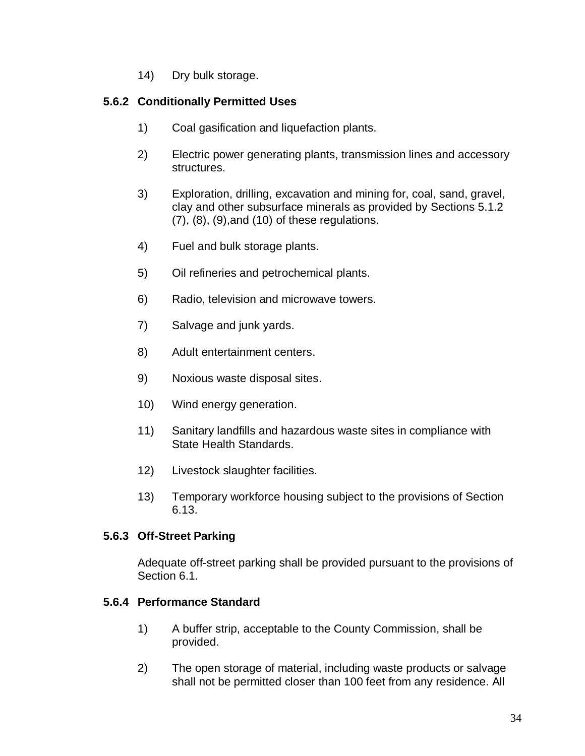14) Dry bulk storage.

### 5.6.2 Conditionally Permitted Uses

1) Coal gasification and liquefaction plants.

2) Electric power generating plants, transmission lines and accessory structures.

3) Exploration, drilling, excavation and mining for, coal, sand, gravel, clay and other subsurface minerals as provided by Sections 5.1.2 (7), (8), (9),and (10) of these regulations.

4) Fuel and bulk storage plants.

5) Oil refineries and petrochemical plants.

6) Radio, television and microwave towers.

7) Salvage and junk yards.

8) Adult entertainment centers.

9) Noxious waste disposal sites.

10) Wind energy generation.

11) Sanitary landfills and hazardous waste sites in compliance with State Health Standards.

12) Livestock slaughter facilities.

13) Temporary workforce housing subject to the provisions of Section 6.13.

### 5.6.3 Off-Street Parking

Adequate off-street parking shall be provided pursuant to the provisions of Section 6.1.

### 5.6.4 Performance Standard

1) A buffer strip, acceptable to the County Commission, shall be provided.

2) The open storage of material, including waste products or salvage shall not be permitted closer than 100 feet from any residence. All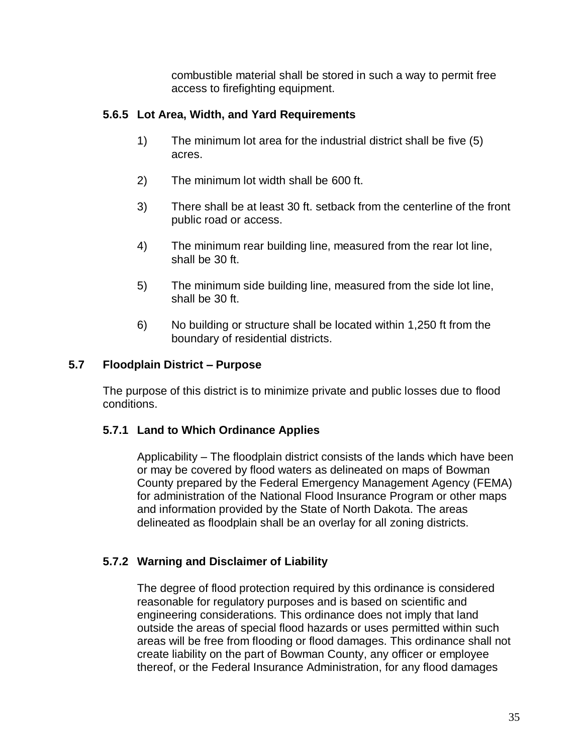combustible material shall be stored in such a way to permit free access to firefighting equipment.

### 5.6.5 Lot Area, Width, and Yard Requirements

1) The minimum lot area for the industrial district shall be five (5) acres.

2) The minimum lot width shall be 600 ft.

3) There shall be at least 30 ft. setback from the centerline of the front public road or access.

4) The minimum rear building line, measured from the rear lot line, shall be 30 ft.

5) The minimum side building line, measured from the side lot line, shall be 30 ft.

6) No building or structure shall be located within 1,250 ft from the boundary of residential districts.

## 5.7 Floodplain District – Purpose

The purpose of this district is to minimize private and public losses due to flood conditions.

### 5.7.1 Land to Which Ordinance Applies

Applicability – The floodplain district consists of the lands which have been or may be covered by flood waters as delineated on maps of Bowman County prepared by the Federal Emergency Management Agency (FEMA) for administration of the National Flood Insurance Program or other maps and information provided by the State of North Dakota. The areas delineated as floodplain shall be an overlay for all zoning districts.

### 5.7.2 Warning and Disclaimer of Liability

The degree of flood protection required by this ordinance is considered reasonable for regulatory purposes and is based on scientific and engineering considerations. This ordinance does not imply that land outside the areas of special flood hazards or uses permitted within such areas will be free from flooding or flood damages. This ordinance shall not create liability on the part of Bowman County, any officer or employee thereof, or the Federal Insurance Administration, for any flood damages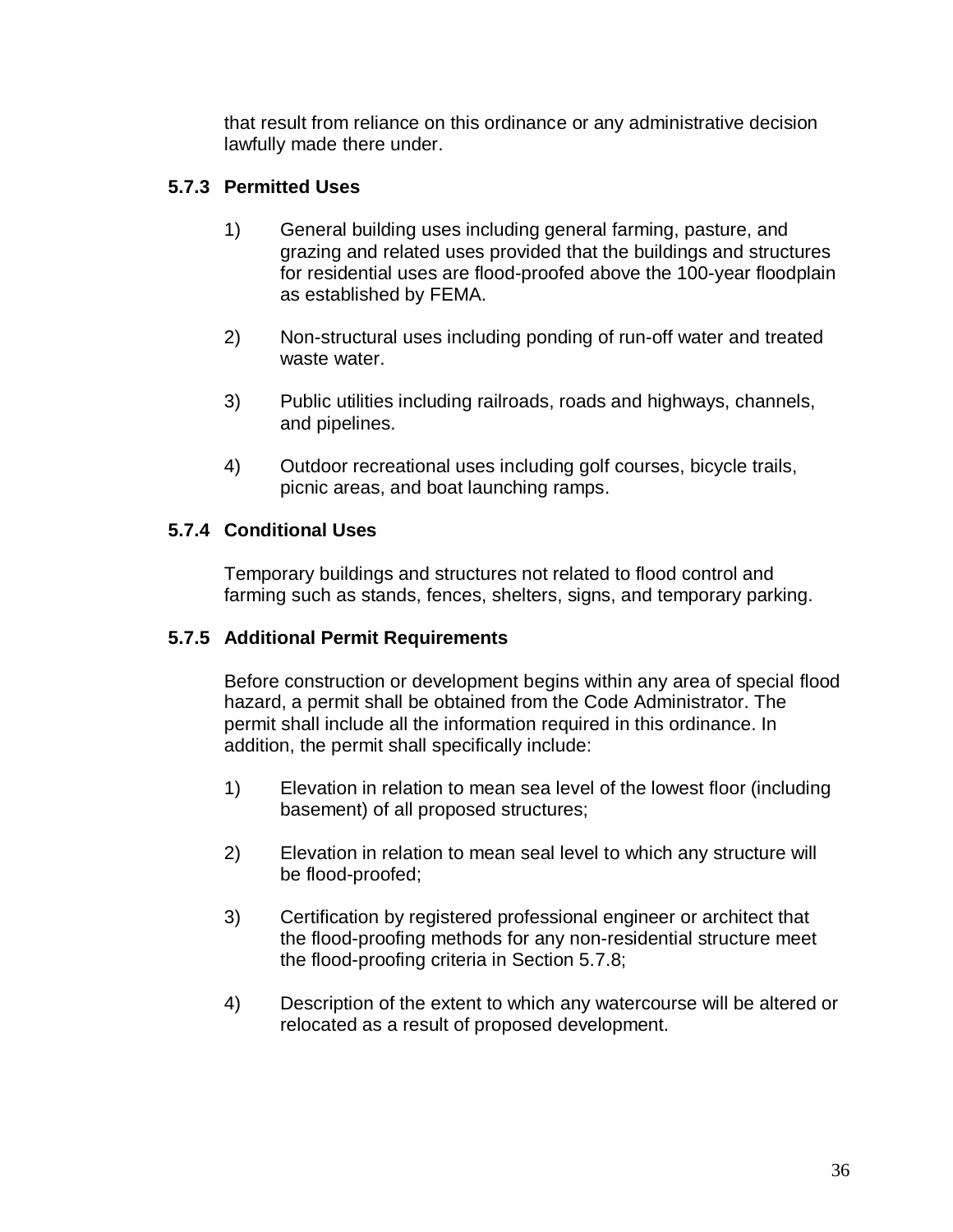that result from reliance on this ordinance or any administrative decision lawfully made there under.

### 5.7.3 Permitted Uses

1) General building uses including general farming, pasture, and grazing and related uses provided that the buildings and structures for residential uses are flood-proofed above the 100-year floodplain as established by FEMA.

2) Non-structural uses including ponding of run-off water and treated waste water.

3) Public utilities including railroads, roads and highways, channels, and pipelines.

4) Outdoor recreational uses including golf courses, bicycle trails, picnic areas, and boat launching ramps.

### 5.7.4 Conditional Uses

Temporary buildings and structures not related to flood control and farming such as stands, fences, shelters, signs, and temporary parking.

### 5.7.5 Additional Permit Requirements

Before construction or development begins within any area of special flood hazard, a permit shall be obtained from the Code Administrator. The permit shall include all the information required in this ordinance. In addition, the permit shall specifically include:

1) Elevation in relation to mean sea level of the lowest floor (including basement) of all proposed structures;

2) Elevation in relation to mean seal level to which any structure will be flood-proofed;

3) Certification by registered professional engineer or architect that the flood-proofing methods for any non-residential structure meet the flood-proofing criteria in Section 5.7.8;

4) Description of the extent to which any watercourse will be altered or relocated as a result of proposed development.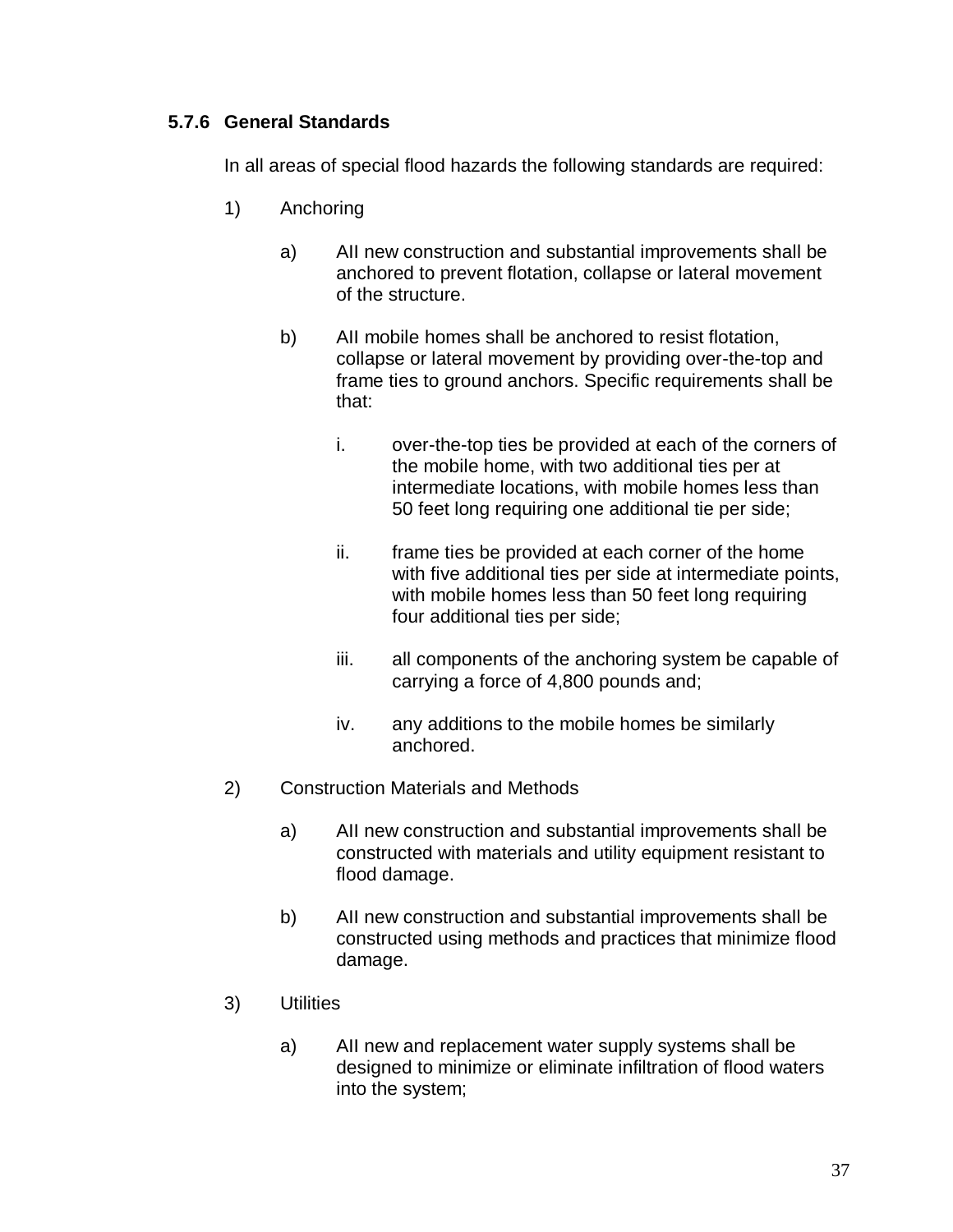### 5.7.6 General Standards

In all areas of special flood hazards the following standards are required:

1) Anchoring

   a) All new construction and substantial improvements shall be anchored to prevent flotation, collapse or lateral movement of the structure.

   b) All mobile homes shall be anchored to resist flotation, collapse or lateral movement by providing over-the-top and frame ties to ground anchors. Specific requirements shall be that:

      i. over-the-top ties be provided at each of the corners of the mobile home, with two additional ties per at intermediate locations, with mobile homes less than 50 feet long requiring one additional tie per side;

      ii. frame ties be provided at each corner of the home with five additional ties per side at intermediate points, with mobile homes less than 50 feet long requiring four additional ties per side;

      iii. all components of the anchoring system be capable of carrying a force of 4,800 pounds and;

      iv. any additions to the mobile homes be similarly anchored.

2) Construction Materials and Methods

   a) All new construction and substantial improvements shall be constructed with materials and utility equipment resistant to flood damage.

   b) All new construction and substantial improvements shall be constructed using methods and practices that minimize flood damage.

3) Utilities

   a) All new and replacement water supply systems shall be designed to minimize or eliminate infiltration of flood waters into the system;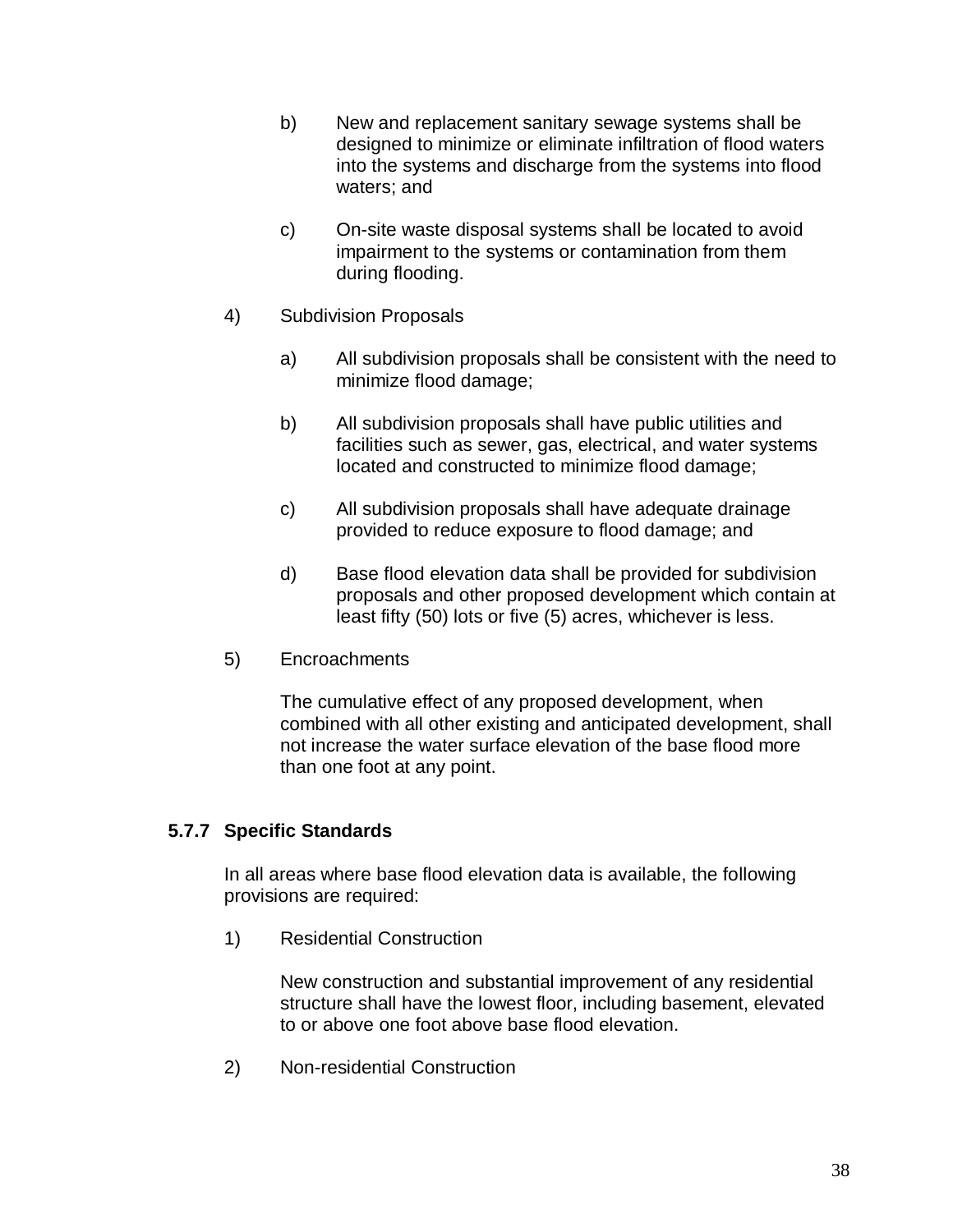b) New and replacement sanitary sewage systems shall be designed to minimize or eliminate infiltration of flood waters into the systems and discharge from the systems into flood waters; and

c) On-site waste disposal systems shall be located to avoid impairment to the systems or contamination from them during flooding.

4) Subdivision Proposals

a) All subdivision proposals shall be consistent with the need to minimize flood damage;

b) All subdivision proposals shall have public utilities and facilities such as sewer, gas, electrical, and water systems located and constructed to minimize flood damage;

c) All subdivision proposals shall have adequate drainage provided to reduce exposure to flood damage; and

d) Base flood elevation data shall be provided for subdivision proposals and other proposed development which contain at least fifty (50) lots or five (5) acres, whichever is less.

5) Encroachments

The cumulative effect of any proposed development, when combined with all other existing and anticipated development, shall not increase the water surface elevation of the base flood more than one foot at any point.

### 5.7.7 Specific Standards

In all areas where base flood elevation data is available, the following provisions are required:

1) Residential Construction

New construction and substantial improvement of any residential structure shall have the lowest floor, including basement, elevated to or above one foot above base flood elevation.

2) Non-residential Construction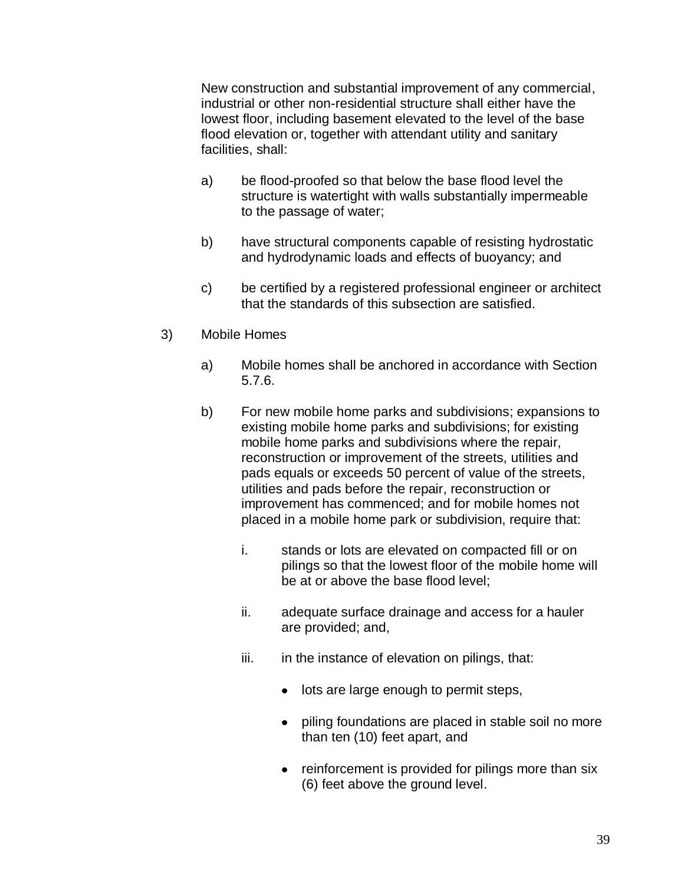New construction and substantial improvement of any commercial, industrial or other non-residential structure shall either have the lowest floor, including basement elevated to the level of the base flood elevation or, together with attendant utility and sanitary facilities, shall:

a) be flood-proofed so that below the base flood level the structure is watertight with walls substantially impermeable to the passage of water;

b) have structural components capable of resisting hydrostatic and hydrodynamic loads and effects of buoyancy; and

c) be certified by a registered professional engineer or architect that the standards of this subsection are satisfied.

3) Mobile Homes

a) Mobile homes shall be anchored in accordance with Section 5.7.6.

b) For new mobile home parks and subdivisions; expansions to existing mobile home parks and subdivisions; for existing mobile home parks and subdivisions where the repair, reconstruction or improvement of the streets, utilities and pads equals or exceeds 50 percent of value of the streets, utilities and pads before the repair, reconstruction or improvement has commenced; and for mobile homes not placed in a mobile home park or subdivision, require that:

i. stands or lots are elevated on compacted fill or on pilings so that the lowest floor of the mobile home will be at or above the base flood level;

ii. adequate surface drainage and access for a hauler are provided; and,

iii. in the instance of elevation on pilings, that:

- lots are large enough to permit steps,
- piling foundations are placed in stable soil no more than ten (10) feet apart, and
- reinforcement is provided for pilings more than six (6) feet above the ground level.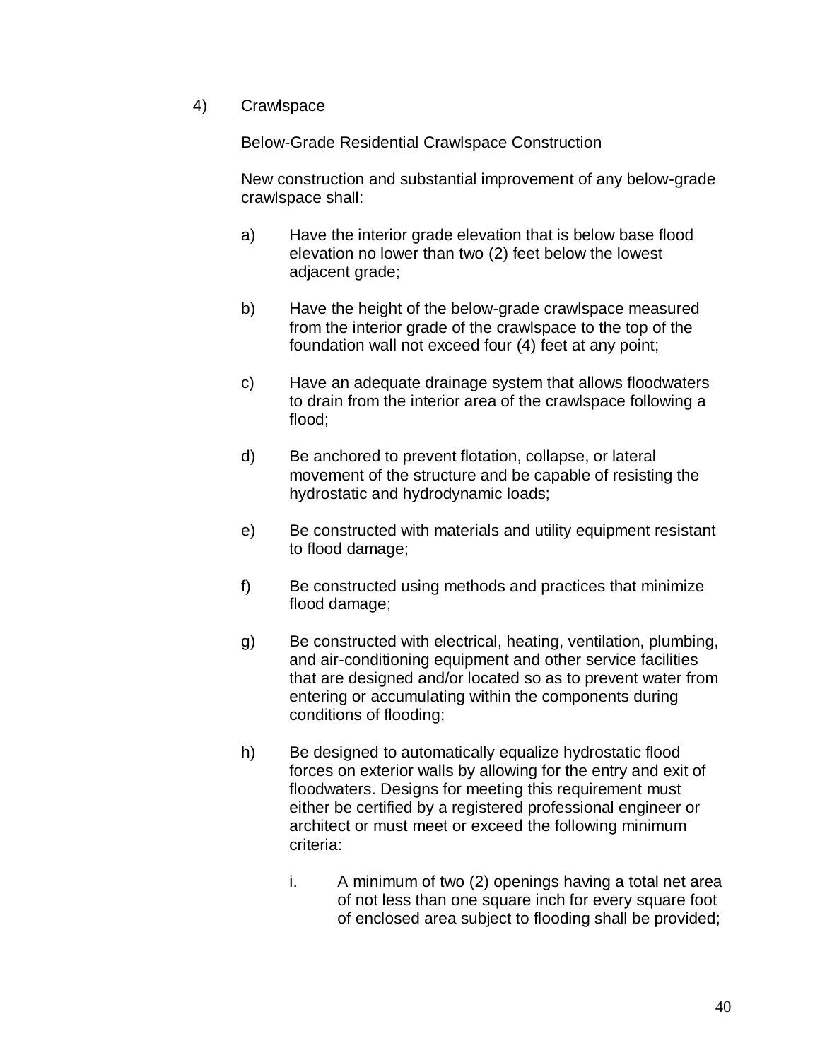4) Crawlspace

Below-Grade Residential Crawlspace Construction

New construction and substantial improvement of any below-grade crawlspace shall:

a) Have the interior grade elevation that is below base flood elevation no lower than two (2) feet below the lowest adjacent grade;

b) Have the height of the below-grade crawlspace measured from the interior grade of the crawlspace to the top of the foundation wall not exceed four (4) feet at any point;

c) Have an adequate drainage system that allows floodwaters to drain from the interior area of the crawlspace following a flood;

d) Be anchored to prevent flotation, collapse, or lateral movement of the structure and be capable of resisting the hydrostatic and hydrodynamic loads;

e) Be constructed with materials and utility equipment resistant to flood damage;

f) Be constructed using methods and practices that minimize flood damage;

g) Be constructed with electrical, heating, ventilation, plumbing, and air-conditioning equipment and other service facilities that are designed and/or located so as to prevent water from entering or accumulating within the components during conditions of flooding;

h) Be designed to automatically equalize hydrostatic flood forces on exterior walls by allowing for the entry and exit of floodwaters. Designs for meeting this requirement must either be certified by a registered professional engineer or architect or must meet or exceed the following minimum criteria:

   i. A minimum of two (2) openings having a total net area of not less than one square inch for every square foot of enclosed area subject to flooding shall be provided;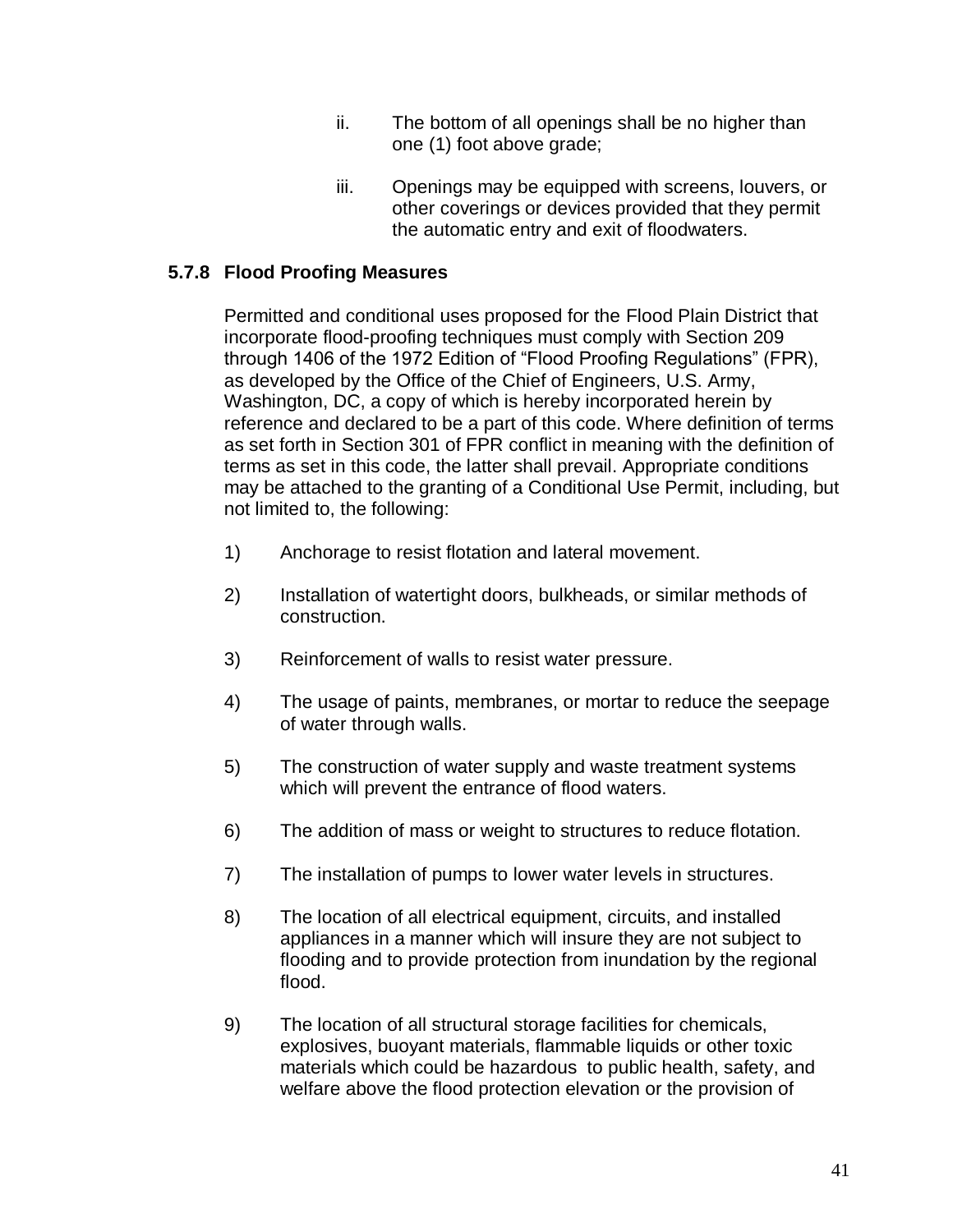ii. The bottom of all openings shall be no higher than one (1) foot above grade;

iii. Openings may be equipped with screens, louvers, or other coverings or devices provided that they permit the automatic entry and exit of floodwaters.

### 5.7.8 Flood Proofing Measures

Permitted and conditional uses proposed for the Flood Plain District that incorporate flood-proofing techniques must comply with Section 209 through 1406 of the 1972 Edition of "Flood Proofing Regulations" (FPR), as developed by the Office of the Chief of Engineers, U.S. Army, Washington, DC, a copy of which is hereby incorporated herein by reference and declared to be a part of this code. Where definition of terms as set forth in Section 301 of FPR conflict in meaning with the definition of terms as set in this code, the latter shall prevail. Appropriate conditions may be attached to the granting of a Conditional Use Permit, including, but not limited to, the following:

1) Anchorage to resist flotation and lateral movement.

2) Installation of watertight doors, bulkheads, or similar methods of construction.

3) Reinforcement of walls to resist water pressure.

4) The usage of paints, membranes, or mortar to reduce the seepage of water through walls.

5) The construction of water supply and waste treatment systems which will prevent the entrance of flood waters.

6) The addition of mass or weight to structures to reduce flotation.

7) The installation of pumps to lower water levels in structures.

8) The location of all electrical equipment, circuits, and installed appliances in a manner which will insure they are not subject to flooding and to provide protection from inundation by the regional flood.

9) The location of all structural storage facilities for chemicals, explosives, buoyant materials, flammable liquids or other toxic materials which could be hazardous to public health, safety, and welfare above the flood protection elevation or the provision of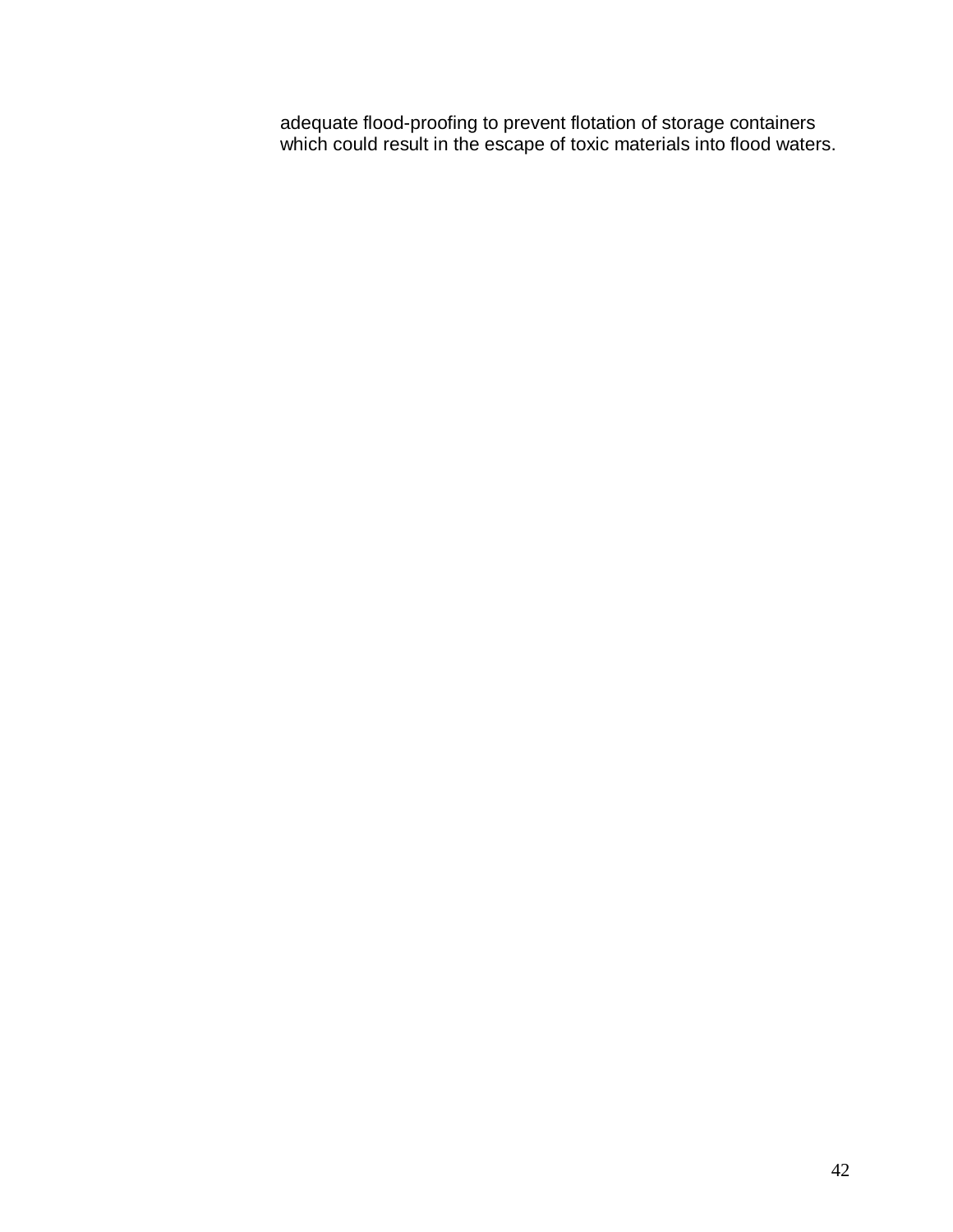adequate flood-proofing to prevent flotation of storage containers which could result in the escape of toxic materials into flood waters.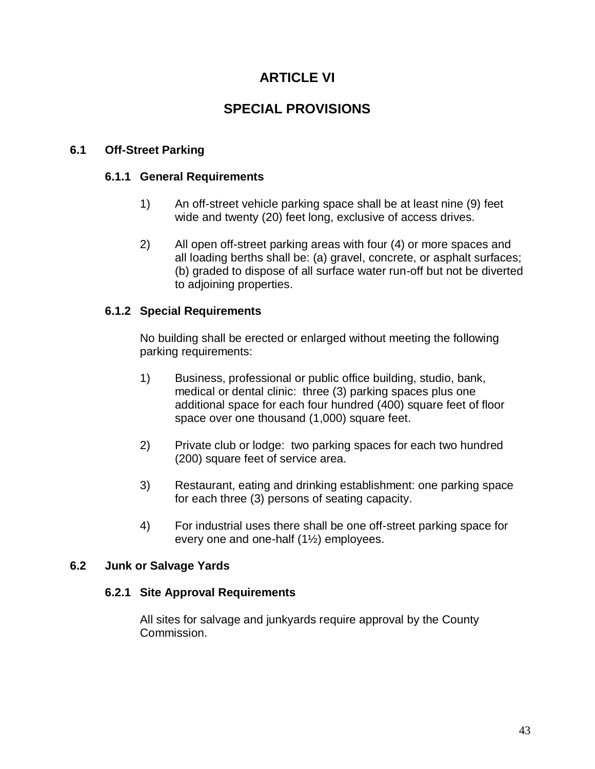# ARTICLE VI

# SPECIAL PROVISIONS

## 6.1 Off-Street Parking

### 6.1.1 General Requirements

1) An off-street vehicle parking space shall be at least nine (9) feet wide and twenty (20) feet long, exclusive of access drives.

2) All open off-street parking areas with four (4) or more spaces and all loading berths shall be: (a) gravel, concrete, or asphalt surfaces; (b) graded to dispose of all surface water run-off but not be diverted to adjoining properties.

### 6.1.2 Special Requirements

No building shall be erected or enlarged without meeting the following parking requirements:

1) Business, professional or public office building, studio, bank, medical or dental clinic: three (3) parking spaces plus one additional space for each four hundred (400) square feet of floor space over one thousand (1,000) square feet.

2) Private club or lodge: two parking spaces for each two hundred (200) square feet of service area.

3) Restaurant, eating and drinking establishment: one parking space for each three (3) persons of seating capacity.

4) For industrial uses there shall be one off-street parking space for every one and one-half (1½) employees.

## 6.2 Junk or Salvage Yards

### 6.2.1 Site Approval Requirements

All sites for salvage and junkyards require approval by the County Commission.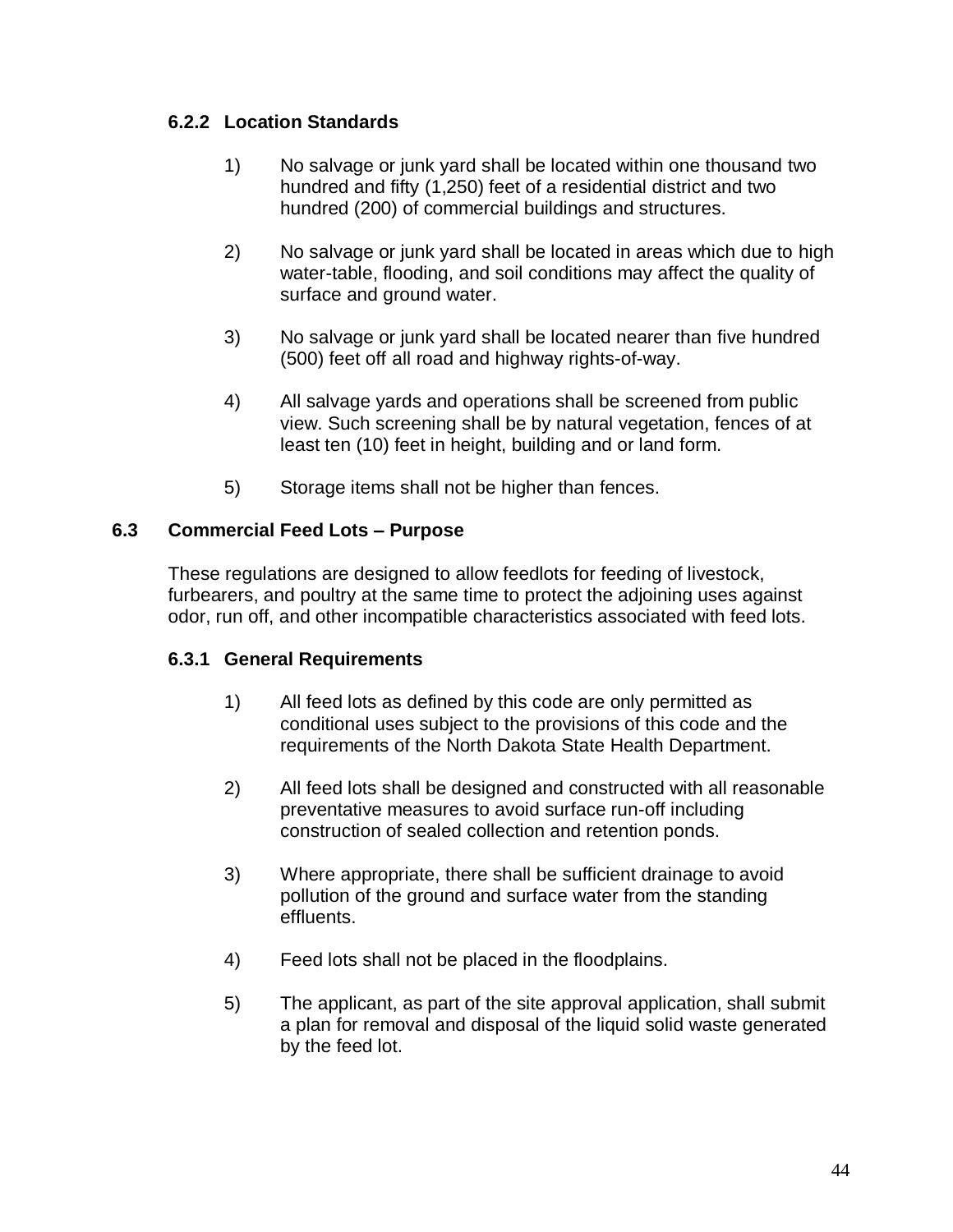### 6.2.2 Location Standards

1) No salvage or junk yard shall be located within one thousand two hundred and fifty (1,250) feet of a residential district and two hundred (200) of commercial buildings and structures.

2) No salvage or junk yard shall be located in areas which due to high water-table, flooding, and soil conditions may affect the quality of surface and ground water.

3) No salvage or junk yard shall be located nearer than five hundred (500) feet off all road and highway rights-of-way.

4) All salvage yards and operations shall be screened from public view. Such screening shall be by natural vegetation, fences of at least ten (10) feet in height, building and or land form.

5) Storage items shall not be higher than fences.

## 6.3 Commercial Feed Lots – Purpose

These regulations are designed to allow feedlots for feeding of livestock, furbearers, and poultry at the same time to protect the adjoining uses against odor, run off, and other incompatible characteristics associated with feed lots.

### 6.3.1 General Requirements

1) All feed lots as defined by this code are only permitted as conditional uses subject to the provisions of this code and the requirements of the North Dakota State Health Department.

2) All feed lots shall be designed and constructed with all reasonable preventative measures to avoid surface run-off including construction of sealed collection and retention ponds.

3) Where appropriate, there shall be sufficient drainage to avoid pollution of the ground and surface water from the standing effluents.

4) Feed lots shall not be placed in the floodplains.

5) The applicant, as part of the site approval application, shall submit a plan for removal and disposal of the liquid solid waste generated by the feed lot.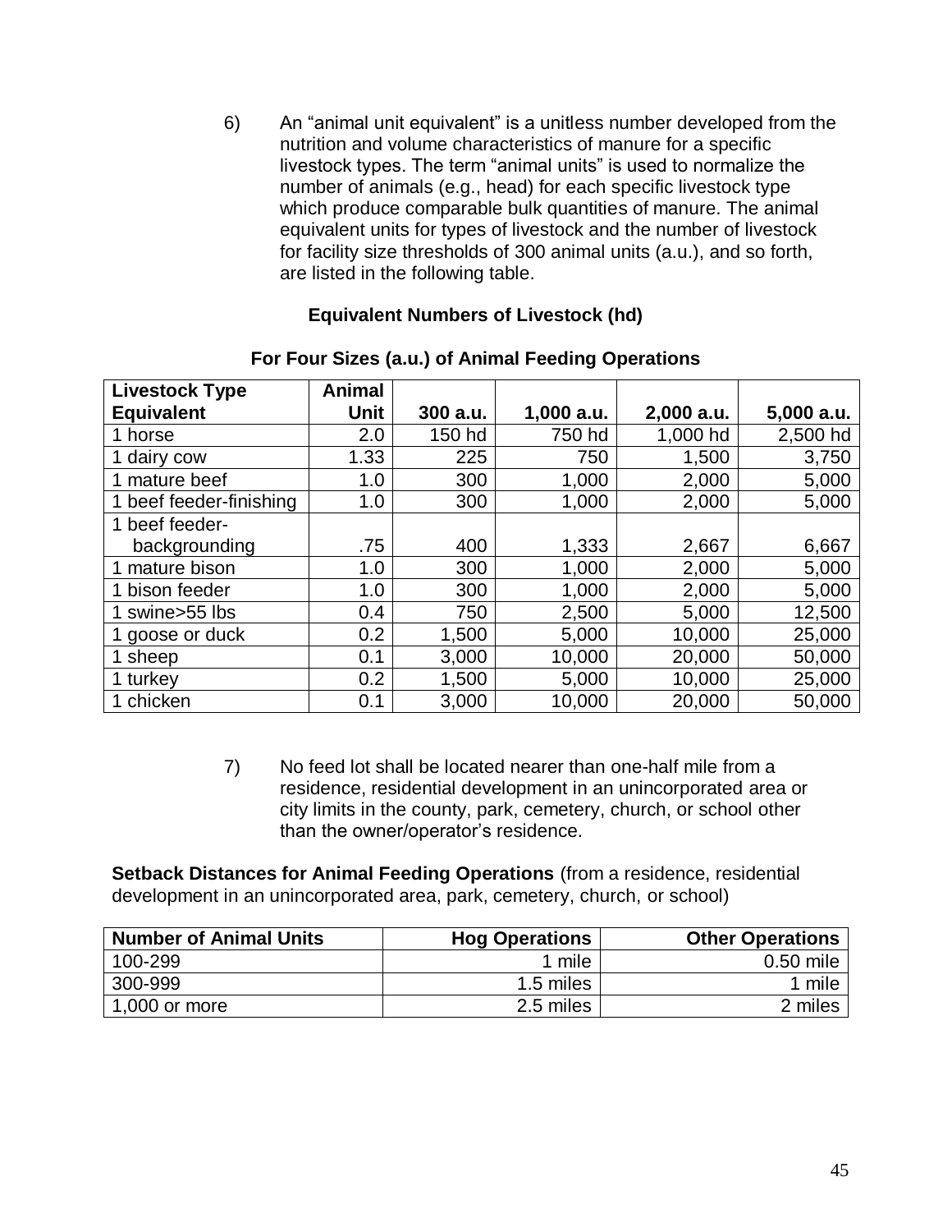6) An "animal unit equivalent" is a unitless number developed from the nutrition and volume characteristics of manure for a specific livestock types. The term "animal units" is used to normalize the number of animals (e.g., head) for each specific livestock type which produce comparable bulk quantities of manure. The animal equivalent units for types of livestock and the number of livestock for facility size thresholds of 300 animal units (a.u.), and so forth, are listed in the following table.

**Equivalent Numbers of Livestock (hd)**

**For Four Sizes (a.u.) of Animal Feeding Operations**

| Livestock Type Equivalent | Animal Unit | 300 a.u. | 1,000 a.u. | 2,000 a.u. | 5,000 a.u. |
|---|---|---|---|---|---|
| 1 horse | 2.0 | 150 hd | 750 hd | 1,000 hd | 2,500 hd |
| 1 dairy cow | 1.33 | 225 | 750 | 1,500 | 3,750 |
| 1 mature beef | 1.0 | 300 | 1,000 | 2,000 | 5,000 |
| 1 beef feeder-finishing | 1.0 | 300 | 1,000 | 2,000 | 5,000 |
| 1 beef feeder-backgrounding | .75 | 400 | 1,333 | 2,667 | 6,667 |
| 1 mature bison | 1.0 | 300 | 1,000 | 2,000 | 5,000 |
| 1 bison feeder | 1.0 | 300 | 1,000 | 2,000 | 5,000 |
| 1 swine>55 lbs | 0.4 | 750 | 2,500 | 5,000 | 12,500 |
| 1 goose or duck | 0.2 | 1,500 | 5,000 | 10,000 | 25,000 |
| 1 sheep | 0.1 | 3,000 | 10,000 | 20,000 | 50,000 |
| 1 turkey | 0.2 | 1,500 | 5,000 | 10,000 | 25,000 |
| 1 chicken | 0.1 | 3,000 | 10,000 | 20,000 | 50,000 |

7) No feed lot shall be located nearer than one-half mile from a residence, residential development in an unincorporated area or city limits in the county, park, cemetery, church, or school other than the owner/operator's residence.

**Setback Distances for Animal Feeding Operations** (from a residence, residential development in an unincorporated area, park, cemetery, church, or school)

| Number of Animal Units | Hog Operations | Other Operations |
|---|---|---|
| 100-299 | 1 mile | 0.50 mile |
| 300-999 | 1.5 miles | 1 mile |
| 1,000 or more | 2.5 miles | 2 miles |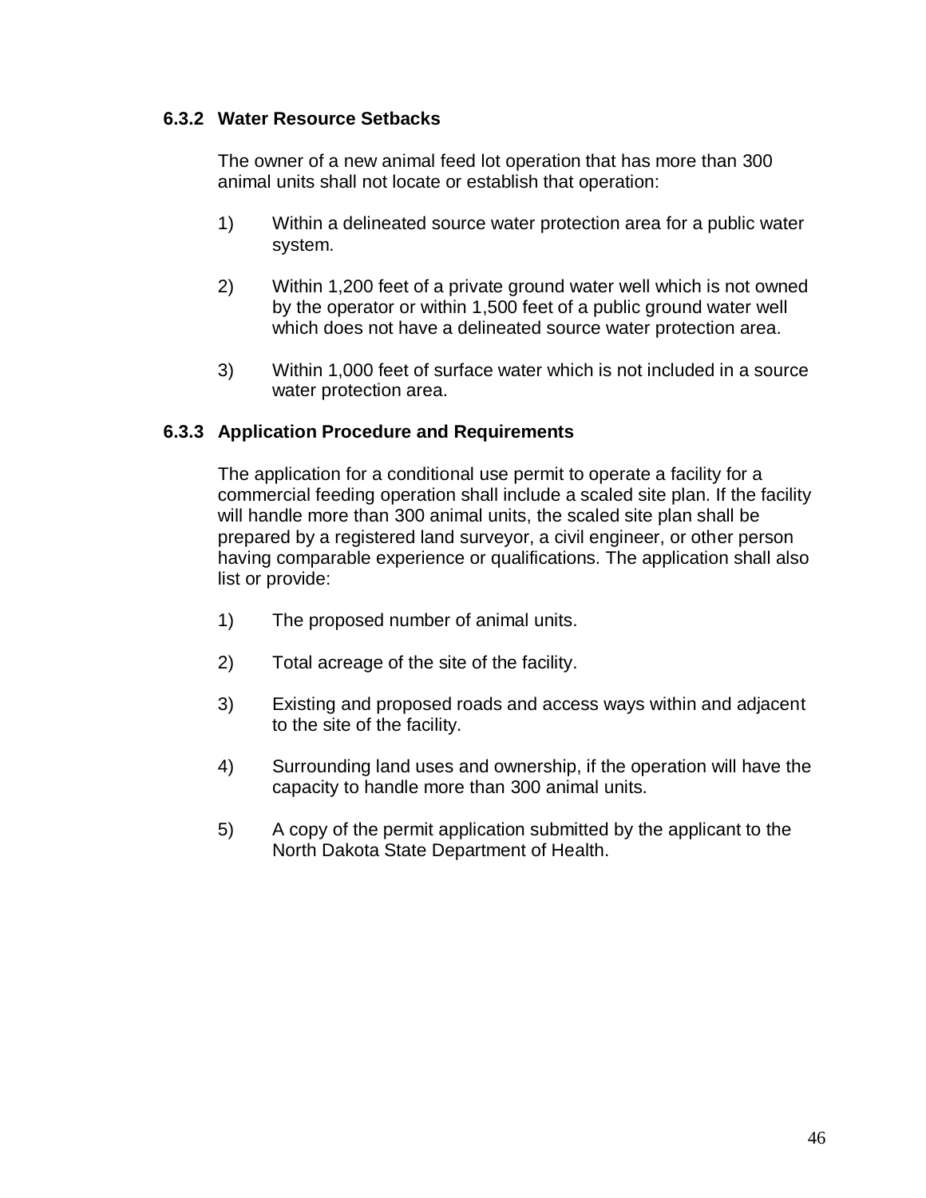### 6.3.2 Water Resource Setbacks

The owner of a new animal feed lot operation that has more than 300 animal units shall not locate or establish that operation:

1) Within a delineated source water protection area for a public water system.

2) Within 1,200 feet of a private ground water well which is not owned by the operator or within 1,500 feet of a public ground water well which does not have a delineated source water protection area.

3) Within 1,000 feet of surface water which is not included in a source water protection area.

### 6.3.3 Application Procedure and Requirements

The application for a conditional use permit to operate a facility for a commercial feeding operation shall include a scaled site plan. If the facility will handle more than 300 animal units, the scaled site plan shall be prepared by a registered land surveyor, a civil engineer, or other person having comparable experience or qualifications. The application shall also list or provide:

1) The proposed number of animal units.

2) Total acreage of the site of the facility.

3) Existing and proposed roads and access ways within and adjacent to the site of the facility.

4) Surrounding land uses and ownership, if the operation will have the capacity to handle more than 300 animal units.

5) A copy of the permit application submitted by the applicant to the North Dakota State Department of Health.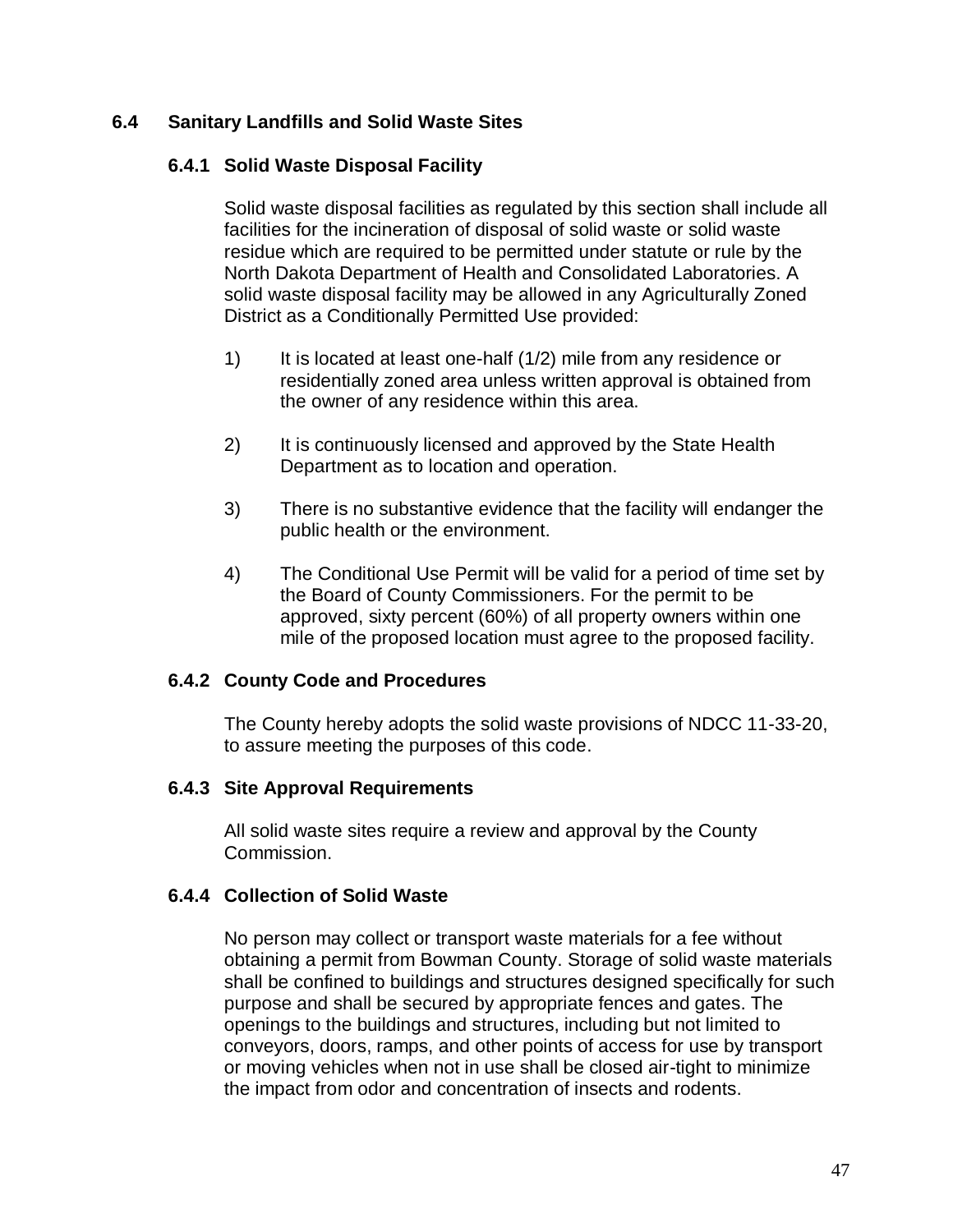## 6.4 Sanitary Landfills and Solid Waste Sites

### 6.4.1 Solid Waste Disposal Facility

Solid waste disposal facilities as regulated by this section shall include all facilities for the incineration of disposal of solid waste or solid waste residue which are required to be permitted under statute or rule by the North Dakota Department of Health and Consolidated Laboratories. A solid waste disposal facility may be allowed in any Agriculturally Zoned District as a Conditionally Permitted Use provided:

1) It is located at least one-half (1/2) mile from any residence or residentially zoned area unless written approval is obtained from the owner of any residence within this area.

2) It is continuously licensed and approved by the State Health Department as to location and operation.

3) There is no substantive evidence that the facility will endanger the public health or the environment.

4) The Conditional Use Permit will be valid for a period of time set by the Board of County Commissioners. For the permit to be approved, sixty percent (60%) of all property owners within one mile of the proposed location must agree to the proposed facility.

### 6.4.2 County Code and Procedures

The County hereby adopts the solid waste provisions of NDCC 11-33-20, to assure meeting the purposes of this code.

### 6.4.3 Site Approval Requirements

All solid waste sites require a review and approval by the County Commission.

### 6.4.4 Collection of Solid Waste

No person may collect or transport waste materials for a fee without obtaining a permit from Bowman County. Storage of solid waste materials shall be confined to buildings and structures designed specifically for such purpose and shall be secured by appropriate fences and gates. The openings to the buildings and structures, including but not limited to conveyors, doors, ramps, and other points of access for use by transport or moving vehicles when not in use shall be closed air-tight to minimize the impact from odor and concentration of insects and rodents.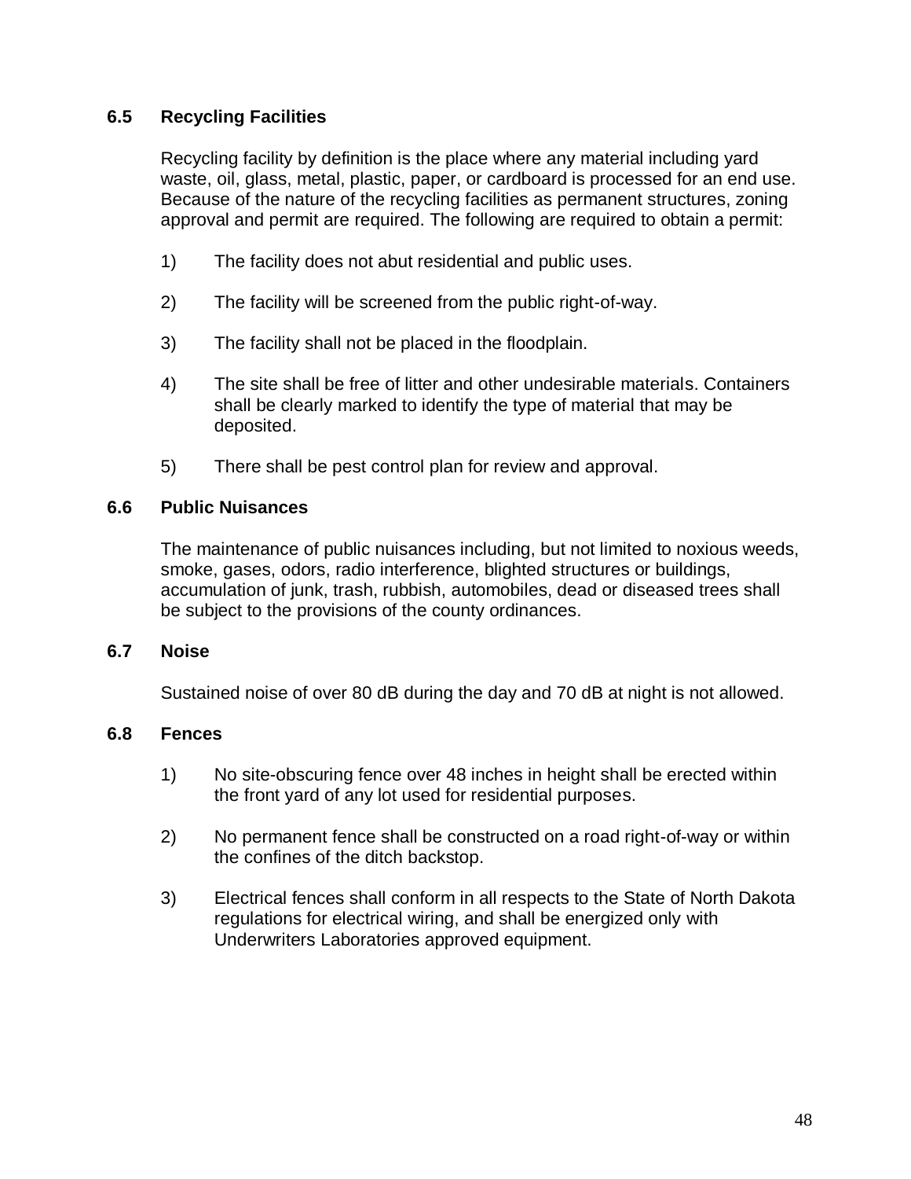### 6.5 Recycling Facilities

Recycling facility by definition is the place where any material including yard waste, oil, glass, metal, plastic, paper, or cardboard is processed for an end use. Because of the nature of the recycling facilities as permanent structures, zoning approval and permit are required. The following are required to obtain a permit:

1) The facility does not abut residential and public uses.

2) The facility will be screened from the public right-of-way.

3) The facility shall not be placed in the floodplain.

4) The site shall be free of litter and other undesirable materials. Containers shall be clearly marked to identify the type of material that may be deposited.

5) There shall be pest control plan for review and approval.

### 6.6 Public Nuisances

The maintenance of public nuisances including, but not limited to noxious weeds, smoke, gases, odors, radio interference, blighted structures or buildings, accumulation of junk, trash, rubbish, automobiles, dead or diseased trees shall be subject to the provisions of the county ordinances.

### 6.7 Noise

Sustained noise of over 80 dB during the day and 70 dB at night is not allowed.

### 6.8 Fences

1) No site-obscuring fence over 48 inches in height shall be erected within the front yard of any lot used for residential purposes.

2) No permanent fence shall be constructed on a road right-of-way or within the confines of the ditch backstop.

3) Electrical fences shall conform in all respects to the State of North Dakota regulations for electrical wiring, and shall be energized only with Underwriters Laboratories approved equipment.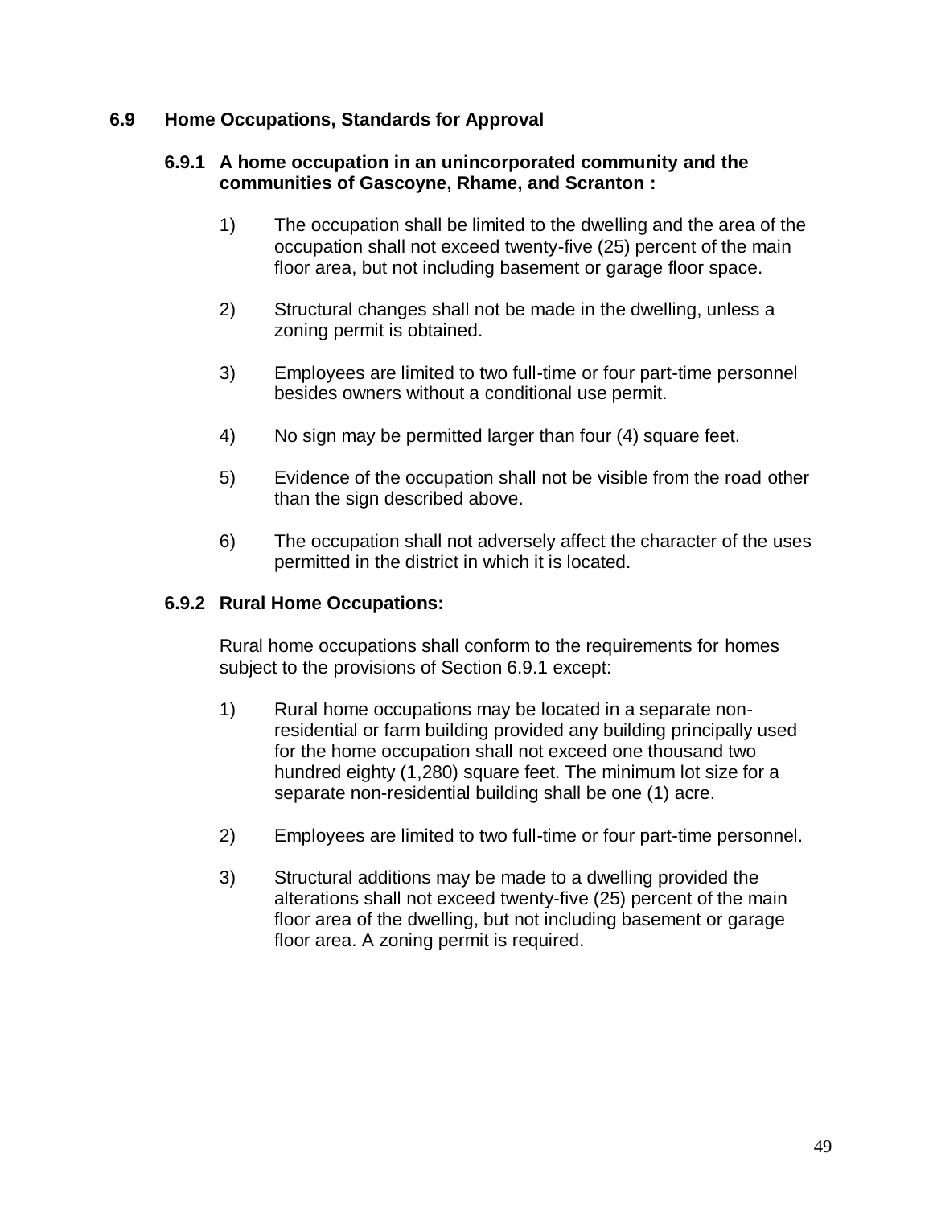## 6.9 Home Occupations, Standards for Approval

### 6.9.1 A home occupation in an unincorporated community and the communities of Gascoyne, Rhame, and Scranton :

1) The occupation shall be limited to the dwelling and the area of the occupation shall not exceed twenty-five (25) percent of the main floor area, but not including basement or garage floor space.

2) Structural changes shall not be made in the dwelling, unless a zoning permit is obtained.

3) Employees are limited to two full-time or four part-time personnel besides owners without a conditional use permit.

4) No sign may be permitted larger than four (4) square feet.

5) Evidence of the occupation shall not be visible from the road other than the sign described above.

6) The occupation shall not adversely affect the character of the uses permitted in the district in which it is located.

### 6.9.2 Rural Home Occupations:

Rural home occupations shall conform to the requirements for homes subject to the provisions of Section 6.9.1 except:

1) Rural home occupations may be located in a separate non-residential or farm building provided any building principally used for the home occupation shall not exceed one thousand two hundred eighty (1,280) square feet. The minimum lot size for a separate non-residential building shall be one (1) acre.

2) Employees are limited to two full-time or four part-time personnel.

3) Structural additions may be made to a dwelling provided the alterations shall not exceed twenty-five (25) percent of the main floor area of the dwelling, but not including basement or garage floor area. A zoning permit is required.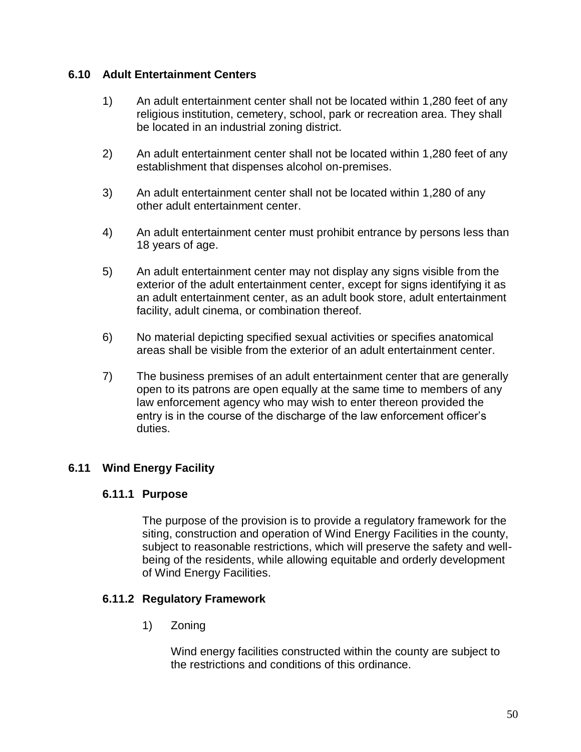## 6.10 Adult Entertainment Centers

1) An adult entertainment center shall not be located within 1,280 feet of any religious institution, cemetery, school, park or recreation area. They shall be located in an industrial zoning district.

2) An adult entertainment center shall not be located within 1,280 feet of any establishment that dispenses alcohol on-premises.

3) An adult entertainment center shall not be located within 1,280 of any other adult entertainment center.

4) An adult entertainment center must prohibit entrance by persons less than 18 years of age.

5) An adult entertainment center may not display any signs visible from the exterior of the adult entertainment center, except for signs identifying it as an adult entertainment center, as an adult book store, adult entertainment facility, adult cinema, or combination thereof.

6) No material depicting specified sexual activities or specifies anatomical areas shall be visible from the exterior of an adult entertainment center.

7) The business premises of an adult entertainment center that are generally open to its patrons are open equally at the same time to members of any law enforcement agency who may wish to enter thereon provided the entry is in the course of the discharge of the law enforcement officer's duties.

## 6.11 Wind Energy Facility

### 6.11.1 Purpose

The purpose of the provision is to provide a regulatory framework for the siting, construction and operation of Wind Energy Facilities in the county, subject to reasonable restrictions, which will preserve the safety and well-being of the residents, while allowing equitable and orderly development of Wind Energy Facilities.

### 6.11.2 Regulatory Framework

1) Zoning

   Wind energy facilities constructed within the county are subject to the restrictions and conditions of this ordinance.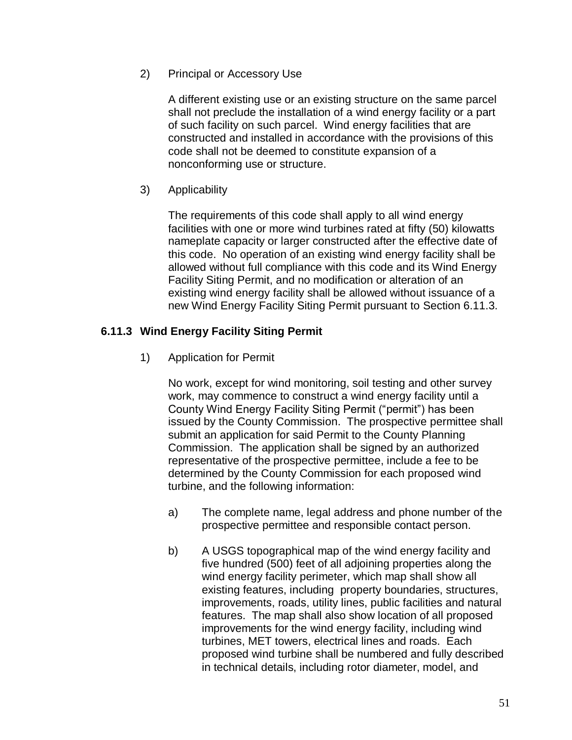2) Principal or Accessory Use

A different existing use or an existing structure on the same parcel shall not preclude the installation of a wind energy facility or a part of such facility on such parcel. Wind energy facilities that are constructed and installed in accordance with the provisions of this code shall not be deemed to constitute expansion of a nonconforming use or structure.

3) Applicability

The requirements of this code shall apply to all wind energy facilities with one or more wind turbines rated at fifty (50) kilowatts nameplate capacity or larger constructed after the effective date of this code. No operation of an existing wind energy facility shall be allowed without full compliance with this code and its Wind Energy Facility Siting Permit, and no modification or alteration of an existing wind energy facility shall be allowed without issuance of a new Wind Energy Facility Siting Permit pursuant to Section 6.11.3.

### 6.11.3 Wind Energy Facility Siting Permit

1) Application for Permit

No work, except for wind monitoring, soil testing and other survey work, may commence to construct a wind energy facility until a County Wind Energy Facility Siting Permit ("permit") has been issued by the County Commission. The prospective permittee shall submit an application for said Permit to the County Planning Commission. The application shall be signed by an authorized representative of the prospective permittee, include a fee to be determined by the County Commission for each proposed wind turbine, and the following information:

a) The complete name, legal address and phone number of the prospective permittee and responsible contact person.

b) A USGS topographical map of the wind energy facility and five hundred (500) feet of all adjoining properties along the wind energy facility perimeter, which map shall show all existing features, including property boundaries, structures, improvements, roads, utility lines, public facilities and natural features. The map shall also show location of all proposed improvements for the wind energy facility, including wind turbines, MET towers, electrical lines and roads. Each proposed wind turbine shall be numbered and fully described in technical details, including rotor diameter, model, and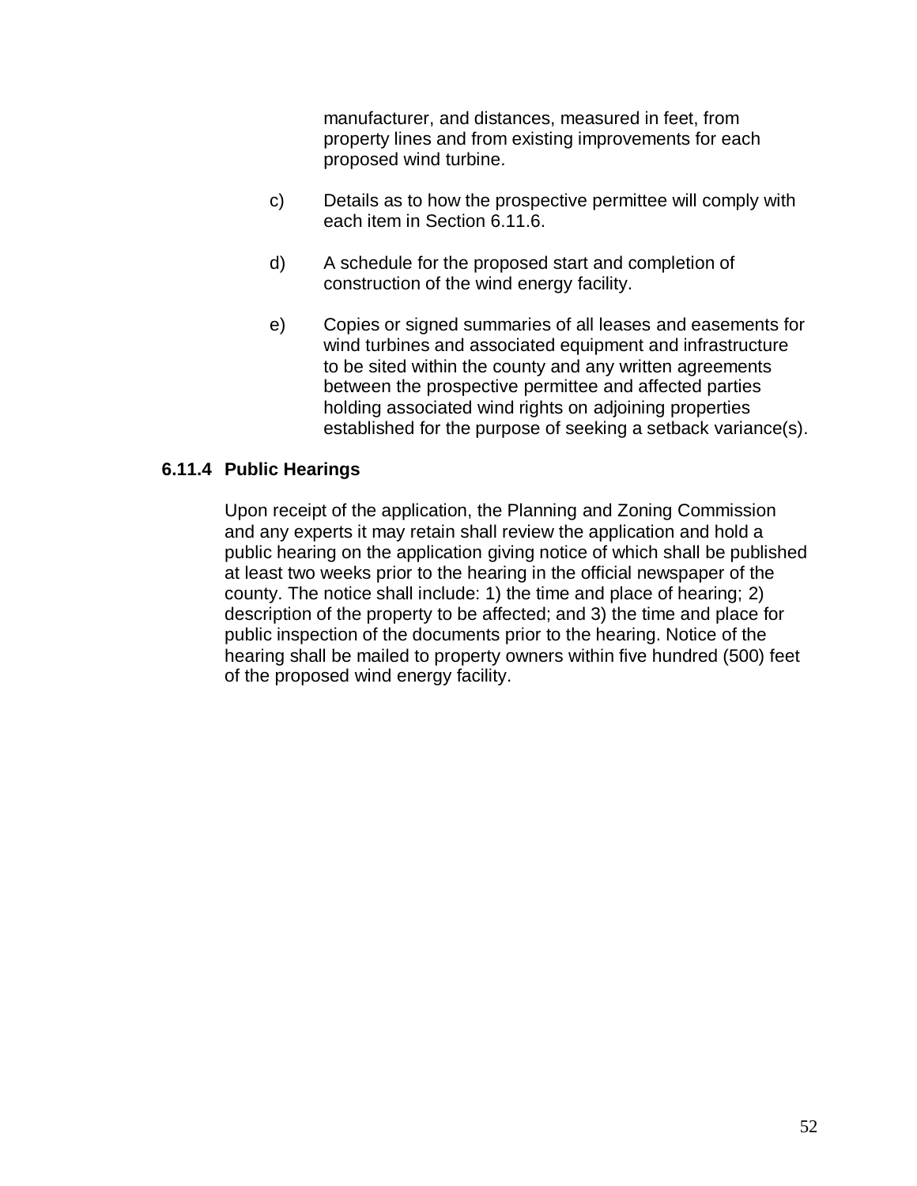manufacturer, and distances, measured in feet, from property lines and from existing improvements for each proposed wind turbine.

c) Details as to how the prospective permittee will comply with each item in Section 6.11.6.

d) A schedule for the proposed start and completion of construction of the wind energy facility.

e) Copies or signed summaries of all leases and easements for wind turbines and associated equipment and infrastructure to be sited within the county and any written agreements between the prospective permittee and affected parties holding associated wind rights on adjoining properties established for the purpose of seeking a setback variance(s).

### 6.11.4 Public Hearings

Upon receipt of the application, the Planning and Zoning Commission and any experts it may retain shall review the application and hold a public hearing on the application giving notice of which shall be published at least two weeks prior to the hearing in the official newspaper of the county. The notice shall include: 1) the time and place of hearing; 2) description of the property to be affected; and 3) the time and place for public inspection of the documents prior to the hearing. Notice of the hearing shall be mailed to property owners within five hundred (500) feet of the proposed wind energy facility.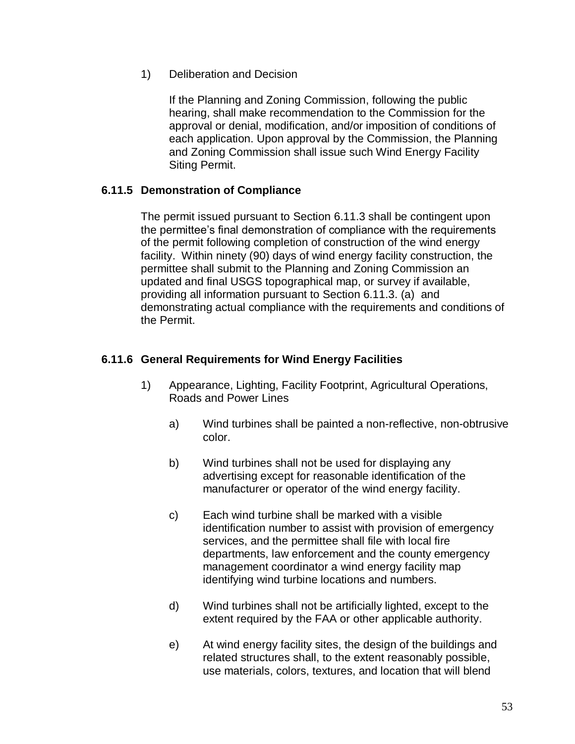1) Deliberation and Decision

If the Planning and Zoning Commission, following the public hearing, shall make recommendation to the Commission for the approval or denial, modification, and/or imposition of conditions of each application. Upon approval by the Commission, the Planning and Zoning Commission shall issue such Wind Energy Facility Siting Permit.

### 6.11.5 Demonstration of Compliance

The permit issued pursuant to Section 6.11.3 shall be contingent upon the permittee's final demonstration of compliance with the requirements of the permit following completion of construction of the wind energy facility. Within ninety (90) days of wind energy facility construction, the permittee shall submit to the Planning and Zoning Commission an updated and final USGS topographical map, or survey if available, providing all information pursuant to Section 6.11.3. (a) and demonstrating actual compliance with the requirements and conditions of the Permit.

### 6.11.6 General Requirements for Wind Energy Facilities

1) Appearance, Lighting, Facility Footprint, Agricultural Operations, Roads and Power Lines

   a) Wind turbines shall be painted a non-reflective, non-obtrusive color.

   b) Wind turbines shall not be used for displaying any advertising except for reasonable identification of the manufacturer or operator of the wind energy facility.

   c) Each wind turbine shall be marked with a visible identification number to assist with provision of emergency services, and the permittee shall file with local fire departments, law enforcement and the county emergency management coordinator a wind energy facility map identifying wind turbine locations and numbers.

   d) Wind turbines shall not be artificially lighted, except to the extent required by the FAA or other applicable authority.

   e) At wind energy facility sites, the design of the buildings and related structures shall, to the extent reasonably possible, use materials, colors, textures, and location that will blend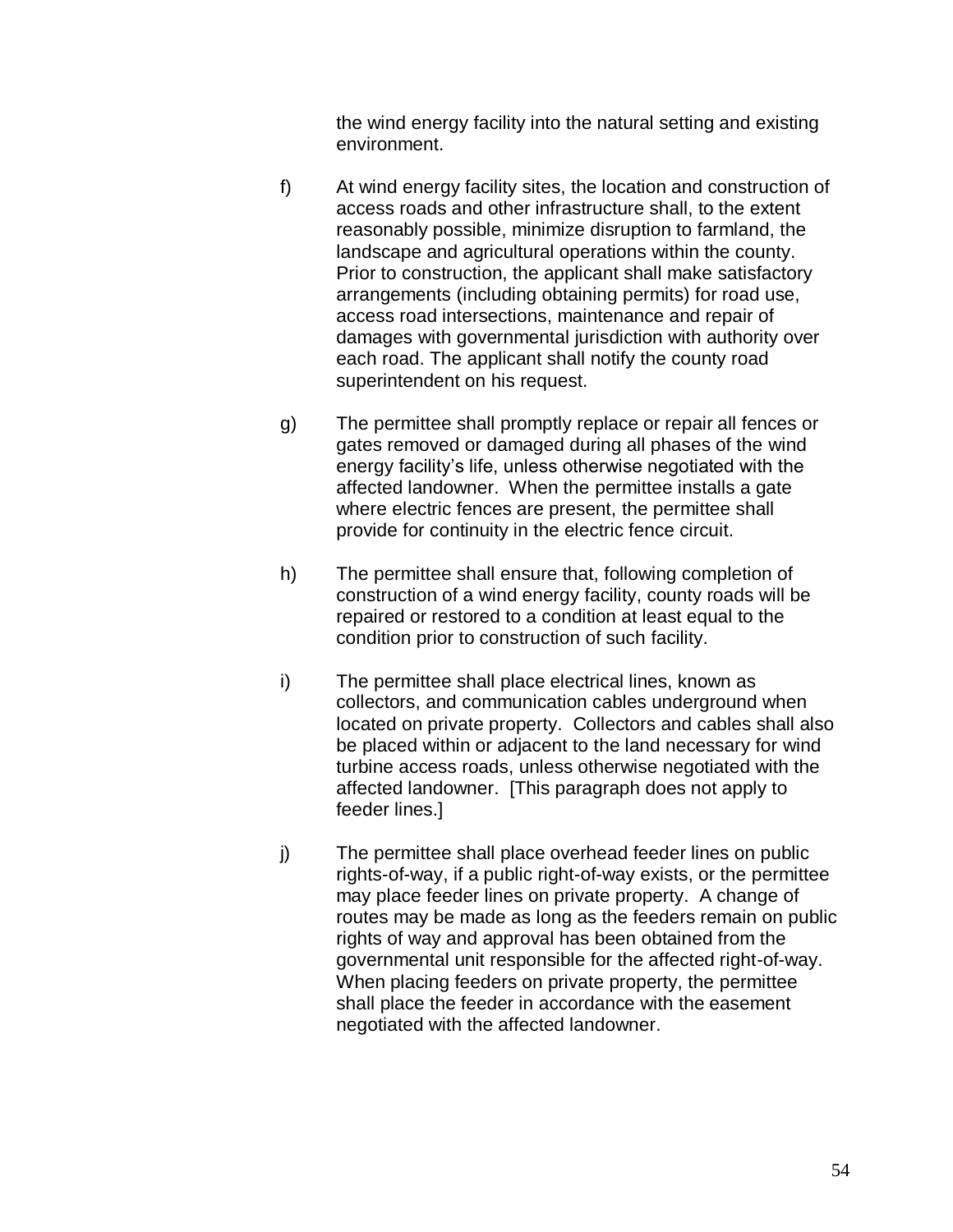the wind energy facility into the natural setting and existing environment.

f) At wind energy facility sites, the location and construction of access roads and other infrastructure shall, to the extent reasonably possible, minimize disruption to farmland, the landscape and agricultural operations within the county. Prior to construction, the applicant shall make satisfactory arrangements (including obtaining permits) for road use, access road intersections, maintenance and repair of damages with governmental jurisdiction with authority over each road. The applicant shall notify the county road superintendent on his request.

g) The permittee shall promptly replace or repair all fences or gates removed or damaged during all phases of the wind energy facility's life, unless otherwise negotiated with the affected landowner. When the permittee installs a gate where electric fences are present, the permittee shall provide for continuity in the electric fence circuit.

h) The permittee shall ensure that, following completion of construction of a wind energy facility, county roads will be repaired or restored to a condition at least equal to the condition prior to construction of such facility.

i) The permittee shall place electrical lines, known as collectors, and communication cables underground when located on private property. Collectors and cables shall also be placed within or adjacent to the land necessary for wind turbine access roads, unless otherwise negotiated with the affected landowner. [This paragraph does not apply to feeder lines.]

j) The permittee shall place overhead feeder lines on public rights-of-way, if a public right-of-way exists, or the permittee may place feeder lines on private property. A change of routes may be made as long as the feeders remain on public rights of way and approval has been obtained from the governmental unit responsible for the affected right-of-way. When placing feeders on private property, the permittee shall place the feeder in accordance with the easement negotiated with the affected landowner.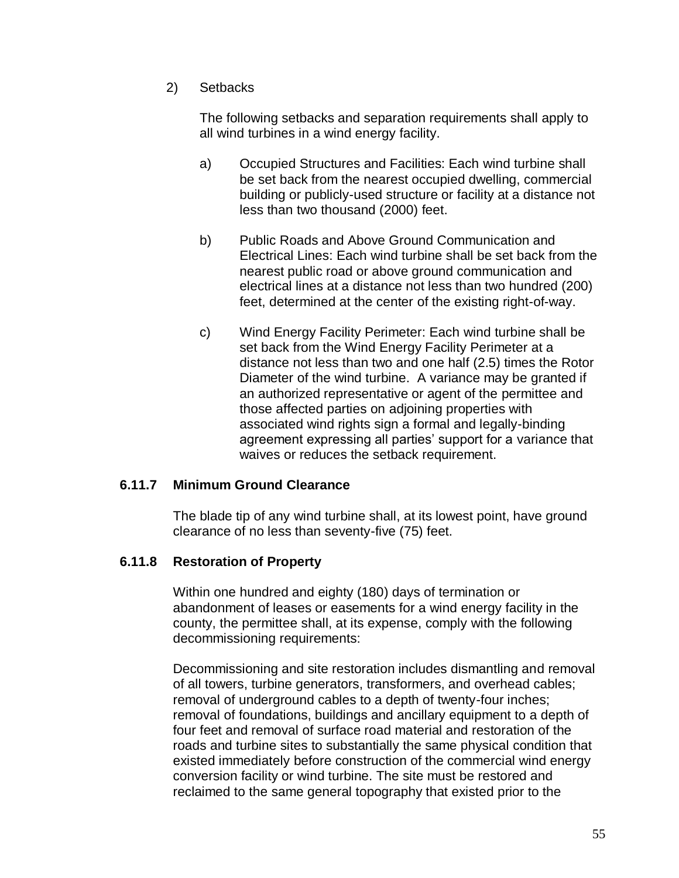2) Setbacks

The following setbacks and separation requirements shall apply to all wind turbines in a wind energy facility.

a) Occupied Structures and Facilities: Each wind turbine shall be set back from the nearest occupied dwelling, commercial building or publicly-used structure or facility at a distance not less than two thousand (2000) feet.

b) Public Roads and Above Ground Communication and Electrical Lines: Each wind turbine shall be set back from the nearest public road or above ground communication and electrical lines at a distance not less than two hundred (200) feet, determined at the center of the existing right-of-way.

c) Wind Energy Facility Perimeter: Each wind turbine shall be set back from the Wind Energy Facility Perimeter at a distance not less than two and one half (2.5) times the Rotor Diameter of the wind turbine. A variance may be granted if an authorized representative or agent of the permittee and those affected parties on adjoining properties with associated wind rights sign a formal and legally-binding agreement expressing all parties' support for a variance that waives or reduces the setback requirement.

### 6.11.7 Minimum Ground Clearance

The blade tip of any wind turbine shall, at its lowest point, have ground clearance of no less than seventy-five (75) feet.

### 6.11.8 Restoration of Property

Within one hundred and eighty (180) days of termination or abandonment of leases or easements for a wind energy facility in the county, the permittee shall, at its expense, comply with the following decommissioning requirements:

Decommissioning and site restoration includes dismantling and removal of all towers, turbine generators, transformers, and overhead cables; removal of underground cables to a depth of twenty-four inches; removal of foundations, buildings and ancillary equipment to a depth of four feet and removal of surface road material and restoration of the roads and turbine sites to substantially the same physical condition that existed immediately before construction of the commercial wind energy conversion facility or wind turbine. The site must be restored and reclaimed to the same general topography that existed prior to the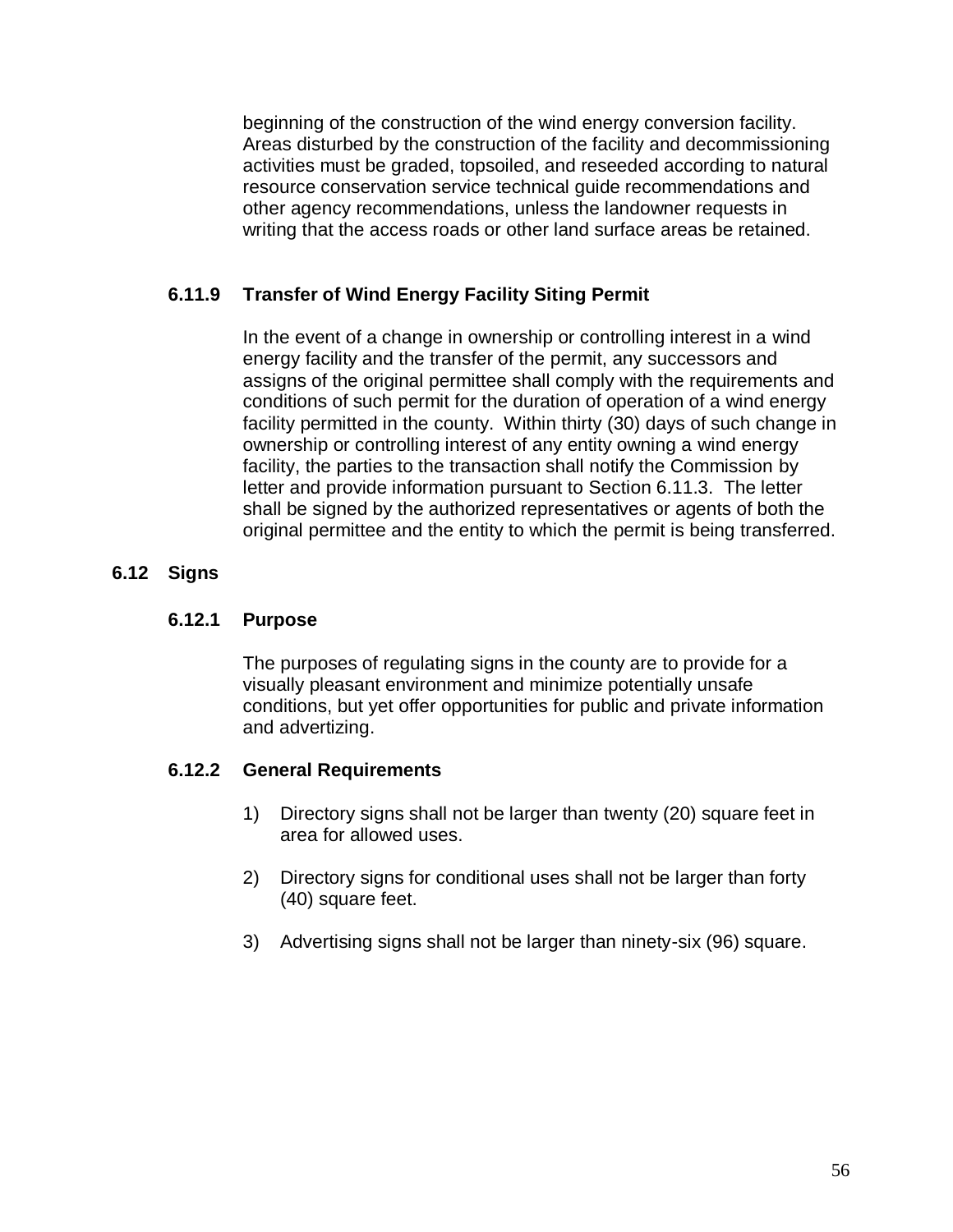beginning of the construction of the wind energy conversion facility. Areas disturbed by the construction of the facility and decommissioning activities must be graded, topsoiled, and reseeded according to natural resource conservation service technical guide recommendations and other agency recommendations, unless the landowner requests in writing that the access roads or other land surface areas be retained.

### 6.11.9 Transfer of Wind Energy Facility Siting Permit

In the event of a change in ownership or controlling interest in a wind energy facility and the transfer of the permit, any successors and assigns of the original permittee shall comply with the requirements and conditions of such permit for the duration of operation of a wind energy facility permitted in the county. Within thirty (30) days of such change in ownership or controlling interest of any entity owning a wind energy facility, the parties to the transaction shall notify the Commission by letter and provide information pursuant to Section 6.11.3. The letter shall be signed by the authorized representatives or agents of both the original permittee and the entity to which the permit is being transferred.

## 6.12 Signs

### 6.12.1 Purpose

The purposes of regulating signs in the county are to provide for a visually pleasant environment and minimize potentially unsafe conditions, but yet offer opportunities for public and private information and advertizing.

### 6.12.2 General Requirements

1) Directory signs shall not be larger than twenty (20) square feet in area for allowed uses.

2) Directory signs for conditional uses shall not be larger than forty (40) square feet.

3) Advertising signs shall not be larger than ninety-six (96) square.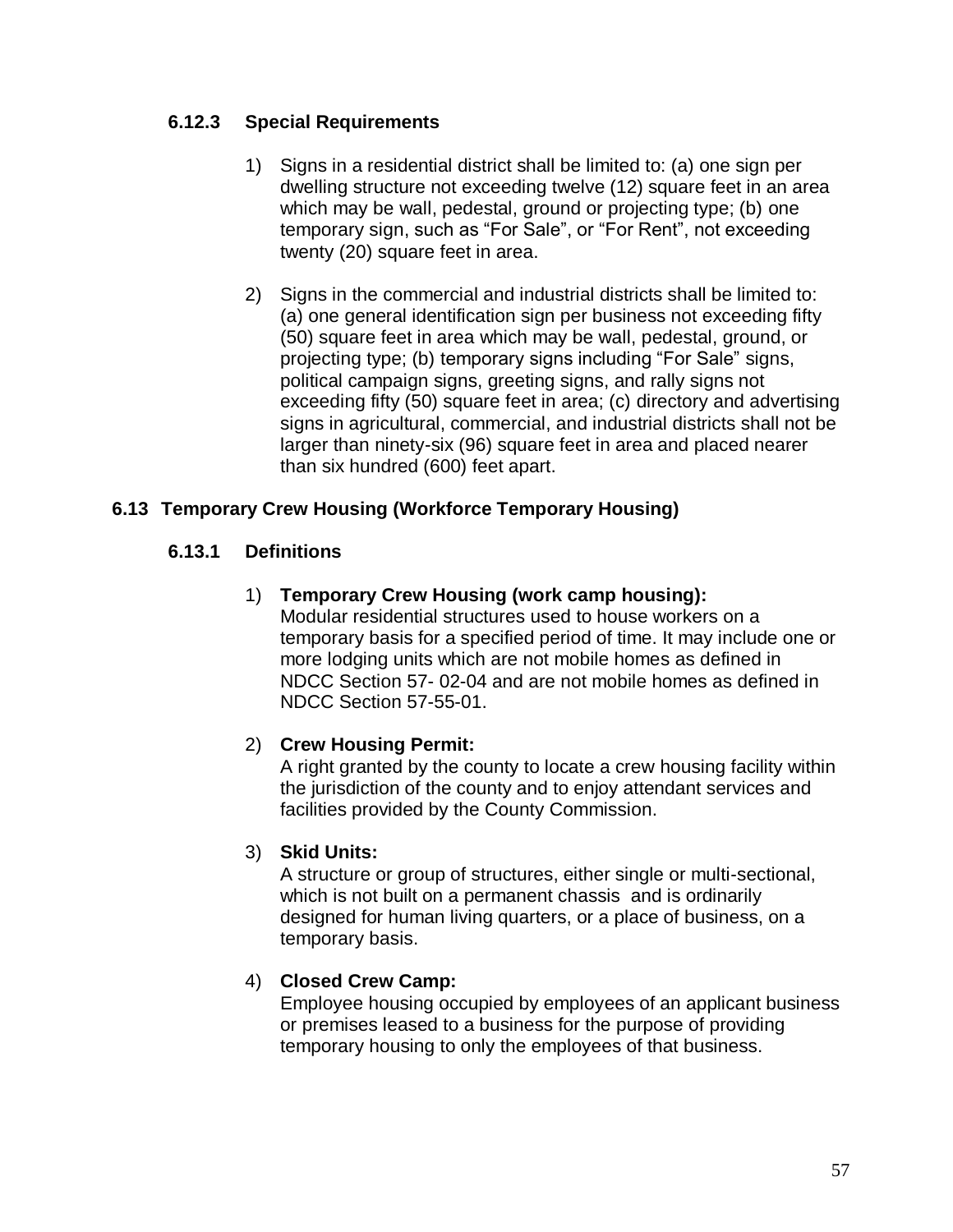### 6.12.3 Special Requirements

1) Signs in a residential district shall be limited to: (a) one sign per dwelling structure not exceeding twelve (12) square feet in an area which may be wall, pedestal, ground or projecting type; (b) one temporary sign, such as "For Sale", or "For Rent", not exceeding twenty (20) square feet in area.

2) Signs in the commercial and industrial districts shall be limited to: (a) one general identification sign per business not exceeding fifty (50) square feet in area which may be wall, pedestal, ground, or projecting type; (b) temporary signs including "For Sale" signs, political campaign signs, greeting signs, and rally signs not exceeding fifty (50) square feet in area; (c) directory and advertising signs in agricultural, commercial, and industrial districts shall not be larger than ninety-six (96) square feet in area and placed nearer than six hundred (600) feet apart.

## 6.13 Temporary Crew Housing (Workforce Temporary Housing)

### 6.13.1 Definitions

1) **Temporary Crew Housing (work camp housing):**
Modular residential structures used to house workers on a temporary basis for a specified period of time. It may include one or more lodging units which are not mobile homes as defined in NDCC Section 57- 02-04 and are not mobile homes as defined in NDCC Section 57-55-01.

2) **Crew Housing Permit:**
A right granted by the county to locate a crew housing facility within the jurisdiction of the county and to enjoy attendant services and facilities provided by the County Commission.

3) **Skid Units:**
A structure or group of structures, either single or multi-sectional, which is not built on a permanent chassis and is ordinarily designed for human living quarters, or a place of business, on a temporary basis.

4) **Closed Crew Camp:**
Employee housing occupied by employees of an applicant business or premises leased to a business for the purpose of providing temporary housing to only the employees of that business.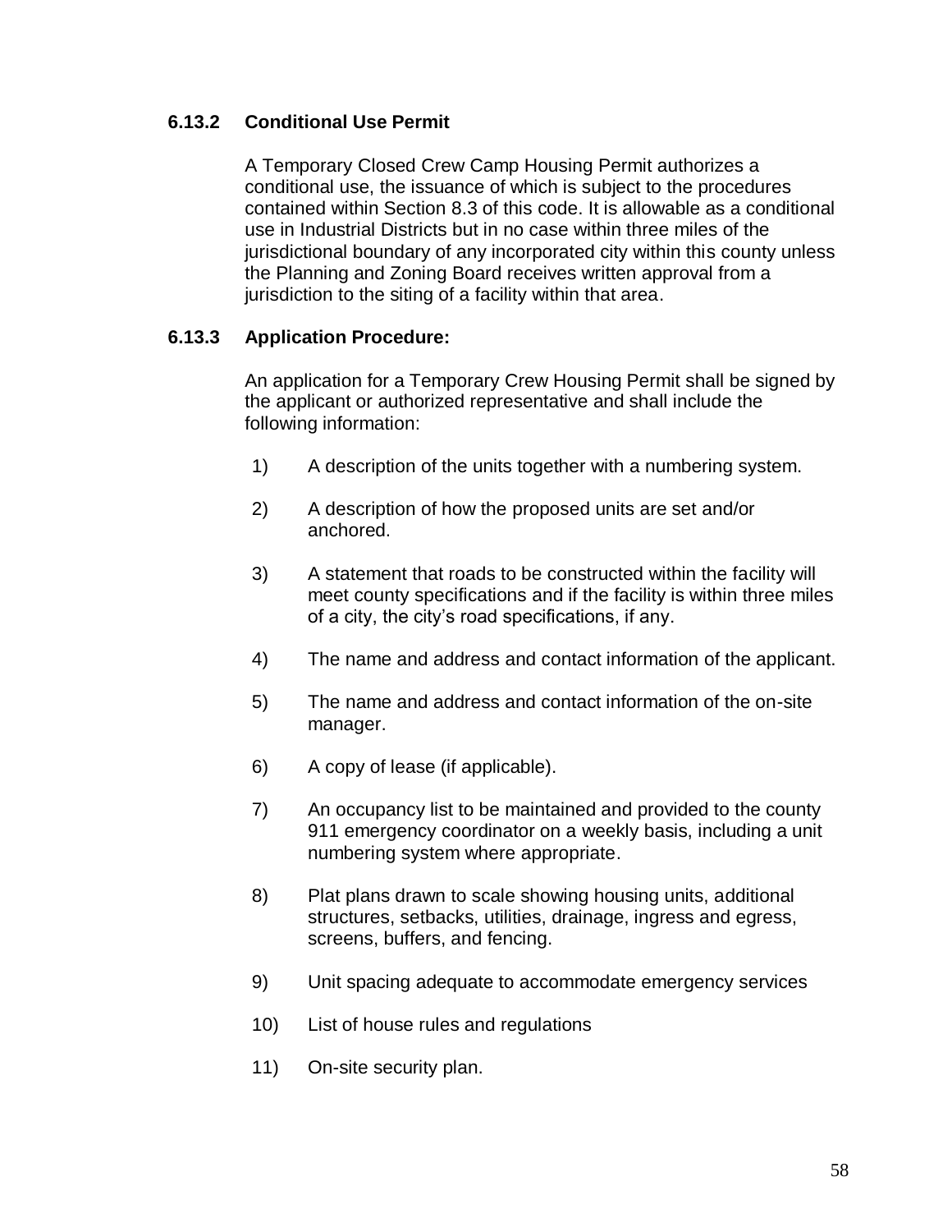### 6.13.2 Conditional Use Permit

A Temporary Closed Crew Camp Housing Permit authorizes a conditional use, the issuance of which is subject to the procedures contained within Section 8.3 of this code. It is allowable as a conditional use in Industrial Districts but in no case within three miles of the jurisdictional boundary of any incorporated city within this county unless the Planning and Zoning Board receives written approval from a jurisdiction to the siting of a facility within that area.

### 6.13.3 Application Procedure:

An application for a Temporary Crew Housing Permit shall be signed by the applicant or authorized representative and shall include the following information:

1) A description of the units together with a numbering system.

2) A description of how the proposed units are set and/or anchored.

3) A statement that roads to be constructed within the facility will meet county specifications and if the facility is within three miles of a city, the city's road specifications, if any.

4) The name and address and contact information of the applicant.

5) The name and address and contact information of the on-site manager.

6) A copy of lease (if applicable).

7) An occupancy list to be maintained and provided to the county 911 emergency coordinator on a weekly basis, including a unit numbering system where appropriate.

8) Plat plans drawn to scale showing housing units, additional structures, setbacks, utilities, drainage, ingress and egress, screens, buffers, and fencing.

9) Unit spacing adequate to accommodate emergency services

10) List of house rules and regulations

11) On-site security plan.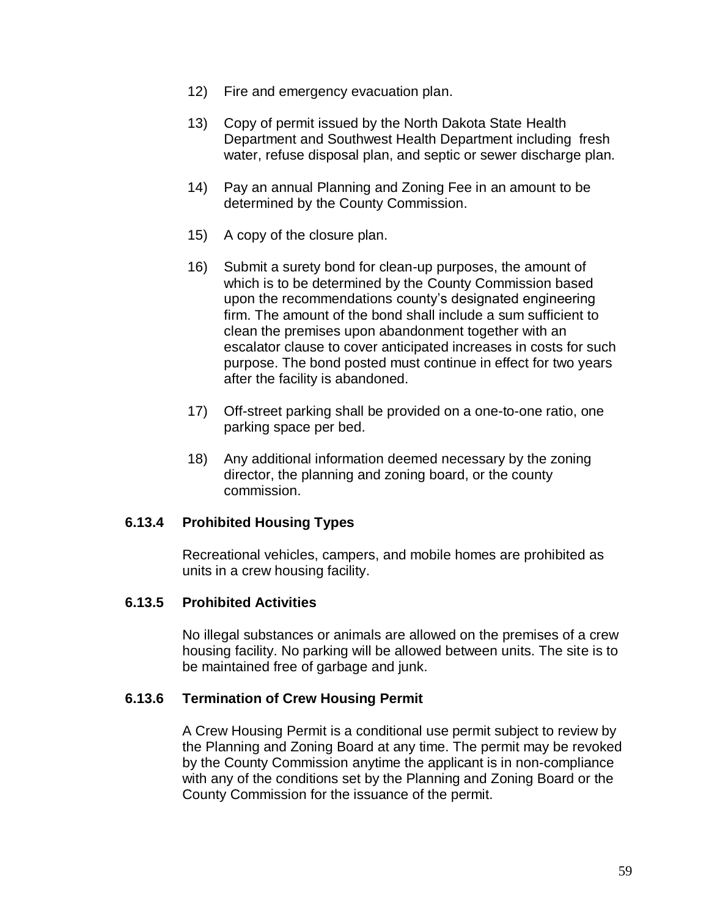12) Fire and emergency evacuation plan.

13) Copy of permit issued by the North Dakota State Health Department and Southwest Health Department including fresh water, refuse disposal plan, and septic or sewer discharge plan.

14) Pay an annual Planning and Zoning Fee in an amount to be determined by the County Commission.

15) A copy of the closure plan.

16) Submit a surety bond for clean-up purposes, the amount of which is to be determined by the County Commission based upon the recommendations county's designated engineering firm. The amount of the bond shall include a sum sufficient to clean the premises upon abandonment together with an escalator clause to cover anticipated increases in costs for such purpose. The bond posted must continue in effect for two years after the facility is abandoned.

17) Off-street parking shall be provided on a one-to-one ratio, one parking space per bed.

18) Any additional information deemed necessary by the zoning director, the planning and zoning board, or the county commission.

### 6.13.4 Prohibited Housing Types

Recreational vehicles, campers, and mobile homes are prohibited as units in a crew housing facility.

### 6.13.5 Prohibited Activities

No illegal substances or animals are allowed on the premises of a crew housing facility. No parking will be allowed between units. The site is to be maintained free of garbage and junk.

### 6.13.6 Termination of Crew Housing Permit

A Crew Housing Permit is a conditional use permit subject to review by the Planning and Zoning Board at any time. The permit may be revoked by the County Commission anytime the applicant is in non-compliance with any of the conditions set by the Planning and Zoning Board or the County Commission for the issuance of the permit.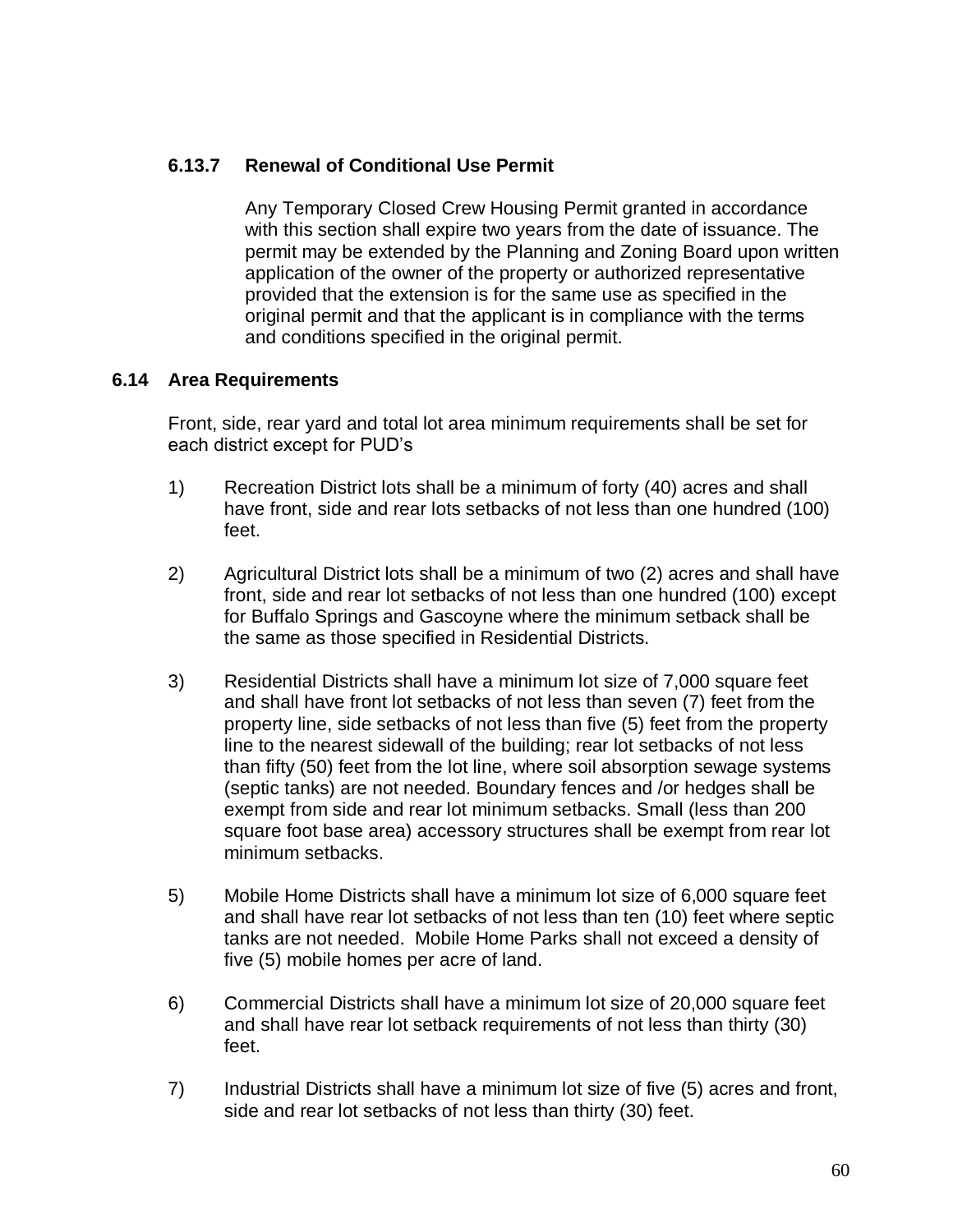### 6.13.7 Renewal of Conditional Use Permit

Any Temporary Closed Crew Housing Permit granted in accordance with this section shall expire two years from the date of issuance. The permit may be extended by the Planning and Zoning Board upon written application of the owner of the property or authorized representative provided that the extension is for the same use as specified in the original permit and that the applicant is in compliance with the terms and conditions specified in the original permit.

## 6.14 Area Requirements

Front, side, rear yard and total lot area minimum requirements shall be set for each district except for PUD's

1) Recreation District lots shall be a minimum of forty (40) acres and shall have front, side and rear lots setbacks of not less than one hundred (100) feet.

2) Agricultural District lots shall be a minimum of two (2) acres and shall have front, side and rear lot setbacks of not less than one hundred (100) except for Buffalo Springs and Gascoyne where the minimum setback shall be the same as those specified in Residential Districts.

3) Residential Districts shall have a minimum lot size of 7,000 square feet and shall have front lot setbacks of not less than seven (7) feet from the property line, side setbacks of not less than five (5) feet from the property line to the nearest sidewall of the building; rear lot setbacks of not less than fifty (50) feet from the lot line, where soil absorption sewage systems (septic tanks) are not needed. Boundary fences and /or hedges shall be exempt from side and rear lot minimum setbacks. Small (less than 200 square foot base area) accessory structures shall be exempt from rear lot minimum setbacks.

5) Mobile Home Districts shall have a minimum lot size of 6,000 square feet and shall have rear lot setbacks of not less than ten (10) feet where septic tanks are not needed. Mobile Home Parks shall not exceed a density of five (5) mobile homes per acre of land.

6) Commercial Districts shall have a minimum lot size of 20,000 square feet and shall have rear lot setback requirements of not less than thirty (30) feet.

7) Industrial Districts shall have a minimum lot size of five (5) acres and front, side and rear lot setbacks of not less than thirty (30) feet.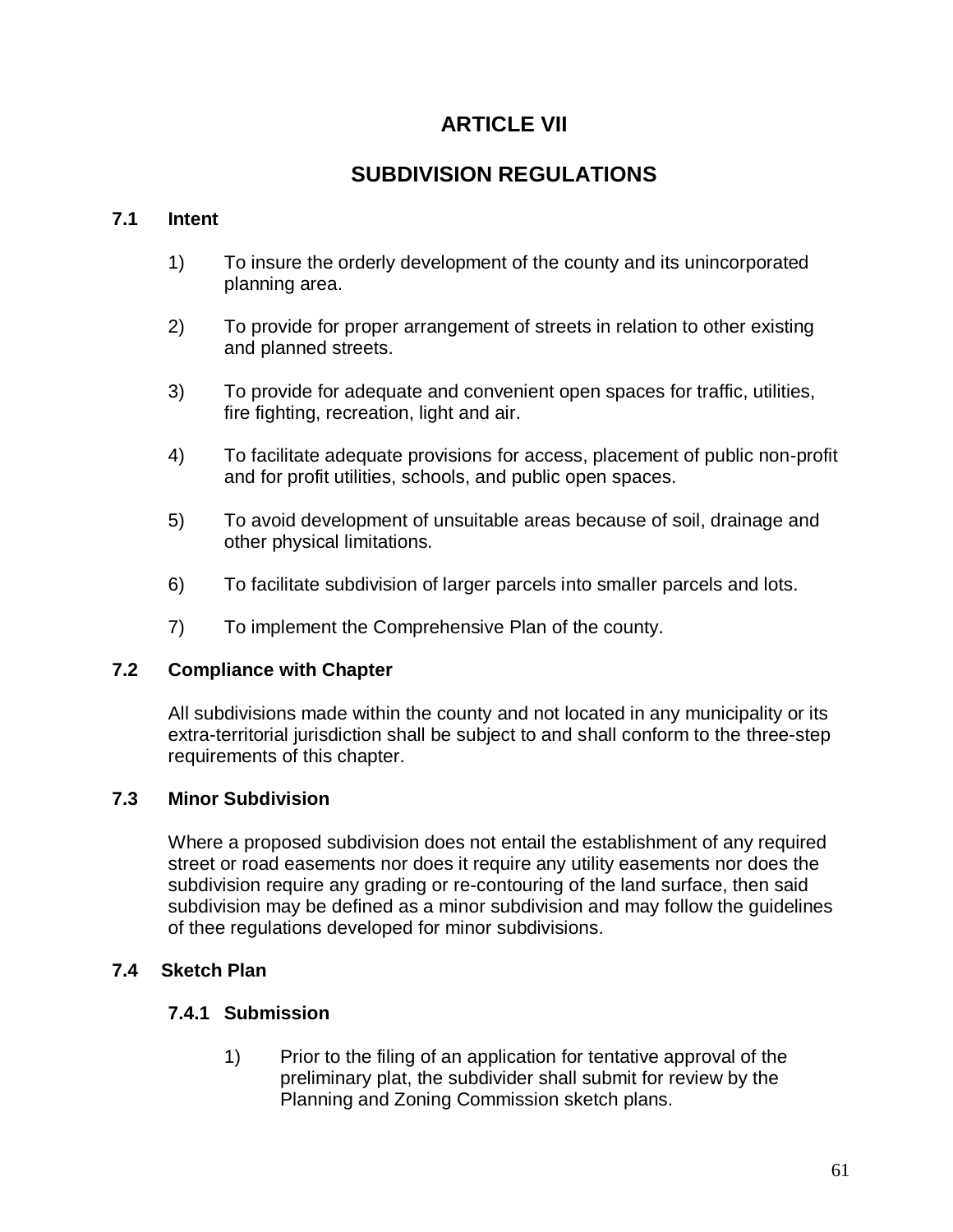# ARTICLE VII

# SUBDIVISION REGULATIONS

### 7.1 Intent

1) To insure the orderly development of the county and its unincorporated planning area.

2) To provide for proper arrangement of streets in relation to other existing and planned streets.

3) To provide for adequate and convenient open spaces for traffic, utilities, fire fighting, recreation, light and air.

4) To facilitate adequate provisions for access, placement of public non-profit and for profit utilities, schools, and public open spaces.

5) To avoid development of unsuitable areas because of soil, drainage and other physical limitations.

6) To facilitate subdivision of larger parcels into smaller parcels and lots.

7) To implement the Comprehensive Plan of the county.

### 7.2 Compliance with Chapter

All subdivisions made within the county and not located in any municipality or its extra-territorial jurisdiction shall be subject to and shall conform to the three-step requirements of this chapter.

### 7.3 Minor Subdivision

Where a proposed subdivision does not entail the establishment of any required street or road easements nor does it require any utility easements nor does the subdivision require any grading or re-contouring of the land surface, then said subdivision may be defined as a minor subdivision and may follow the guidelines of thee regulations developed for minor subdivisions.

### 7.4 Sketch Plan

#### 7.4.1 Submission

1) Prior to the filing of an application for tentative approval of the preliminary plat, the subdivider shall submit for review by the Planning and Zoning Commission sketch plans.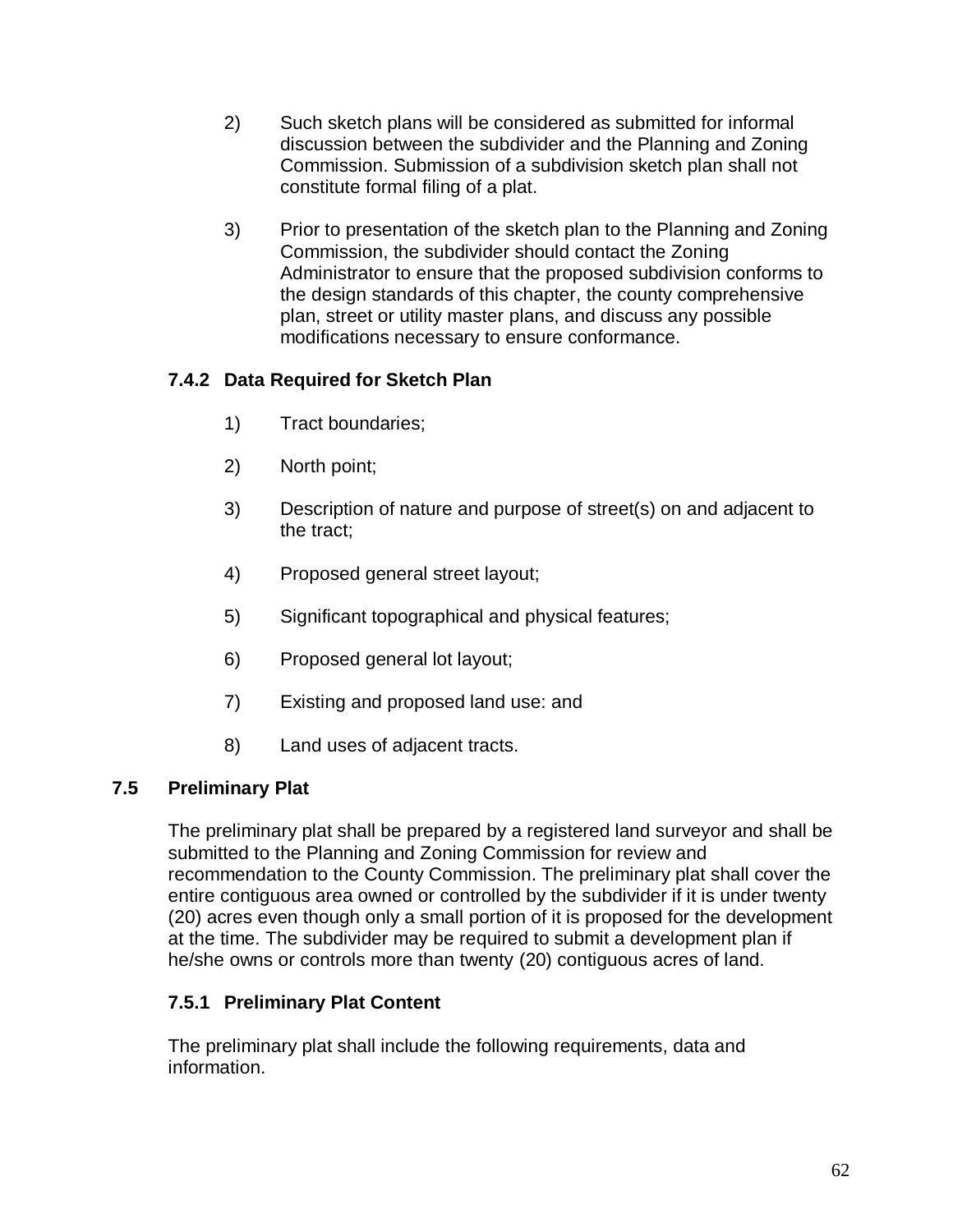2) Such sketch plans will be considered as submitted for informal discussion between the subdivider and the Planning and Zoning Commission. Submission of a subdivision sketch plan shall not constitute formal filing of a plat.

3) Prior to presentation of the sketch plan to the Planning and Zoning Commission, the subdivider should contact the Zoning Administrator to ensure that the proposed subdivision conforms to the design standards of this chapter, the county comprehensive plan, street or utility master plans, and discuss any possible modifications necessary to ensure conformance.

### 7.4.2 Data Required for Sketch Plan

1) Tract boundaries;

2) North point;

3) Description of nature and purpose of street(s) on and adjacent to the tract;

4) Proposed general street layout;

5) Significant topographical and physical features;

6) Proposed general lot layout;

7) Existing and proposed land use: and

8) Land uses of adjacent tracts.

## 7.5 Preliminary Plat

The preliminary plat shall be prepared by a registered land surveyor and shall be submitted to the Planning and Zoning Commission for review and recommendation to the County Commission. The preliminary plat shall cover the entire contiguous area owned or controlled by the subdivider if it is under twenty (20) acres even though only a small portion of it is proposed for the development at the time. The subdivider may be required to submit a development plan if he/she owns or controls more than twenty (20) contiguous acres of land.

### 7.5.1 Preliminary Plat Content

The preliminary plat shall include the following requirements, data and information.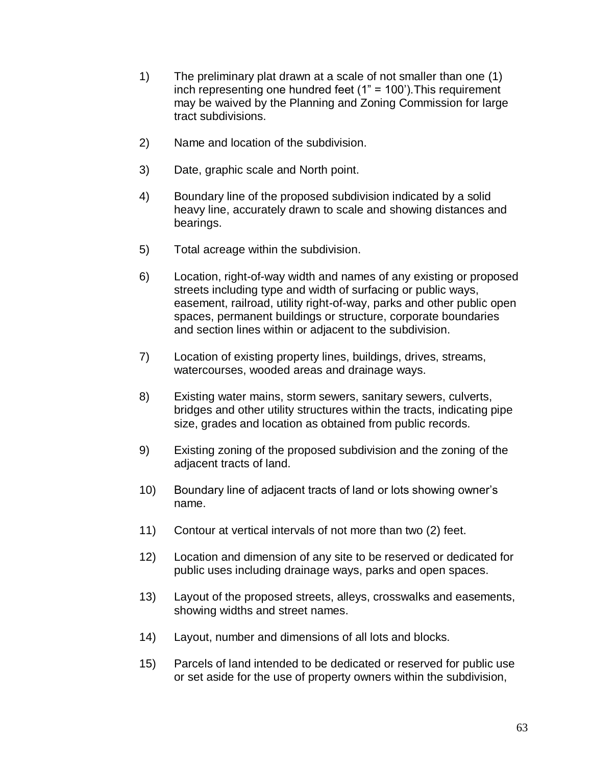1) The preliminary plat drawn at a scale of not smaller than one (1) inch representing one hundred feet (1" = 100').This requirement may be waived by the Planning and Zoning Commission for large tract subdivisions.

2) Name and location of the subdivision.

3) Date, graphic scale and North point.

4) Boundary line of the proposed subdivision indicated by a solid heavy line, accurately drawn to scale and showing distances and bearings.

5) Total acreage within the subdivision.

6) Location, right-of-way width and names of any existing or proposed streets including type and width of surfacing or public ways, easement, railroad, utility right-of-way, parks and other public open spaces, permanent buildings or structure, corporate boundaries and section lines within or adjacent to the subdivision.

7) Location of existing property lines, buildings, drives, streams, watercourses, wooded areas and drainage ways.

8) Existing water mains, storm sewers, sanitary sewers, culverts, bridges and other utility structures within the tracts, indicating pipe size, grades and location as obtained from public records.

9) Existing zoning of the proposed subdivision and the zoning of the adjacent tracts of land.

10) Boundary line of adjacent tracts of land or lots showing owner's name.

11) Contour at vertical intervals of not more than two (2) feet.

12) Location and dimension of any site to be reserved or dedicated for public uses including drainage ways, parks and open spaces.

13) Layout of the proposed streets, alleys, crosswalks and easements, showing widths and street names.

14) Layout, number and dimensions of all lots and blocks.

15) Parcels of land intended to be dedicated or reserved for public use or set aside for the use of property owners within the subdivision,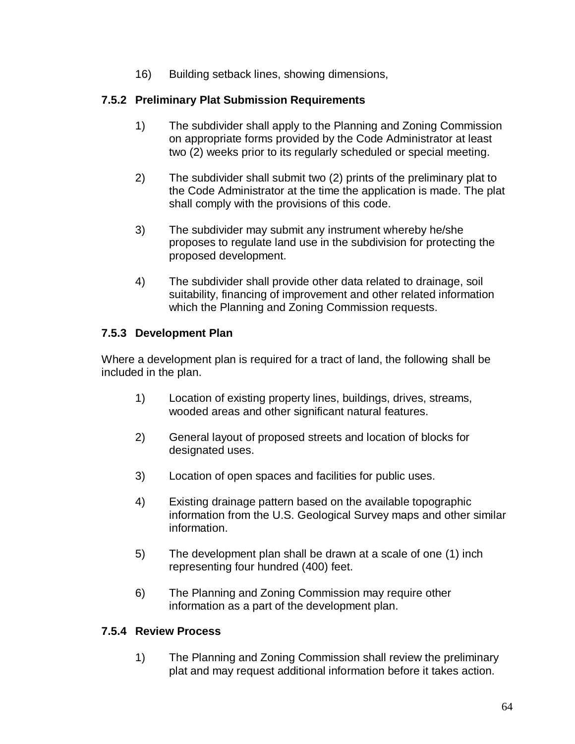16) Building setback lines, showing dimensions,

### 7.5.2 Preliminary Plat Submission Requirements

1) The subdivider shall apply to the Planning and Zoning Commission on appropriate forms provided by the Code Administrator at least two (2) weeks prior to its regularly scheduled or special meeting.

2) The subdivider shall submit two (2) prints of the preliminary plat to the Code Administrator at the time the application is made. The plat shall comply with the provisions of this code.

3) The subdivider may submit any instrument whereby he/she proposes to regulate land use in the subdivision for protecting the proposed development.

4) The subdivider shall provide other data related to drainage, soil suitability, financing of improvement and other related information which the Planning and Zoning Commission requests.

### 7.5.3 Development Plan

Where a development plan is required for a tract of land, the following shall be included in the plan.

1) Location of existing property lines, buildings, drives, streams, wooded areas and other significant natural features.

2) General layout of proposed streets and location of blocks for designated uses.

3) Location of open spaces and facilities for public uses.

4) Existing drainage pattern based on the available topographic information from the U.S. Geological Survey maps and other similar information.

5) The development plan shall be drawn at a scale of one (1) inch representing four hundred (400) feet.

6) The Planning and Zoning Commission may require other information as a part of the development plan.

### 7.5.4 Review Process

1) The Planning and Zoning Commission shall review the preliminary plat and may request additional information before it takes action.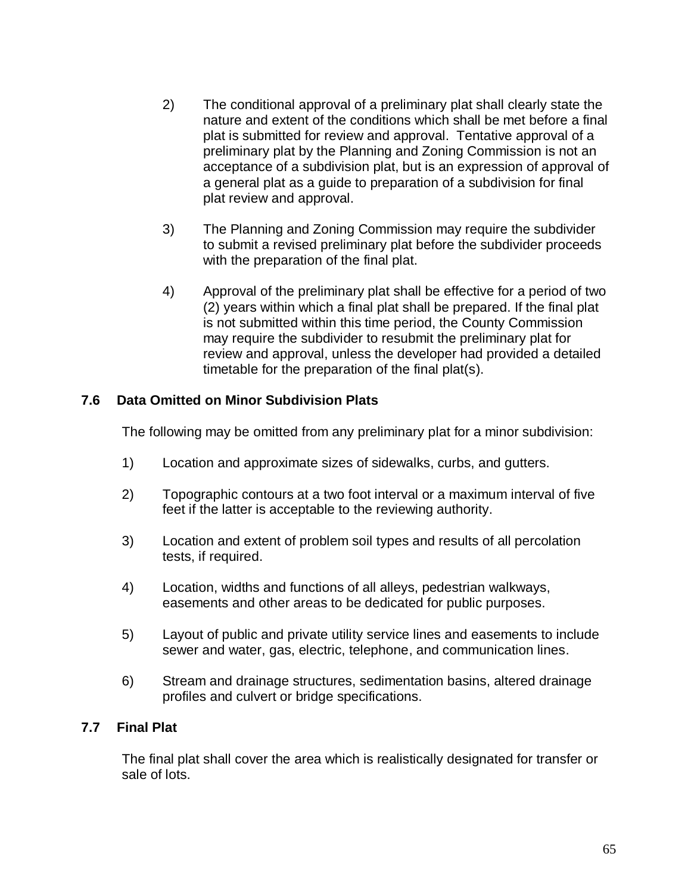2) The conditional approval of a preliminary plat shall clearly state the nature and extent of the conditions which shall be met before a final plat is submitted for review and approval. Tentative approval of a preliminary plat by the Planning and Zoning Commission is not an acceptance of a subdivision plat, but is an expression of approval of a general plat as a guide to preparation of a subdivision for final plat review and approval.

3) The Planning and Zoning Commission may require the subdivider to submit a revised preliminary plat before the subdivider proceeds with the preparation of the final plat.

4) Approval of the preliminary plat shall be effective for a period of two (2) years within which a final plat shall be prepared. If the final plat is not submitted within this time period, the County Commission may require the subdivider to resubmit the preliminary plat for review and approval, unless the developer had provided a detailed timetable for the preparation of the final plat(s).

### 7.6 Data Omitted on Minor Subdivision Plats

The following may be omitted from any preliminary plat for a minor subdivision:

1) Location and approximate sizes of sidewalks, curbs, and gutters.

2) Topographic contours at a two foot interval or a maximum interval of five feet if the latter is acceptable to the reviewing authority.

3) Location and extent of problem soil types and results of all percolation tests, if required.

4) Location, widths and functions of all alleys, pedestrian walkways, easements and other areas to be dedicated for public purposes.

5) Layout of public and private utility service lines and easements to include sewer and water, gas, electric, telephone, and communication lines.

6) Stream and drainage structures, sedimentation basins, altered drainage profiles and culvert or bridge specifications.

### 7.7 Final Plat

The final plat shall cover the area which is realistically designated for transfer or sale of lots.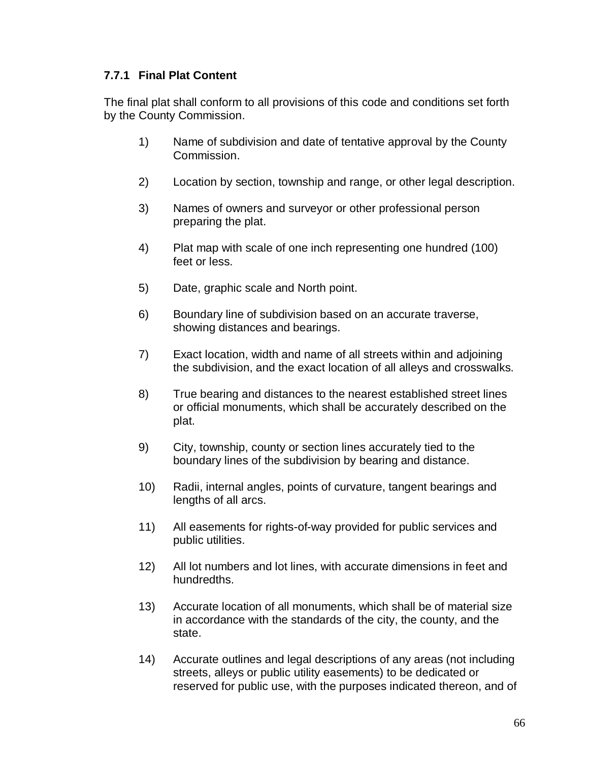### 7.7.1 Final Plat Content

The final plat shall conform to all provisions of this code and conditions set forth by the County Commission.

1) Name of subdivision and date of tentative approval by the County Commission.

2) Location by section, township and range, or other legal description.

3) Names of owners and surveyor or other professional person preparing the plat.

4) Plat map with scale of one inch representing one hundred (100) feet or less.

5) Date, graphic scale and North point.

6) Boundary line of subdivision based on an accurate traverse, showing distances and bearings.

7) Exact location, width and name of all streets within and adjoining the subdivision, and the exact location of all alleys and crosswalks.

8) True bearing and distances to the nearest established street lines or official monuments, which shall be accurately described on the plat.

9) City, township, county or section lines accurately tied to the boundary lines of the subdivision by bearing and distance.

10) Radii, internal angles, points of curvature, tangent bearings and lengths of all arcs.

11) All easements for rights-of-way provided for public services and public utilities.

12) All lot numbers and lot lines, with accurate dimensions in feet and hundredths.

13) Accurate location of all monuments, which shall be of material size in accordance with the standards of the city, the county, and the state.

14) Accurate outlines and legal descriptions of any areas (not including streets, alleys or public utility easements) to be dedicated or reserved for public use, with the purposes indicated thereon, and of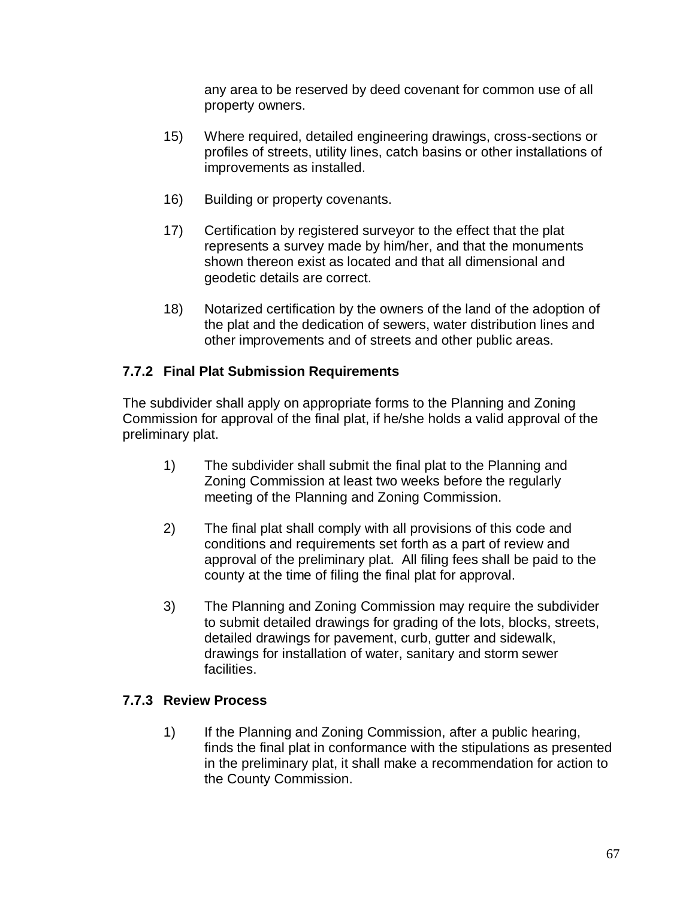any area to be reserved by deed covenant for common use of all property owners.

15) Where required, detailed engineering drawings, cross-sections or profiles of streets, utility lines, catch basins or other installations of improvements as installed.

16) Building or property covenants.

17) Certification by registered surveyor to the effect that the plat represents a survey made by him/her, and that the monuments shown thereon exist as located and that all dimensional and geodetic details are correct.

18) Notarized certification by the owners of the land of the adoption of the plat and the dedication of sewers, water distribution lines and other improvements and of streets and other public areas.

### 7.7.2 Final Plat Submission Requirements

The subdivider shall apply on appropriate forms to the Planning and Zoning Commission for approval of the final plat, if he/she holds a valid approval of the preliminary plat.

1) The subdivider shall submit the final plat to the Planning and Zoning Commission at least two weeks before the regularly meeting of the Planning and Zoning Commission.

2) The final plat shall comply with all provisions of this code and conditions and requirements set forth as a part of review and approval of the preliminary plat. All filing fees shall be paid to the county at the time of filing the final plat for approval.

3) The Planning and Zoning Commission may require the subdivider to submit detailed drawings for grading of the lots, blocks, streets, detailed drawings for pavement, curb, gutter and sidewalk, drawings for installation of water, sanitary and storm sewer facilities.

### 7.7.3 Review Process

1) If the Planning and Zoning Commission, after a public hearing, finds the final plat in conformance with the stipulations as presented in the preliminary plat, it shall make a recommendation for action to the County Commission.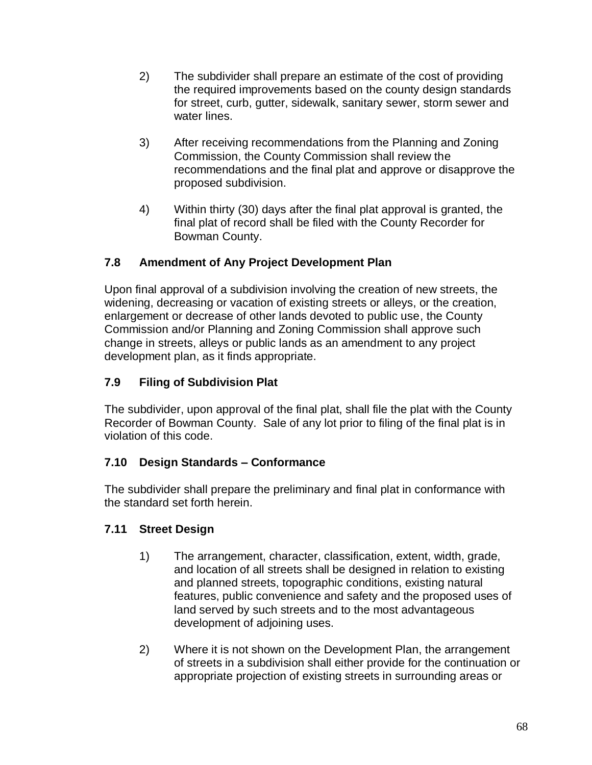2) The subdivider shall prepare an estimate of the cost of providing the required improvements based on the county design standards for street, curb, gutter, sidewalk, sanitary sewer, storm sewer and water lines.

3) After receiving recommendations from the Planning and Zoning Commission, the County Commission shall review the recommendations and the final plat and approve or disapprove the proposed subdivision.

4) Within thirty (30) days after the final plat approval is granted, the final plat of record shall be filed with the County Recorder for Bowman County.

### 7.8 Amendment of Any Project Development Plan

Upon final approval of a subdivision involving the creation of new streets, the widening, decreasing or vacation of existing streets or alleys, or the creation, enlargement or decrease of other lands devoted to public use, the County Commission and/or Planning and Zoning Commission shall approve such change in streets, alleys or public lands as an amendment to any project development plan, as it finds appropriate.

### 7.9 Filing of Subdivision Plat

The subdivider, upon approval of the final plat, shall file the plat with the County Recorder of Bowman County. Sale of any lot prior to filing of the final plat is in violation of this code.

### 7.10 Design Standards – Conformance

The subdivider shall prepare the preliminary and final plat in conformance with the standard set forth herein.

### 7.11 Street Design

1) The arrangement, character, classification, extent, width, grade, and location of all streets shall be designed in relation to existing and planned streets, topographic conditions, existing natural features, public convenience and safety and the proposed uses of land served by such streets and to the most advantageous development of adjoining uses.

2) Where it is not shown on the Development Plan, the arrangement of streets in a subdivision shall either provide for the continuation or appropriate projection of existing streets in surrounding areas or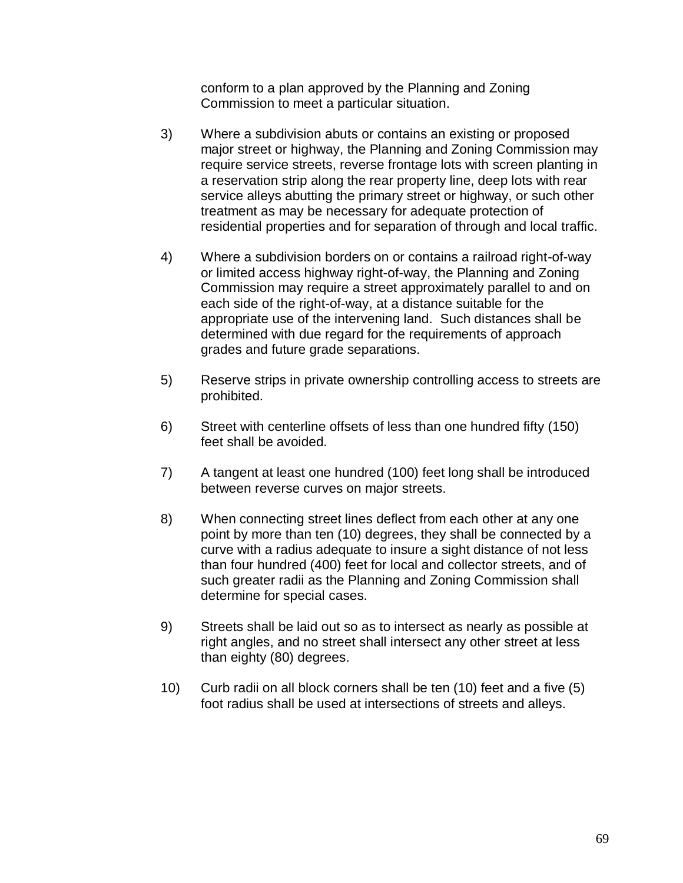conform to a plan approved by the Planning and Zoning Commission to meet a particular situation.

3) Where a subdivision abuts or contains an existing or proposed major street or highway, the Planning and Zoning Commission may require service streets, reverse frontage lots with screen planting in a reservation strip along the rear property line, deep lots with rear service alleys abutting the primary street or highway, or such other treatment as may be necessary for adequate protection of residential properties and for separation of through and local traffic.

4) Where a subdivision borders on or contains a railroad right-of-way or limited access highway right-of-way, the Planning and Zoning Commission may require a street approximately parallel to and on each side of the right-of-way, at a distance suitable for the appropriate use of the intervening land. Such distances shall be determined with due regard for the requirements of approach grades and future grade separations.

5) Reserve strips in private ownership controlling access to streets are prohibited.

6) Street with centerline offsets of less than one hundred fifty (150) feet shall be avoided.

7) A tangent at least one hundred (100) feet long shall be introduced between reverse curves on major streets.

8) When connecting street lines deflect from each other at any one point by more than ten (10) degrees, they shall be connected by a curve with a radius adequate to insure a sight distance of not less than four hundred (400) feet for local and collector streets, and of such greater radii as the Planning and Zoning Commission shall determine for special cases.

9) Streets shall be laid out so as to intersect as nearly as possible at right angles, and no street shall intersect any other street at less than eighty (80) degrees.

10) Curb radii on all block corners shall be ten (10) feet and a five (5) foot radius shall be used at intersections of streets and alleys.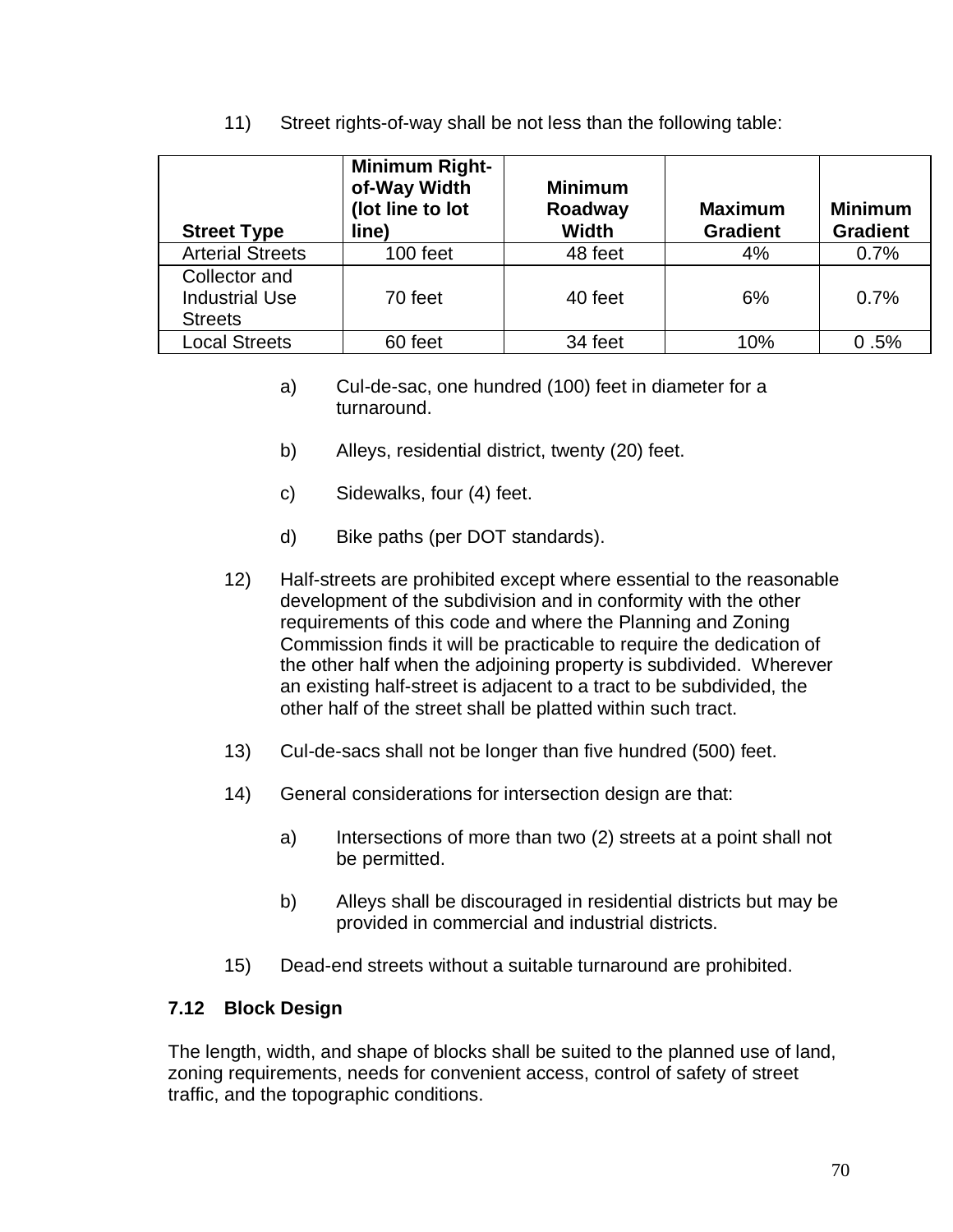11) Street rights-of-way shall be not less than the following table:

| Street Type | Minimum Right-of-Way Width (lot line to lot line) | Minimum Roadway Width | Maximum Gradient | Minimum Gradient |
|---|---|---|---|---|
| Arterial Streets | 100 feet | 48 feet | 4% | 0.7% |
| Collector and Industrial Use Streets | 70 feet | 40 feet | 6% | 0.7% |
| Local Streets | 60 feet | 34 feet | 10% | 0 .5% |

a) Cul-de-sac, one hundred (100) feet in diameter for a turnaround.

b) Alleys, residential district, twenty (20) feet.

c) Sidewalks, four (4) feet.

d) Bike paths (per DOT standards).

12) Half-streets are prohibited except where essential to the reasonable development of the subdivision and in conformity with the other requirements of this code and where the Planning and Zoning Commission finds it will be practicable to require the dedication of the other half when the adjoining property is subdivided. Wherever an existing half-street is adjacent to a tract to be subdivided, the other half of the street shall be platted within such tract.

13) Cul-de-sacs shall not be longer than five hundred (500) feet.

14) General considerations for intersection design are that:

a) Intersections of more than two (2) streets at a point shall not be permitted.

b) Alleys shall be discouraged in residential districts but may be provided in commercial and industrial districts.

15) Dead-end streets without a suitable turnaround are prohibited.

### 7.12 Block Design

The length, width, and shape of blocks shall be suited to the planned use of land, zoning requirements, needs for convenient access, control of safety of street traffic, and the topographic conditions.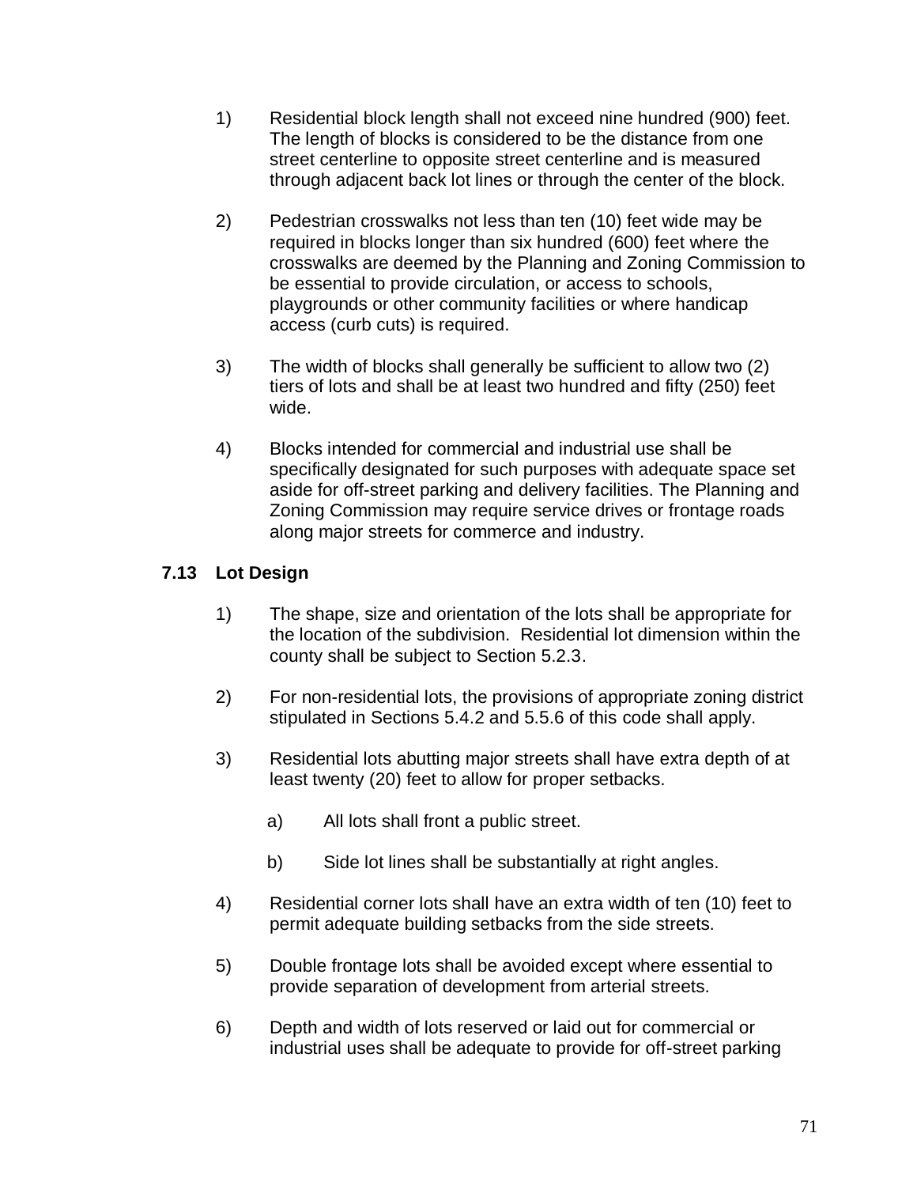1) Residential block length shall not exceed nine hundred (900) feet. The length of blocks is considered to be the distance from one street centerline to opposite street centerline and is measured through adjacent back lot lines or through the center of the block.

2) Pedestrian crosswalks not less than ten (10) feet wide may be required in blocks longer than six hundred (600) feet where the crosswalks are deemed by the Planning and Zoning Commission to be essential to provide circulation, or access to schools, playgrounds or other community facilities or where handicap access (curb cuts) is required.

3) The width of blocks shall generally be sufficient to allow two (2) tiers of lots and shall be at least two hundred and fifty (250) feet wide.

4) Blocks intended for commercial and industrial use shall be specifically designated for such purposes with adequate space set aside for off-street parking and delivery facilities. The Planning and Zoning Commission may require service drives or frontage roads along major streets for commerce and industry.

### 7.13 Lot Design

1) The shape, size and orientation of the lots shall be appropriate for the location of the subdivision. Residential lot dimension within the county shall be subject to Section 5.2.3.

2) For non-residential lots, the provisions of appropriate zoning district stipulated in Sections 5.4.2 and 5.5.6 of this code shall apply.

3) Residential lots abutting major streets shall have extra depth of at least twenty (20) feet to allow for proper setbacks.

   a) All lots shall front a public street.

   b) Side lot lines shall be substantially at right angles.

4) Residential corner lots shall have an extra width of ten (10) feet to permit adequate building setbacks from the side streets.

5) Double frontage lots shall be avoided except where essential to provide separation of development from arterial streets.

6) Depth and width of lots reserved or laid out for commercial or industrial uses shall be adequate to provide for off-street parking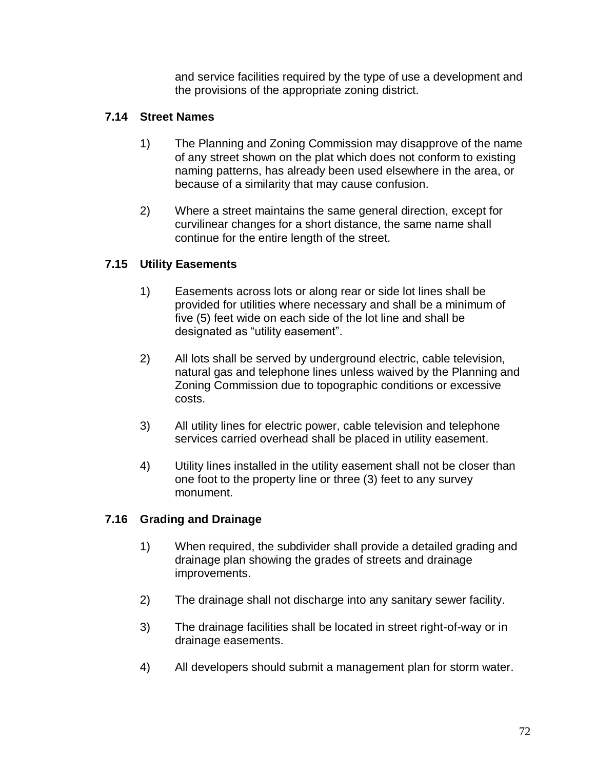and service facilities required by the type of use a development and the provisions of the appropriate zoning district.

### 7.14 Street Names

1) The Planning and Zoning Commission may disapprove of the name of any street shown on the plat which does not conform to existing naming patterns, has already been used elsewhere in the area, or because of a similarity that may cause confusion.

2) Where a street maintains the same general direction, except for curvilinear changes for a short distance, the same name shall continue for the entire length of the street.

### 7.15 Utility Easements

1) Easements across lots or along rear or side lot lines shall be provided for utilities where necessary and shall be a minimum of five (5) feet wide on each side of the lot line and shall be designated as “utility easement”.

2) All lots shall be served by underground electric, cable television, natural gas and telephone lines unless waived by the Planning and Zoning Commission due to topographic conditions or excessive costs.

3) All utility lines for electric power, cable television and telephone services carried overhead shall be placed in utility easement.

4) Utility lines installed in the utility easement shall not be closer than one foot to the property line or three (3) feet to any survey monument.

### 7.16 Grading and Drainage

1) When required, the subdivider shall provide a detailed grading and drainage plan showing the grades of streets and drainage improvements.

2) The drainage shall not discharge into any sanitary sewer facility.

3) The drainage facilities shall be located in street right-of-way or in drainage easements.

4) All developers should submit a management plan for storm water.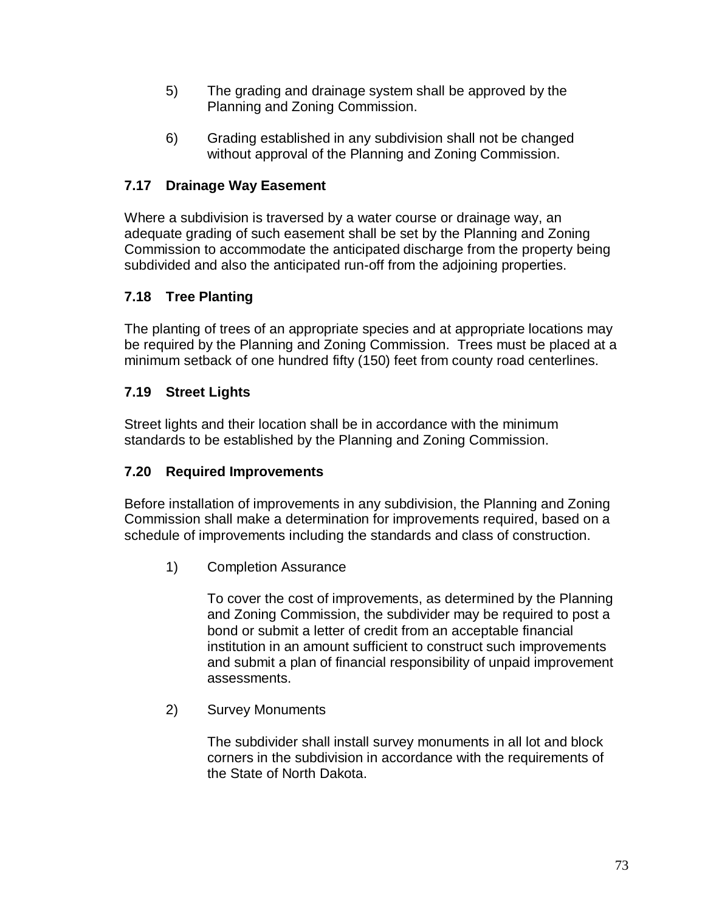5) The grading and drainage system shall be approved by the Planning and Zoning Commission.

6) Grading established in any subdivision shall not be changed without approval of the Planning and Zoning Commission.

### 7.17 Drainage Way Easement

Where a subdivision is traversed by a water course or drainage way, an adequate grading of such easement shall be set by the Planning and Zoning Commission to accommodate the anticipated discharge from the property being subdivided and also the anticipated run-off from the adjoining properties.

### 7.18 Tree Planting

The planting of trees of an appropriate species and at appropriate locations may be required by the Planning and Zoning Commission. Trees must be placed at a minimum setback of one hundred fifty (150) feet from county road centerlines.

### 7.19 Street Lights

Street lights and their location shall be in accordance with the minimum standards to be established by the Planning and Zoning Commission.

### 7.20 Required Improvements

Before installation of improvements in any subdivision, the Planning and Zoning Commission shall make a determination for improvements required, based on a schedule of improvements including the standards and class of construction.

1) Completion Assurance

   To cover the cost of improvements, as determined by the Planning and Zoning Commission, the subdivider may be required to post a bond or submit a letter of credit from an acceptable financial institution in an amount sufficient to construct such improvements and submit a plan of financial responsibility of unpaid improvement assessments.

2) Survey Monuments

   The subdivider shall install survey monuments in all lot and block corners in the subdivision in accordance with the requirements of the State of North Dakota.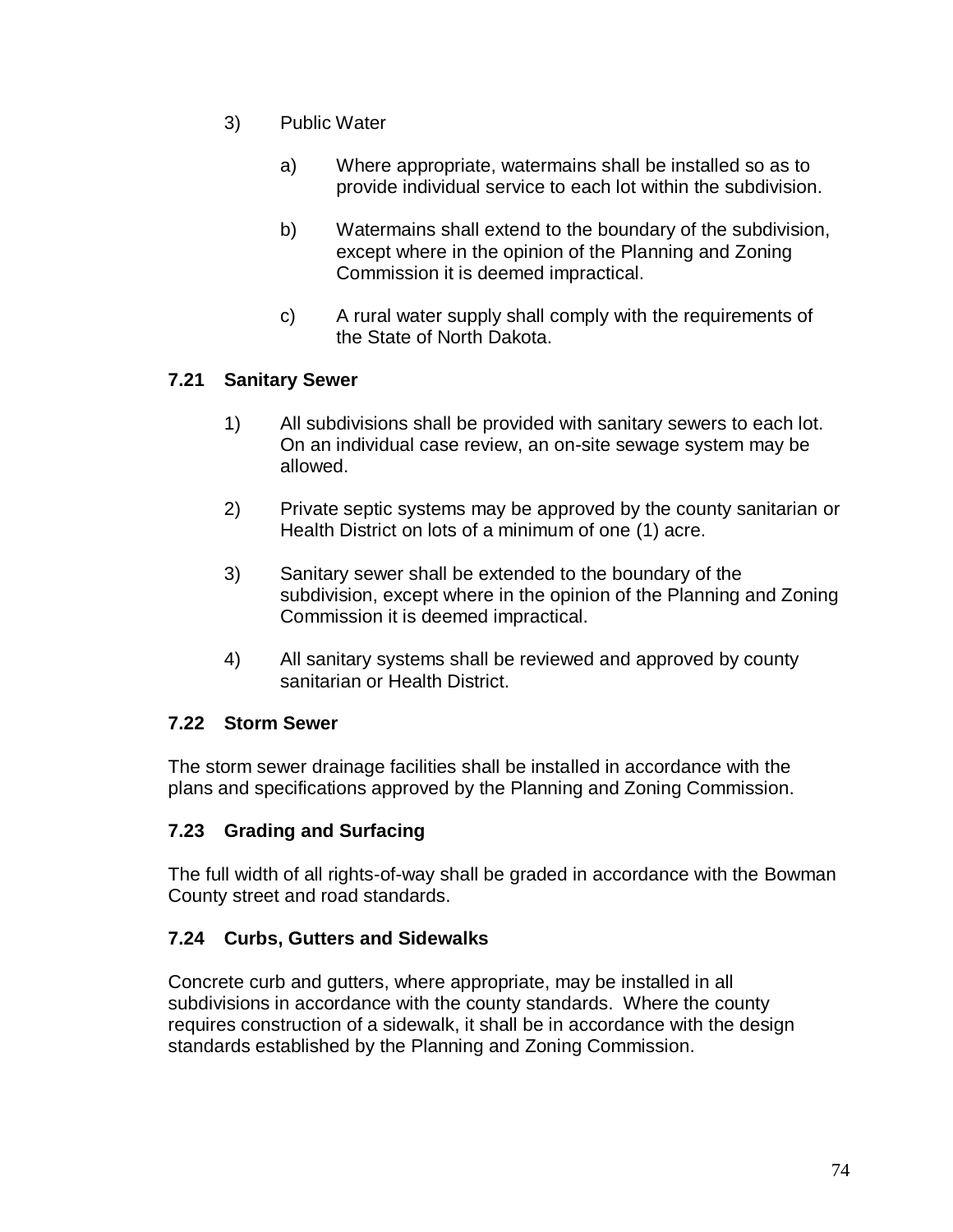3) Public Water

   a) Where appropriate, watermains shall be installed so as to provide individual service to each lot within the subdivision.

   b) Watermains shall extend to the boundary of the subdivision, except where in the opinion of the Planning and Zoning Commission it is deemed impractical.

   c) A rural water supply shall comply with the requirements of the State of North Dakota.

### 7.21 Sanitary Sewer

1) All subdivisions shall be provided with sanitary sewers to each lot. On an individual case review, an on-site sewage system may be allowed.

2) Private septic systems may be approved by the county sanitarian or Health District on lots of a minimum of one (1) acre.

3) Sanitary sewer shall be extended to the boundary of the subdivision, except where in the opinion of the Planning and Zoning Commission it is deemed impractical.

4) All sanitary systems shall be reviewed and approved by county sanitarian or Health District.

### 7.22 Storm Sewer

The storm sewer drainage facilities shall be installed in accordance with the plans and specifications approved by the Planning and Zoning Commission.

### 7.23 Grading and Surfacing

The full width of all rights-of-way shall be graded in accordance with the Bowman County street and road standards.

### 7.24 Curbs, Gutters and Sidewalks

Concrete curb and gutters, where appropriate, may be installed in all subdivisions in accordance with the county standards. Where the county requires construction of a sidewalk, it shall be in accordance with the design standards established by the Planning and Zoning Commission.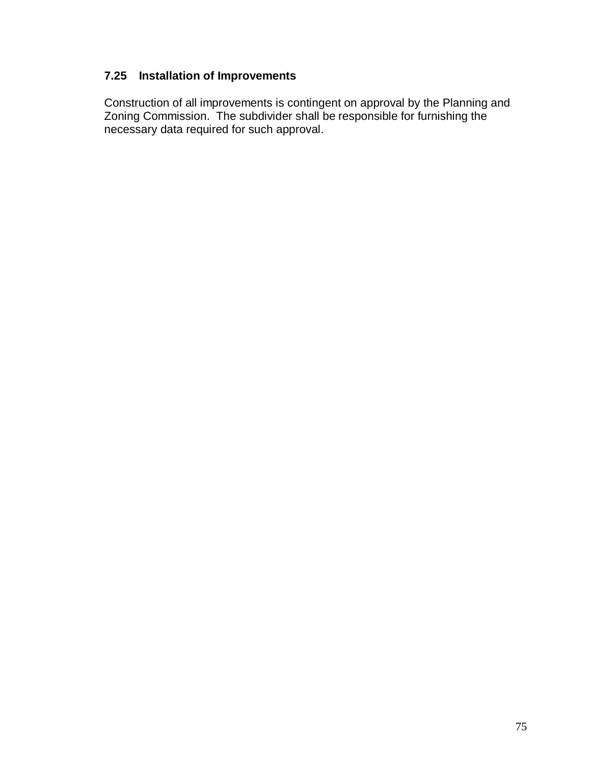### 7.25 Installation of Improvements

Construction of all improvements is contingent on approval by the Planning and Zoning Commission. The subdivider shall be responsible for furnishing the necessary data required for such approval.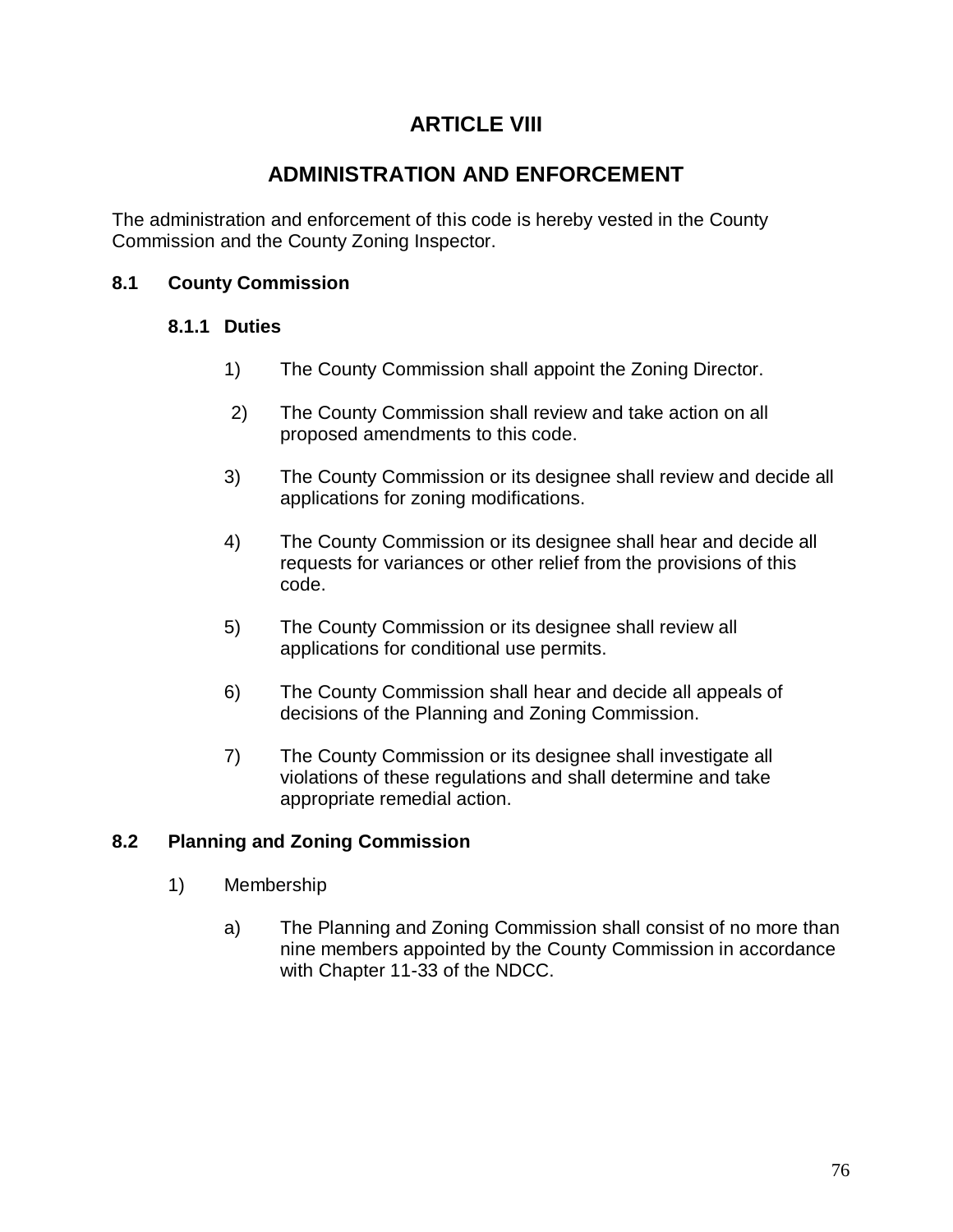# ARTICLE VIII

# ADMINISTRATION AND ENFORCEMENT

The administration and enforcement of this code is hereby vested in the County Commission and the County Zoning Inspector.

## 8.1 County Commission

### 8.1.1 Duties

1) The County Commission shall appoint the Zoning Director.

2) The County Commission shall review and take action on all proposed amendments to this code.

3) The County Commission or its designee shall review and decide all applications for zoning modifications.

4) The County Commission or its designee shall hear and decide all requests for variances or other relief from the provisions of this code.

5) The County Commission or its designee shall review all applications for conditional use permits.

6) The County Commission shall hear and decide all appeals of decisions of the Planning and Zoning Commission.

7) The County Commission or its designee shall investigate all violations of these regulations and shall determine and take appropriate remedial action.

## 8.2 Planning and Zoning Commission

1) Membership

   a) The Planning and Zoning Commission shall consist of no more than nine members appointed by the County Commission in accordance with Chapter 11-33 of the NDCC.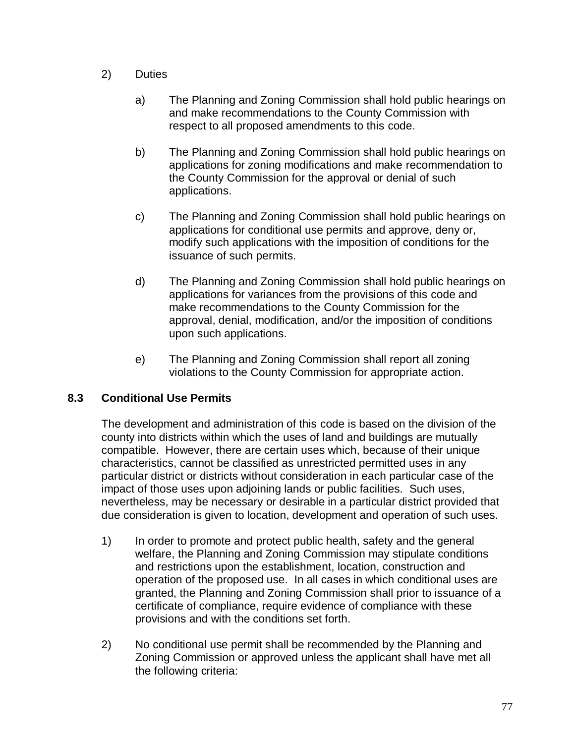2) Duties

   a) The Planning and Zoning Commission shall hold public hearings on and make recommendations to the County Commission with respect to all proposed amendments to this code.

   b) The Planning and Zoning Commission shall hold public hearings on applications for zoning modifications and make recommendation to the County Commission for the approval or denial of such applications.

   c) The Planning and Zoning Commission shall hold public hearings on applications for conditional use permits and approve, deny or, modify such applications with the imposition of conditions for the issuance of such permits.

   d) The Planning and Zoning Commission shall hold public hearings on applications for variances from the provisions of this code and make recommendations to the County Commission for the approval, denial, modification, and/or the imposition of conditions upon such applications.

   e) The Planning and Zoning Commission shall report all zoning violations to the County Commission for appropriate action.

### 8.3 Conditional Use Permits

The development and administration of this code is based on the division of the county into districts within which the uses of land and buildings are mutually compatible. However, there are certain uses which, because of their unique characteristics, cannot be classified as unrestricted permitted uses in any particular district or districts without consideration in each particular case of the impact of those uses upon adjoining lands or public facilities. Such uses, nevertheless, may be necessary or desirable in a particular district provided that due consideration is given to location, development and operation of such uses.

1) In order to promote and protect public health, safety and the general welfare, the Planning and Zoning Commission may stipulate conditions and restrictions upon the establishment, location, construction and operation of the proposed use. In all cases in which conditional uses are granted, the Planning and Zoning Commission shall prior to issuance of a certificate of compliance, require evidence of compliance with these provisions and with the conditions set forth.

2) No conditional use permit shall be recommended by the Planning and Zoning Commission or approved unless the applicant shall have met all the following criteria: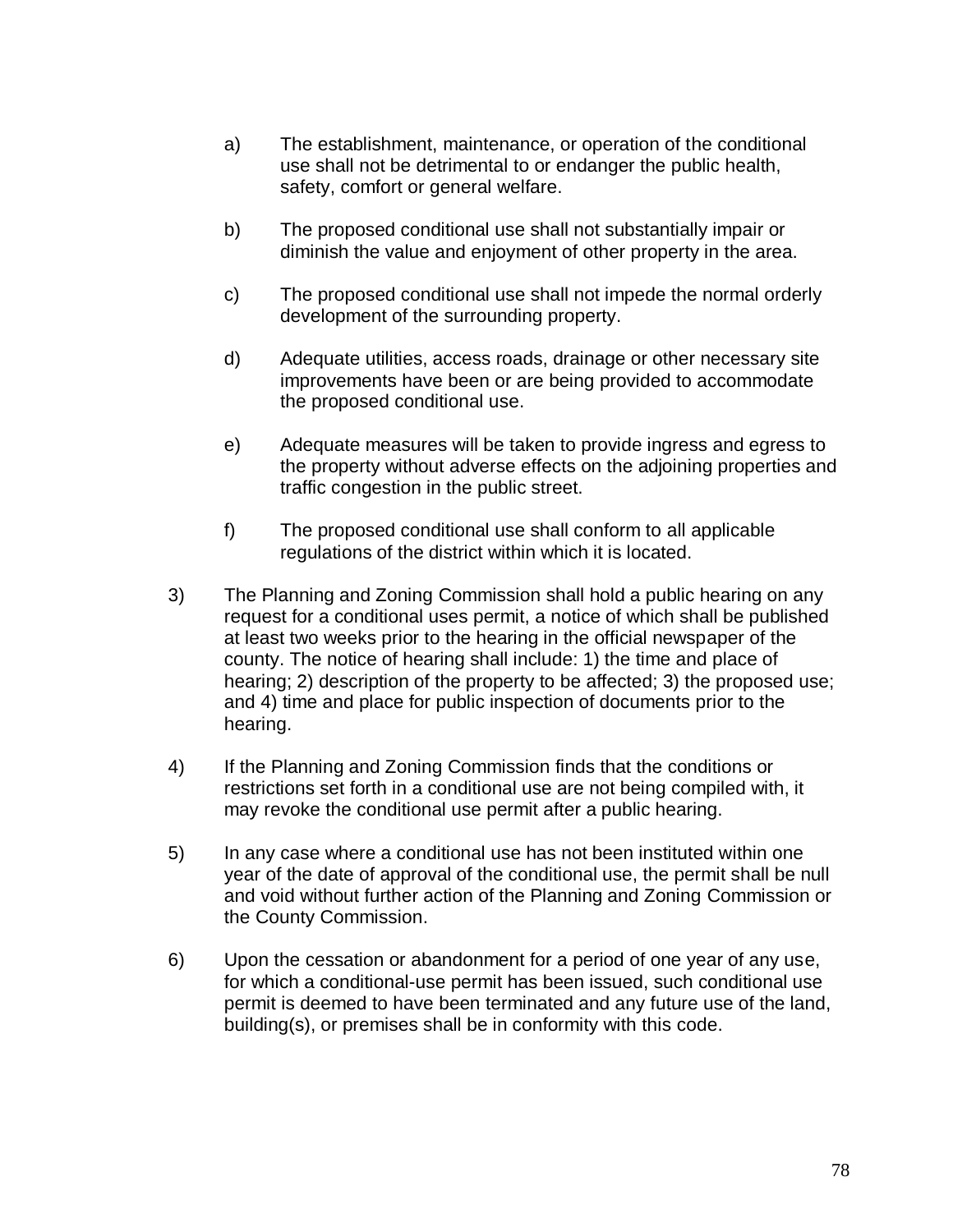a) The establishment, maintenance, or operation of the conditional use shall not be detrimental to or endanger the public health, safety, comfort or general welfare.

b) The proposed conditional use shall not substantially impair or diminish the value and enjoyment of other property in the area.

c) The proposed conditional use shall not impede the normal orderly development of the surrounding property.

d) Adequate utilities, access roads, drainage or other necessary site improvements have been or are being provided to accommodate the proposed conditional use.

e) Adequate measures will be taken to provide ingress and egress to the property without adverse effects on the adjoining properties and traffic congestion in the public street.

f) The proposed conditional use shall conform to all applicable regulations of the district within which it is located.

3) The Planning and Zoning Commission shall hold a public hearing on any request for a conditional uses permit, a notice of which shall be published at least two weeks prior to the hearing in the official newspaper of the county. The notice of hearing shall include: 1) the time and place of hearing; 2) description of the property to be affected; 3) the proposed use; and 4) time and place for public inspection of documents prior to the hearing.

4) If the Planning and Zoning Commission finds that the conditions or restrictions set forth in a conditional use are not being compiled with, it may revoke the conditional use permit after a public hearing.

5) In any case where a conditional use has not been instituted within one year of the date of approval of the conditional use, the permit shall be null and void without further action of the Planning and Zoning Commission or the County Commission.

6) Upon the cessation or abandonment for a period of one year of any use, for which a conditional-use permit has been issued, such conditional use permit is deemed to have been terminated and any future use of the land, building(s), or premises shall be in conformity with this code.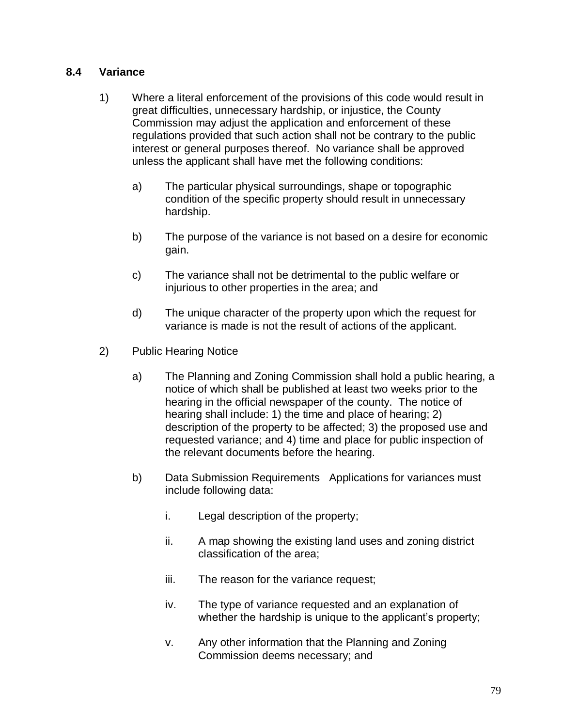## 8.4 Variance

1) Where a literal enforcement of the provisions of this code would result in great difficulties, unnecessary hardship, or injustice, the County Commission may adjust the application and enforcement of these regulations provided that such action shall not be contrary to the public interest or general purposes thereof. No variance shall be approved unless the applicant shall have met the following conditions:

   a) The particular physical surroundings, shape or topographic condition of the specific property should result in unnecessary hardship.

   b) The purpose of the variance is not based on a desire for economic gain.

   c) The variance shall not be detrimental to the public welfare or injurious to other properties in the area; and

   d) The unique character of the property upon which the request for variance is made is not the result of actions of the applicant.

2) Public Hearing Notice

   a) The Planning and Zoning Commission shall hold a public hearing, a notice of which shall be published at least two weeks prior to the hearing in the official newspaper of the county. The notice of hearing shall include: 1) the time and place of hearing; 2) description of the property to be affected; 3) the proposed use and requested variance; and 4) time and place for public inspection of the relevant documents before the hearing.

   b) Data Submission Requirements Applications for variances must include following data:

      i. Legal description of the property;

      ii. A map showing the existing land uses and zoning district classification of the area;

      iii. The reason for the variance request;

      iv. The type of variance requested and an explanation of whether the hardship is unique to the applicant's property;

      v. Any other information that the Planning and Zoning Commission deems necessary; and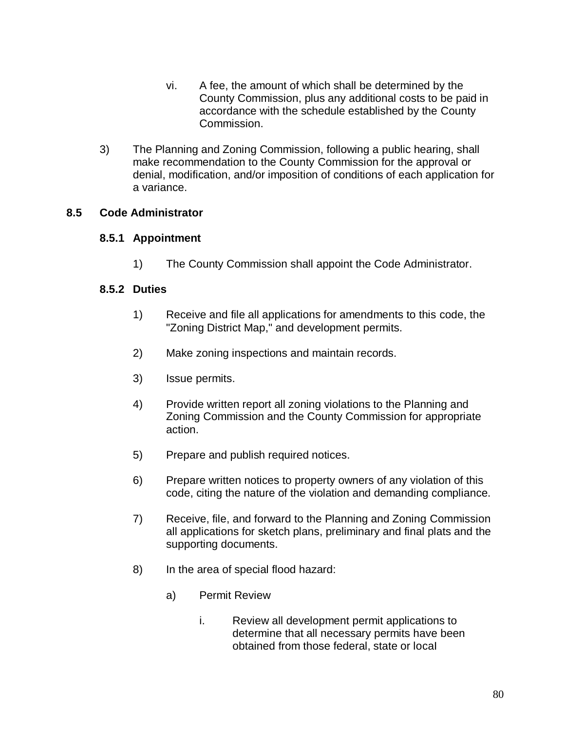vi. A fee, the amount of which shall be determined by the County Commission, plus any additional costs to be paid in accordance with the schedule established by the County Commission.

3) The Planning and Zoning Commission, following a public hearing, shall make recommendation to the County Commission for the approval or denial, modification, and/or imposition of conditions of each application for a variance.

## 8.5 Code Administrator

### 8.5.1 Appointment

1) The County Commission shall appoint the Code Administrator.

### 8.5.2 Duties

1) Receive and file all applications for amendments to this code, the "Zoning District Map," and development permits.

2) Make zoning inspections and maintain records.

3) Issue permits.

4) Provide written report all zoning violations to the Planning and Zoning Commission and the County Commission for appropriate action.

5) Prepare and publish required notices.

6) Prepare written notices to property owners of any violation of this code, citing the nature of the violation and demanding compliance.

7) Receive, file, and forward to the Planning and Zoning Commission all applications for sketch plans, preliminary and final plats and the supporting documents.

8) In the area of special flood hazard:

   a) Permit Review

      i. Review all development permit applications to determine that all necessary permits have been obtained from those federal, state or local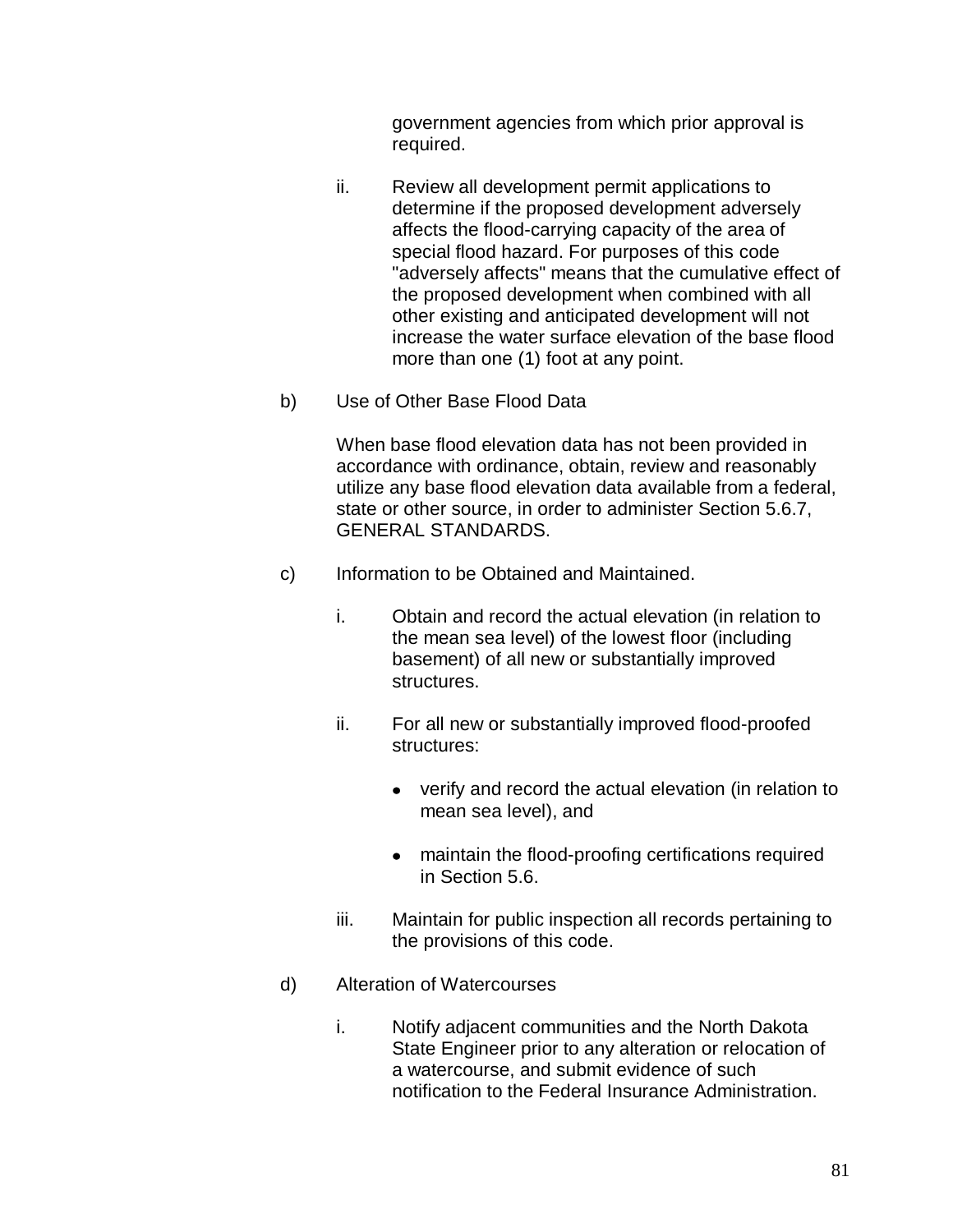government agencies from which prior approval is required.

ii. Review all development permit applications to determine if the proposed development adversely affects the flood-carrying capacity of the area of special flood hazard. For purposes of this code "adversely affects" means that the cumulative effect of the proposed development when combined with all other existing and anticipated development will not increase the water surface elevation of the base flood more than one (1) foot at any point.

b) Use of Other Base Flood Data

When base flood elevation data has not been provided in accordance with ordinance, obtain, review and reasonably utilize any base flood elevation data available from a federal, state or other source, in order to administer Section 5.6.7, GENERAL STANDARDS.

c) Information to be Obtained and Maintained.

i. Obtain and record the actual elevation (in relation to the mean sea level) of the lowest floor (including basement) of all new or substantially improved structures.

ii. For all new or substantially improved flood-proofed structures:

- verify and record the actual elevation (in relation to mean sea level), and
- maintain the flood-proofing certifications required in Section 5.6.

iii. Maintain for public inspection all records pertaining to the provisions of this code.

d) Alteration of Watercourses

i. Notify adjacent communities and the North Dakota State Engineer prior to any alteration or relocation of a watercourse, and submit evidence of such notification to the Federal Insurance Administration.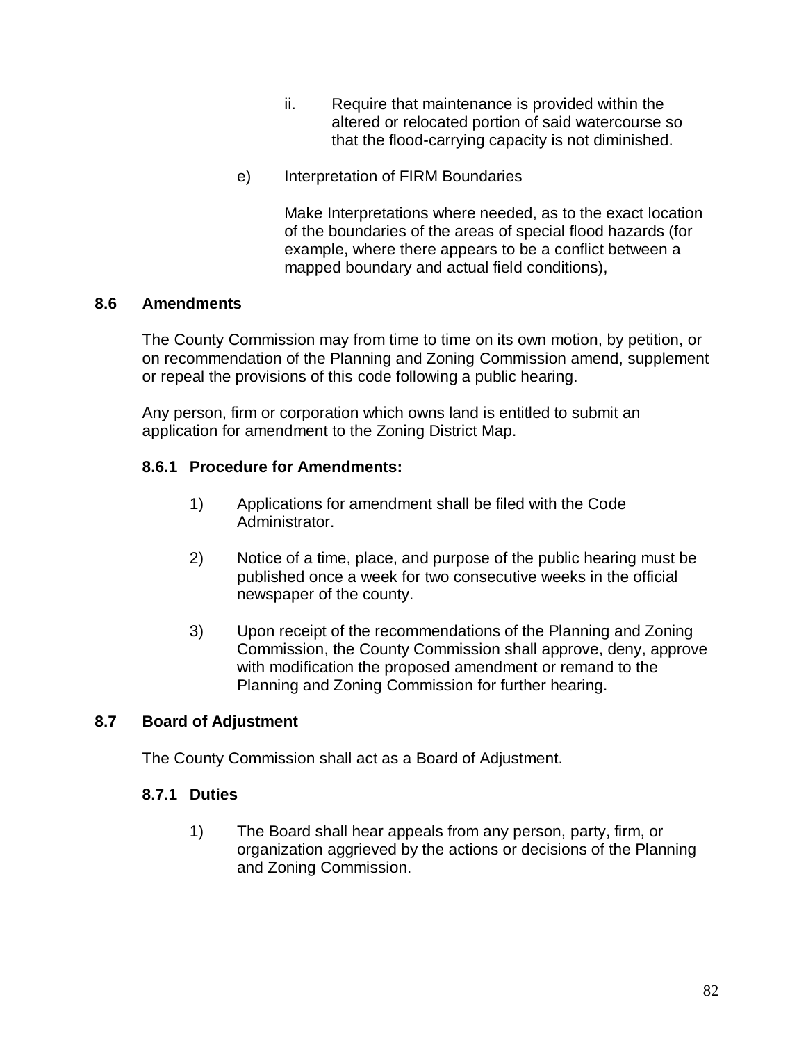ii. Require that maintenance is provided within the altered or relocated portion of said watercourse so that the flood-carrying capacity is not diminished.

e) Interpretation of FIRM Boundaries

Make Interpretations where needed, as to the exact location of the boundaries of the areas of special flood hazards (for example, where there appears to be a conflict between a mapped boundary and actual field conditions),

## 8.6 Amendments

The County Commission may from time to time on its own motion, by petition, or on recommendation of the Planning and Zoning Commission amend, supplement or repeal the provisions of this code following a public hearing.

Any person, firm or corporation which owns land is entitled to submit an application for amendment to the Zoning District Map.

### 8.6.1 Procedure for Amendments:

1) Applications for amendment shall be filed with the Code Administrator.

2) Notice of a time, place, and purpose of the public hearing must be published once a week for two consecutive weeks in the official newspaper of the county.

3) Upon receipt of the recommendations of the Planning and Zoning Commission, the County Commission shall approve, deny, approve with modification the proposed amendment or remand to the Planning and Zoning Commission for further hearing.

## 8.7 Board of Adjustment

The County Commission shall act as a Board of Adjustment.

### 8.7.1 Duties

1) The Board shall hear appeals from any person, party, firm, or organization aggrieved by the actions or decisions of the Planning and Zoning Commission.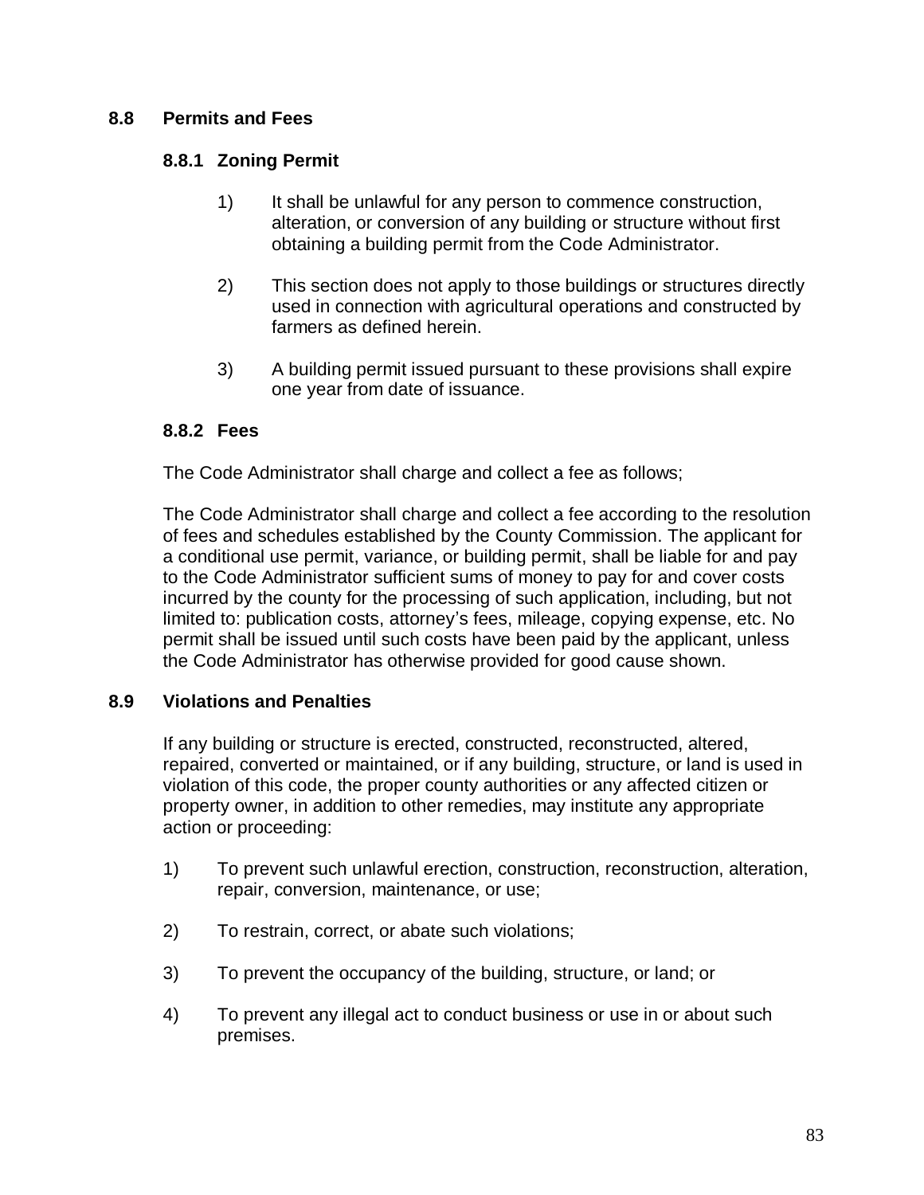## 8.8 Permits and Fees

### 8.8.1 Zoning Permit

1) It shall be unlawful for any person to commence construction, alteration, or conversion of any building or structure without first obtaining a building permit from the Code Administrator.

2) This section does not apply to those buildings or structures directly used in connection with agricultural operations and constructed by farmers as defined herein.

3) A building permit issued pursuant to these provisions shall expire one year from date of issuance.

### 8.8.2 Fees

The Code Administrator shall charge and collect a fee as follows;

The Code Administrator shall charge and collect a fee according to the resolution of fees and schedules established by the County Commission. The applicant for a conditional use permit, variance, or building permit, shall be liable for and pay to the Code Administrator sufficient sums of money to pay for and cover costs incurred by the county for the processing of such application, including, but not limited to: publication costs, attorney's fees, mileage, copying expense, etc. No permit shall be issued until such costs have been paid by the applicant, unless the Code Administrator has otherwise provided for good cause shown.

## 8.9 Violations and Penalties

If any building or structure is erected, constructed, reconstructed, altered, repaired, converted or maintained, or if any building, structure, or land is used in violation of this code, the proper county authorities or any affected citizen or property owner, in addition to other remedies, may institute any appropriate action or proceeding:

1) To prevent such unlawful erection, construction, reconstruction, alteration, repair, conversion, maintenance, or use;

2) To restrain, correct, or abate such violations;

3) To prevent the occupancy of the building, structure, or land; or

4) To prevent any illegal act to conduct business or use in or about such premises.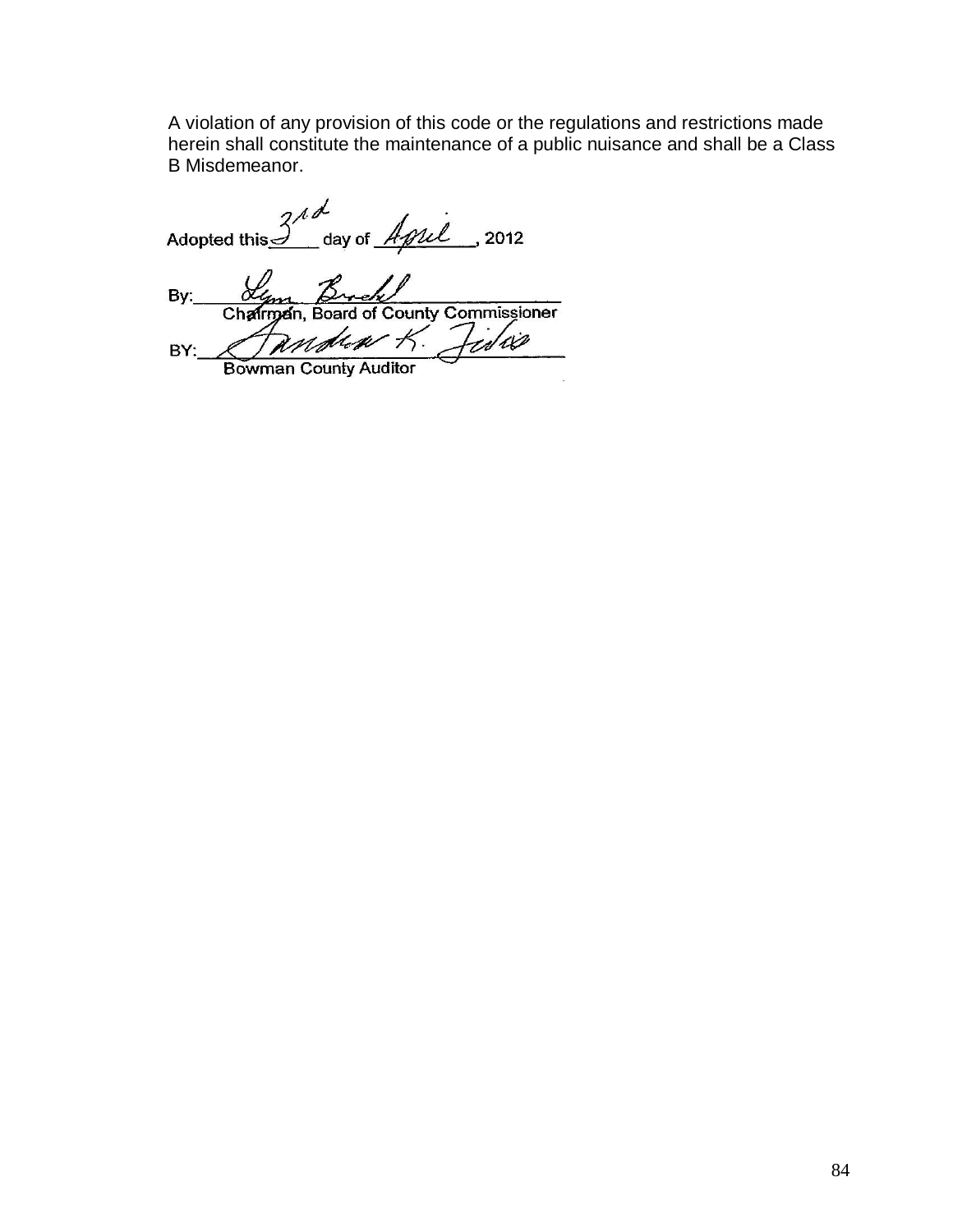A violation of any provision of this code or the regulations and restrictions made herein shall constitute the maintenance of a public nuisance and shall be a Class B Misdemeanor.

Adopted this 3rd day of April, 2012

By: Lynn Brackel
Chairman, Board of County Commissioner

BY: Sandra K. Fitz
Bowman County Auditor